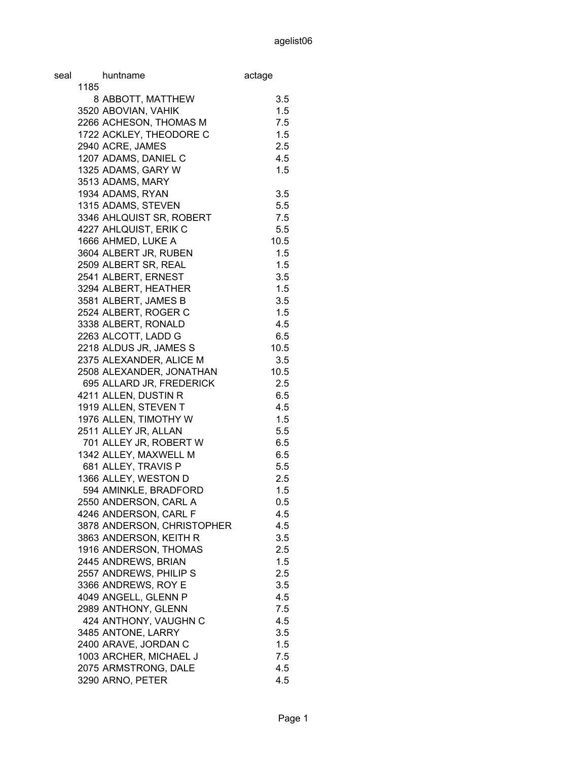# agelist06

| seal | huntname | actage |
|---|---|---|
| 1185 | | |
| 8 | ABBOTT, MATTHEW | 3.5 |
| 3520 | ABOVIAN, VAHIK | 1.5 |
| 2266 | ACHESON, THOMAS M | 7.5 |
| 1722 | ACKLEY, THEODORE C | 1.5 |
| 2940 | ACRE, JAMES | 2.5 |
| 1207 | ADAMS, DANIEL C | 4.5 |
| 1325 | ADAMS, GARY W | 1.5 |
| 3513 | ADAMS, MARY | |
| 1934 | ADAMS, RYAN | 3.5 |
| 1315 | ADAMS, STEVEN | 5.5 |
| 3346 | AHLQUIST SR, ROBERT | 7.5 |
| 4227 | AHLQUIST, ERIK C | 5.5 |
| 1666 | AHMED, LUKE A | 10.5 |
| 3604 | ALBERT JR, RUBEN | 1.5 |
| 2509 | ALBERT SR, REAL | 1.5 |
| 2541 | ALBERT, ERNEST | 3.5 |
| 3294 | ALBERT, HEATHER | 1.5 |
| 3581 | ALBERT, JAMES B | 3.5 |
| 2524 | ALBERT, ROGER C | 1.5 |
| 3338 | ALBERT, RONALD | 4.5 |
| 2263 | ALCOTT, LADD G | 6.5 |
| 2218 | ALDUS JR, JAMES S | 10.5 |
| 2375 | ALEXANDER, ALICE M | 3.5 |
| 2508 | ALEXANDER, JONATHAN | 10.5 |
| 695 | ALLARD JR, FREDERICK | 2.5 |
| 4211 | ALLEN, DUSTIN R | 6.5 |
| 1919 | ALLEN, STEVEN T | 4.5 |
| 1976 | ALLEN, TIMOTHY W | 1.5 |
| 2511 | ALLEY JR, ALLAN | 5.5 |
| 701 | ALLEY JR, ROBERT W | 6.5 |
| 1342 | ALLEY, MAXWELL M | 6.5 |
| 681 | ALLEY, TRAVIS P | 5.5 |
| 1366 | ALLEY, WESTON D | 2.5 |
| 594 | AMINKLE, BRADFORD | 1.5 |
| 2550 | ANDERSON, CARL A | 0.5 |
| 4246 | ANDERSON, CARL F | 4.5 |
| 3878 | ANDERSON, CHRISTOPHER | 4.5 |
| 3863 | ANDERSON, KEITH R | 3.5 |
| 1916 | ANDERSON, THOMAS | 2.5 |
| 2445 | ANDREWS, BRIAN | 1.5 |
| 2557 | ANDREWS, PHILIP S | 2.5 |
| 3366 | ANDREWS, ROY E | 3.5 |
| 4049 | ANGELL, GLENN P | 4.5 |
| 2989 | ANTHONY, GLENN | 7.5 |
| 424 | ANTHONY, VAUGHN C | 4.5 |
| 3485 | ANTONE, LARRY | 3.5 |
| 2400 | ARAVE, JORDAN C | 1.5 |
| 1003 | ARCHER, MICHAEL J | 7.5 |
| 2075 | ARMSTRONG, DALE | 4.5 |
| 3290 | ARNO, PETER | 4.5 |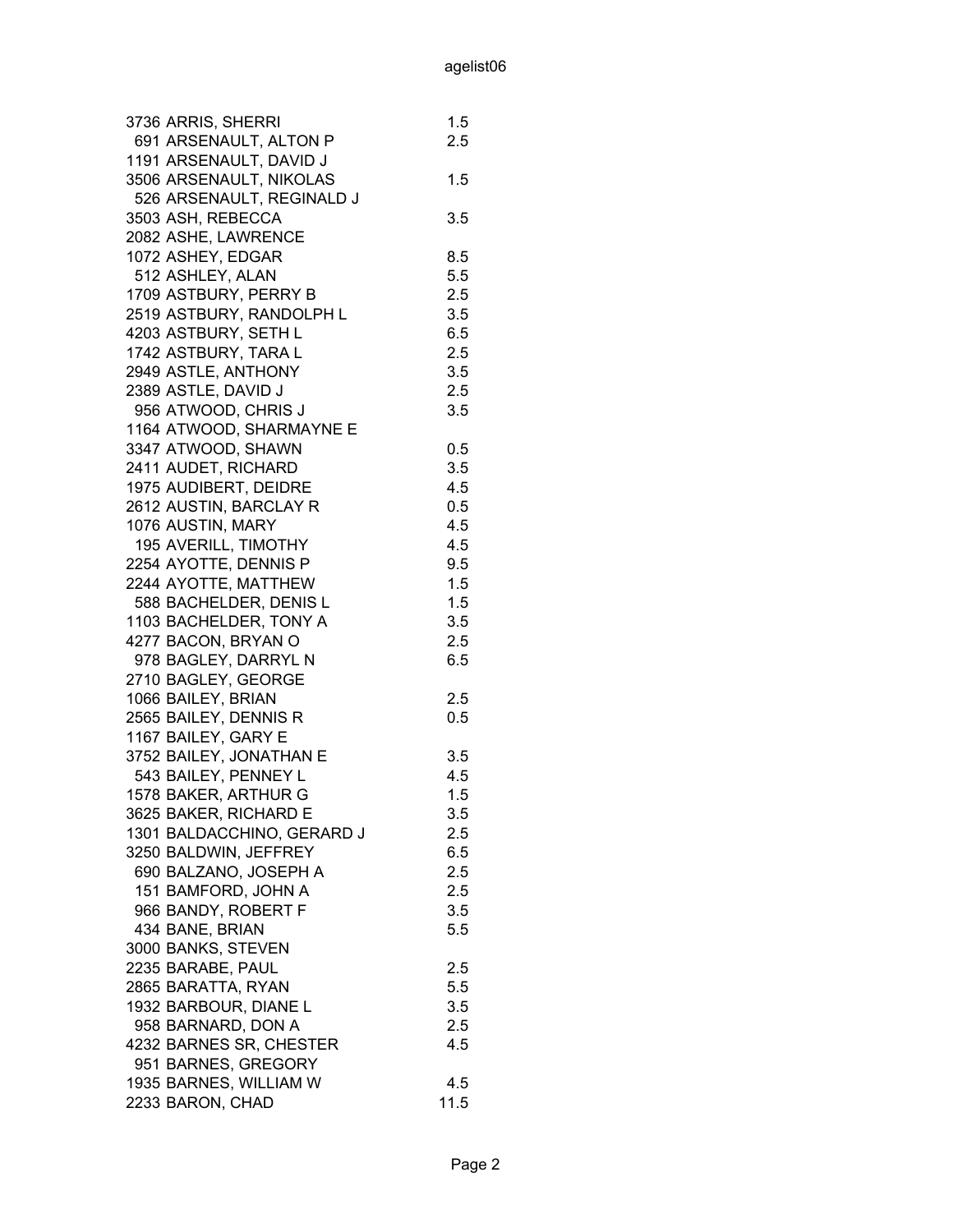| | | |
|---|---|---|
| 3736 | ARRIS, SHERRI | 1.5 |
| 691 | ARSENAULT, ALTON P | 2.5 |
| 1191 | ARSENAULT, DAVID J | |
| 3506 | ARSENAULT, NIKOLAS | 1.5 |
| 526 | ARSENAULT, REGINALD J | |
| 3503 | ASH, REBECCA | 3.5 |
| 2082 | ASHE, LAWRENCE | |
| 1072 | ASHEY, EDGAR | 8.5 |
| 512 | ASHLEY, ALAN | 5.5 |
| 1709 | ASTBURY, PERRY B | 2.5 |
| 2519 | ASTBURY, RANDOLPH L | 3.5 |
| 4203 | ASTBURY, SETH L | 6.5 |
| 1742 | ASTBURY, TARA L | 2.5 |
| 2949 | ASTLE, ANTHONY | 3.5 |
| 2389 | ASTLE, DAVID J | 2.5 |
| 956 | ATWOOD, CHRIS J | 3.5 |
| 1164 | ATWOOD, SHARMAYNE E | |
| 3347 | ATWOOD, SHAWN | 0.5 |
| 2411 | AUDET, RICHARD | 3.5 |
| 1975 | AUDIBERT, DEIDRE | 4.5 |
| 2612 | AUSTIN, BARCLAY R | 0.5 |
| 1076 | AUSTIN, MARY | 4.5 |
| 195 | AVERILL, TIMOTHY | 4.5 |
| 2254 | AYOTTE, DENNIS P | 9.5 |
| 2244 | AYOTTE, MATTHEW | 1.5 |
| 588 | BACHELDER, DENIS L | 1.5 |
| 1103 | BACHELDER, TONY A | 3.5 |
| 4277 | BACON, BRYAN O | 2.5 |
| 978 | BAGLEY, DARRYL N | 6.5 |
| 2710 | BAGLEY, GEORGE | |
| 1066 | BAILEY, BRIAN | 2.5 |
| 2565 | BAILEY, DENNIS R | 0.5 |
| 1167 | BAILEY, GARY E | |
| 3752 | BAILEY, JONATHAN E | 3.5 |
| 543 | BAILEY, PENNEY L | 4.5 |
| 1578 | BAKER, ARTHUR G | 1.5 |
| 3625 | BAKER, RICHARD E | 3.5 |
| 1301 | BALDACCHINO, GERARD J | 2.5 |
| 3250 | BALDWIN, JEFFREY | 6.5 |
| 690 | BALZANO, JOSEPH A | 2.5 |
| 151 | BAMFORD, JOHN A | 2.5 |
| 966 | BANDY, ROBERT F | 3.5 |
| 434 | BANE, BRIAN | 5.5 |
| 3000 | BANKS, STEVEN | |
| 2235 | BARABE, PAUL | 2.5 |
| 2865 | BARATTA, RYAN | 5.5 |
| 1932 | BARBOUR, DIANE L | 3.5 |
| 958 | BARNARD, DON A | 2.5 |
| 4232 | BARNES SR, CHESTER | 4.5 |
| 951 | BARNES, GREGORY | |
| 1935 | BARNES, WILLIAM W | 4.5 |
| 2233 | BARON, CHAD | 11.5 |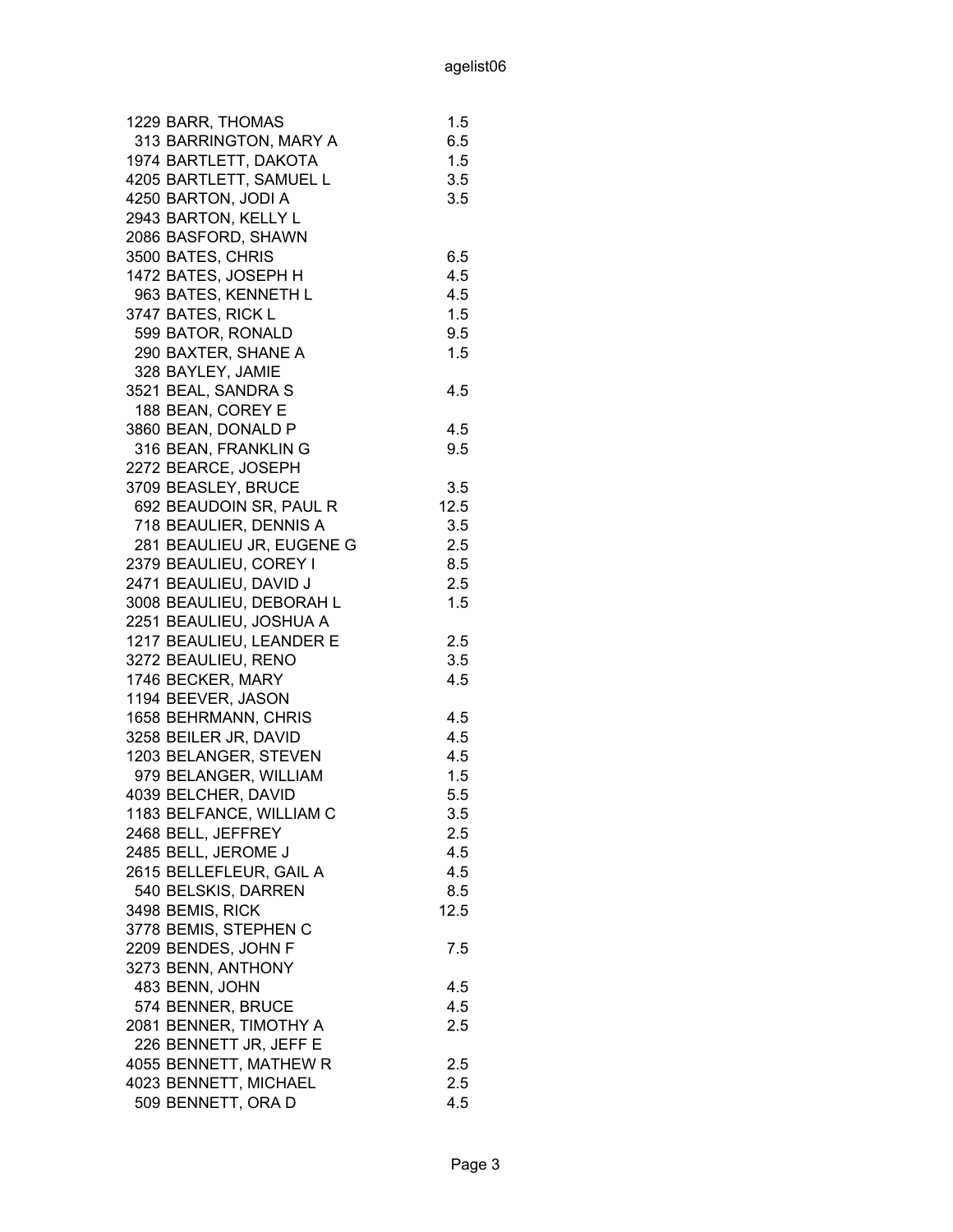| | | |
|---|---|---|
| 1229 | BARR, THOMAS | 1.5 |
| 313 | BARRINGTON, MARY A | 6.5 |
| 1974 | BARTLETT, DAKOTA | 1.5 |
| 4205 | BARTLETT, SAMUEL L | 3.5 |
| 4250 | BARTON, JODI A | 3.5 |
| 2943 | BARTON, KELLY L | |
| 2086 | BASFORD, SHAWN | |
| 3500 | BATES, CHRIS | 6.5 |
| 1472 | BATES, JOSEPH H | 4.5 |
| 963 | BATES, KENNETH L | 4.5 |
| 3747 | BATES, RICK L | 1.5 |
| 599 | BATOR, RONALD | 9.5 |
| 290 | BAXTER, SHANE A | 1.5 |
| 328 | BAYLEY, JAMIE | |
| 3521 | BEAL, SANDRA S | 4.5 |
| 188 | BEAN, COREY E | |
| 3860 | BEAN, DONALD P | 4.5 |
| 316 | BEAN, FRANKLIN G | 9.5 |
| 2272 | BEARCE, JOSEPH | |
| 3709 | BEASLEY, BRUCE | 3.5 |
| 692 | BEAUDOIN SR, PAUL R | 12.5 |
| 718 | BEAULIER, DENNIS A | 3.5 |
| 281 | BEAULIEU JR, EUGENE G | 2.5 |
| 2379 | BEAULIEU, COREY I | 8.5 |
| 2471 | BEAULIEU, DAVID J | 2.5 |
| 3008 | BEAULIEU, DEBORAH L | 1.5 |
| 2251 | BEAULIEU, JOSHUA A | |
| 1217 | BEAULIEU, LEANDER E | 2.5 |
| 3272 | BEAULIEU, RENO | 3.5 |
| 1746 | BECKER, MARY | 4.5 |
| 1194 | BEEVER, JASON | |
| 1658 | BEHRMANN, CHRIS | 4.5 |
| 3258 | BEILER JR, DAVID | 4.5 |
| 1203 | BELANGER, STEVEN | 4.5 |
| 979 | BELANGER, WILLIAM | 1.5 |
| 4039 | BELCHER, DAVID | 5.5 |
| 1183 | BELFANCE, WILLIAM C | 3.5 |
| 2468 | BELL, JEFFREY | 2.5 |
| 2485 | BELL, JEROME J | 4.5 |
| 2615 | BELLEFLEUR, GAIL A | 4.5 |
| 540 | BELSKIS, DARREN | 8.5 |
| 3498 | BEMIS, RICK | 12.5 |
| 3778 | BEMIS, STEPHEN C | |
| 2209 | BENDES, JOHN F | 7.5 |
| 3273 | BENN, ANTHONY | |
| 483 | BENN, JOHN | 4.5 |
| 574 | BENNER, BRUCE | 4.5 |
| 2081 | BENNER, TIMOTHY A | 2.5 |
| 226 | BENNETT JR, JEFF E | |
| 4055 | BENNETT, MATHEW R | 2.5 |
| 4023 | BENNETT, MICHAEL | 2.5 |
| 509 | BENNETT, ORA D | 4.5 |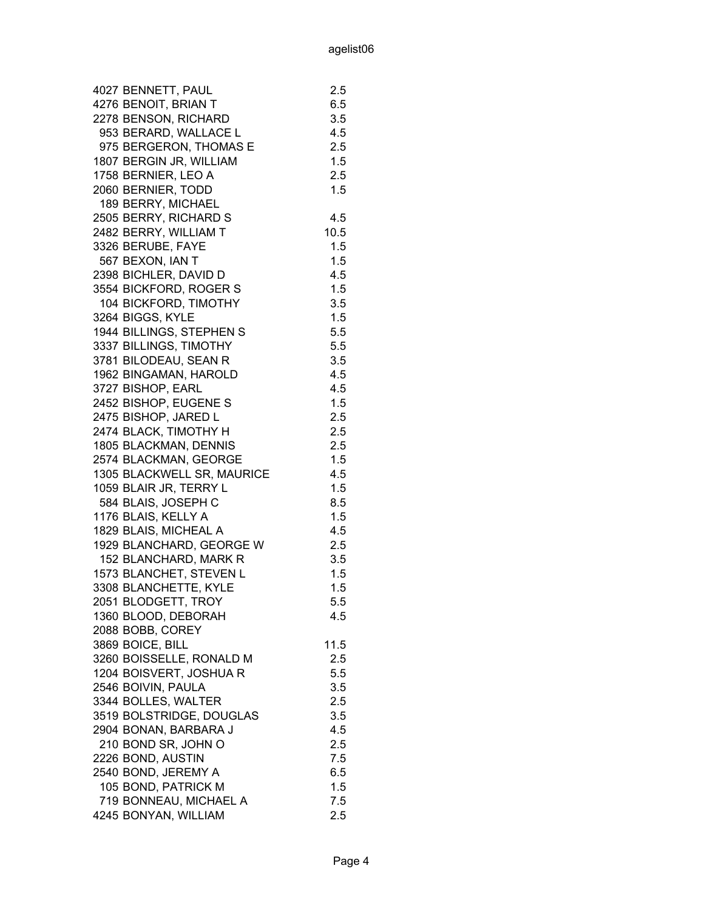| | | |
|---|---|---|
| 4027 | BENNETT, PAUL | 2.5 |
| 4276 | BENOIT, BRIAN T | 6.5 |
| 2278 | BENSON, RICHARD | 3.5 |
| 953 | BERARD, WALLACE L | 4.5 |
| 975 | BERGERON, THOMAS E | 2.5 |
| 1807 | BERGIN JR, WILLIAM | 1.5 |
| 1758 | BERNIER, LEO A | 2.5 |
| 2060 | BERNIER, TODD | 1.5 |
| 189 | BERRY, MICHAEL | |
| 2505 | BERRY, RICHARD S | 4.5 |
| 2482 | BERRY, WILLIAM T | 10.5 |
| 3326 | BERUBE, FAYE | 1.5 |
| 567 | BEXON, IAN T | 1.5 |
| 2398 | BICHLER, DAVID D | 4.5 |
| 3554 | BICKFORD, ROGER S | 1.5 |
| 104 | BICKFORD, TIMOTHY | 3.5 |
| 3264 | BIGGS, KYLE | 1.5 |
| 1944 | BILLINGS, STEPHEN S | 5.5 |
| 3337 | BILLINGS, TIMOTHY | 5.5 |
| 3781 | BILODEAU, SEAN R | 3.5 |
| 1962 | BINGAMAN, HAROLD | 4.5 |
| 3727 | BISHOP, EARL | 4.5 |
| 2452 | BISHOP, EUGENE S | 1.5 |
| 2475 | BISHOP, JARED L | 2.5 |
| 2474 | BLACK, TIMOTHY H | 2.5 |
| 1805 | BLACKMAN, DENNIS | 2.5 |
| 2574 | BLACKMAN, GEORGE | 1.5 |
| 1305 | BLACKWELL SR, MAURICE | 4.5 |
| 1059 | BLAIR JR, TERRY L | 1.5 |
| 584 | BLAIS, JOSEPH C | 8.5 |
| 1176 | BLAIS, KELLY A | 1.5 |
| 1829 | BLAIS, MICHEAL A | 4.5 |
| 1929 | BLANCHARD, GEORGE W | 2.5 |
| 152 | BLANCHARD, MARK R | 3.5 |
| 1573 | BLANCHET, STEVEN L | 1.5 |
| 3308 | BLANCHETTE, KYLE | 1.5 |
| 2051 | BLODGETT, TROY | 5.5 |
| 1360 | BLOOD, DEBORAH | 4.5 |
| 2088 | BOBB, COREY | |
| 3869 | BOICE, BILL | 11.5 |
| 3260 | BOISSELLE, RONALD M | 2.5 |
| 1204 | BOISVERT, JOSHUA R | 5.5 |
| 2546 | BOIVIN, PAULA | 3.5 |
| 3344 | BOLLES, WALTER | 2.5 |
| 3519 | BOLSTRIDGE, DOUGLAS | 3.5 |
| 2904 | BONAN, BARBARA J | 4.5 |
| 210 | BOND SR, JOHN O | 2.5 |
| 2226 | BOND, AUSTIN | 7.5 |
| 2540 | BOND, JEREMY A | 6.5 |
| 105 | BOND, PATRICK M | 1.5 |
| 719 | BONNEAU, MICHAEL A | 7.5 |
| 4245 | BONYAN, WILLIAM | 2.5 |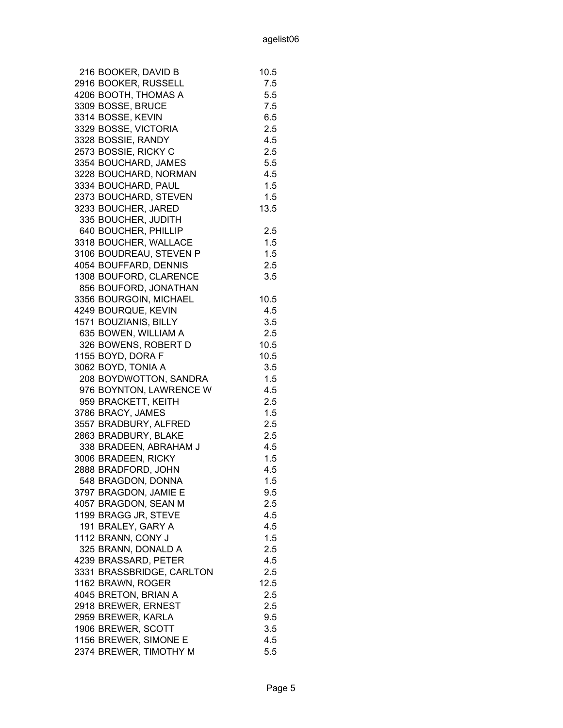| | | |
|---|---|---|
| 216 | BOOKER, DAVID B | 10.5 |
| 2916 | BOOKER, RUSSELL | 7.5 |
| 4206 | BOOTH, THOMAS A | 5.5 |
| 3309 | BOSSE, BRUCE | 7.5 |
| 3314 | BOSSE, KEVIN | 6.5 |
| 3329 | BOSSE, VICTORIA | 2.5 |
| 3328 | BOSSIE, RANDY | 4.5 |
| 2573 | BOSSIE, RICKY C | 2.5 |
| 3354 | BOUCHARD, JAMES | 5.5 |
| 3228 | BOUCHARD, NORMAN | 4.5 |
| 3334 | BOUCHARD, PAUL | 1.5 |
| 2373 | BOUCHARD, STEVEN | 1.5 |
| 3233 | BOUCHER, JARED | 13.5 |
| 335 | BOUCHER, JUDITH | |
| 640 | BOUCHER, PHILLIP | 2.5 |
| 3318 | BOUCHER, WALLACE | 1.5 |
| 3106 | BOUDREAU, STEVEN P | 1.5 |
| 4054 | BOUFFARD, DENNIS | 2.5 |
| 1308 | BOUFORD, CLARENCE | 3.5 |
| 856 | BOUFORD, JONATHAN | |
| 3356 | BOURGOIN, MICHAEL | 10.5 |
| 4249 | BOURQUE, KEVIN | 4.5 |
| 1571 | BOUZIANIS, BILLY | 3.5 |
| 635 | BOWEN, WILLIAM A | 2.5 |
| 326 | BOWENS, ROBERT D | 10.5 |
| 1155 | BOYD, DORA F | 10.5 |
| 3062 | BOYD, TONIA A | 3.5 |
| 208 | BOYDWOTTON, SANDRA | 1.5 |
| 976 | BOYNTON, LAWRENCE W | 4.5 |
| 959 | BRACKETT, KEITH | 2.5 |
| 3786 | BRACY, JAMES | 1.5 |
| 3557 | BRADBURY, ALFRED | 2.5 |
| 2863 | BRADBURY, BLAKE | 2.5 |
| 338 | BRADEEN, ABRAHAM J | 4.5 |
| 3006 | BRADEEN, RICKY | 1.5 |
| 2888 | BRADFORD, JOHN | 4.5 |
| 548 | BRAGDON, DONNA | 1.5 |
| 3797 | BRAGDON, JAMIE E | 9.5 |
| 4057 | BRAGDON, SEAN M | 2.5 |
| 1199 | BRAGG JR, STEVE | 4.5 |
| 191 | BRALEY, GARY A | 4.5 |
| 1112 | BRANN, CONY J | 1.5 |
| 325 | BRANN, DONALD A | 2.5 |
| 4239 | BRASSARD, PETER | 4.5 |
| 3331 | BRASSBRIDGE, CARLTON | 2.5 |
| 1162 | BRAWN, ROGER | 12.5 |
| 4045 | BRETON, BRIAN A | 2.5 |
| 2918 | BREWER, ERNEST | 2.5 |
| 2959 | BREWER, KARLA | 9.5 |
| 1906 | BREWER, SCOTT | 3.5 |
| 1156 | BREWER, SIMONE E | 4.5 |
| 2374 | BREWER, TIMOTHY M | 5.5 |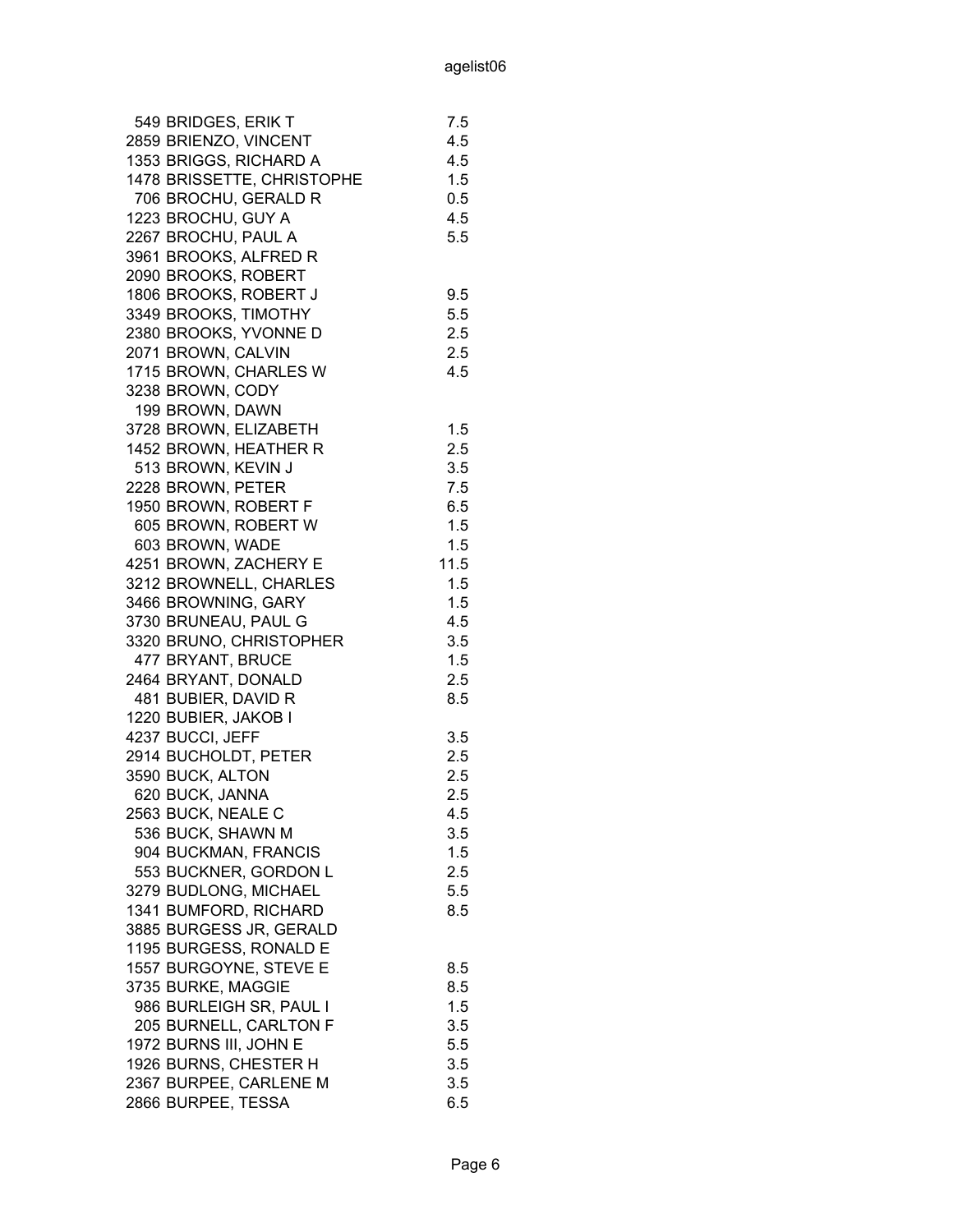| | | |
|---|---|---|
| 549 | BRIDGES, ERIK T | 7.5 |
| 2859 | BRIENZO, VINCENT | 4.5 |
| 1353 | BRIGGS, RICHARD A | 4.5 |
| 1478 | BRISSETTE, CHRISTOPHE | 1.5 |
| 706 | BROCHU, GERALD R | 0.5 |
| 1223 | BROCHU, GUY A | 4.5 |
| 2267 | BROCHU, PAUL A | 5.5 |
| 3961 | BROOKS, ALFRED R | |
| 2090 | BROOKS, ROBERT | |
| 1806 | BROOKS, ROBERT J | 9.5 |
| 3349 | BROOKS, TIMOTHY | 5.5 |
| 2380 | BROOKS, YVONNE D | 2.5 |
| 2071 | BROWN, CALVIN | 2.5 |
| 1715 | BROWN, CHARLES W | 4.5 |
| 3238 | BROWN, CODY | |
| 199 | BROWN, DAWN | |
| 3728 | BROWN, ELIZABETH | 1.5 |
| 1452 | BROWN, HEATHER R | 2.5 |
| 513 | BROWN, KEVIN J | 3.5 |
| 2228 | BROWN, PETER | 7.5 |
| 1950 | BROWN, ROBERT F | 6.5 |
| 605 | BROWN, ROBERT W | 1.5 |
| 603 | BROWN, WADE | 1.5 |
| 4251 | BROWN, ZACHERY E | 11.5 |
| 3212 | BROWNELL, CHARLES | 1.5 |
| 3466 | BROWNING, GARY | 1.5 |
| 3730 | BRUNEAU, PAUL G | 4.5 |
| 3320 | BRUNO, CHRISTOPHER | 3.5 |
| 477 | BRYANT, BRUCE | 1.5 |
| 2464 | BRYANT, DONALD | 2.5 |
| 481 | BUBIER, DAVID R | 8.5 |
| 1220 | BUBIER, JAKOB I | |
| 4237 | BUCCI, JEFF | 3.5 |
| 2914 | BUCHOLDT, PETER | 2.5 |
| 3590 | BUCK, ALTON | 2.5 |
| 620 | BUCK, JANNA | 2.5 |
| 2563 | BUCK, NEALE C | 4.5 |
| 536 | BUCK, SHAWN M | 3.5 |
| 904 | BUCKMAN, FRANCIS | 1.5 |
| 553 | BUCKNER, GORDON L | 2.5 |
| 3279 | BUDLONG, MICHAEL | 5.5 |
| 1341 | BUMFORD, RICHARD | 8.5 |
| 3885 | BURGESS JR, GERALD | |
| 1195 | BURGESS, RONALD E | |
| 1557 | BURGOYNE, STEVE E | 8.5 |
| 3735 | BURKE, MAGGIE | 8.5 |
| 986 | BURLEIGH SR, PAUL I | 1.5 |
| 205 | BURNELL, CARLTON F | 3.5 |
| 1972 | BURNS III, JOHN E | 5.5 |
| 1926 | BURNS, CHESTER H | 3.5 |
| 2367 | BURPEE, CARLENE M | 3.5 |
| 2866 | BURPEE, TESSA | 6.5 |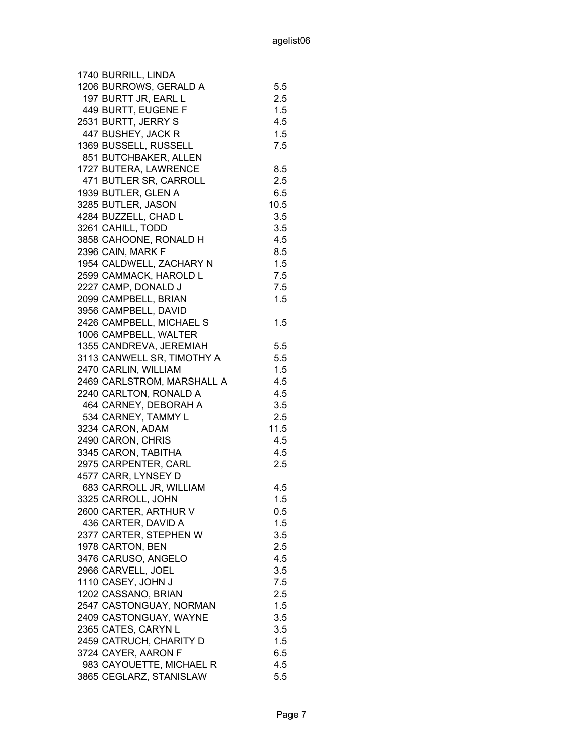| | | |
|---|---|---|
| 1740 | BURRILL, LINDA | |
| 1206 | BURROWS, GERALD A | 5.5 |
| 197 | BURTT JR, EARL L | 2.5 |
| 449 | BURTT, EUGENE F | 1.5 |
| 2531 | BURTT, JERRY S | 4.5 |
| 447 | BUSHEY, JACK R | 1.5 |
| 1369 | BUSSELL, RUSSELL | 7.5 |
| 851 | BUTCHBAKER, ALLEN | |
| 1727 | BUTERA, LAWRENCE | 8.5 |
| 471 | BUTLER SR, CARROLL | 2.5 |
| 1939 | BUTLER, GLEN A | 6.5 |
| 3285 | BUTLER, JASON | 10.5 |
| 4284 | BUZZELL, CHAD L | 3.5 |
| 3261 | CAHILL, TODD | 3.5 |
| 3858 | CAHOONE, RONALD H | 4.5 |
| 2396 | CAIN, MARK F | 8.5 |
| 1954 | CALDWELL, ZACHARY N | 1.5 |
| 2599 | CAMMACK, HAROLD L | 7.5 |
| 2227 | CAMP, DONALD J | 7.5 |
| 2099 | CAMPBELL, BRIAN | 1.5 |
| 3956 | CAMPBELL, DAVID | |
| 2426 | CAMPBELL, MICHAEL S | 1.5 |
| 1006 | CAMPBELL, WALTER | |
| 1355 | CANDREVA, JEREMIAH | 5.5 |
| 3113 | CANWELL SR, TIMOTHY A | 5.5 |
| 2470 | CARLIN, WILLIAM | 1.5 |
| 2469 | CARLSTROM, MARSHALL A | 4.5 |
| 2240 | CARLTON, RONALD A | 4.5 |
| 464 | CARNEY, DEBORAH A | 3.5 |
| 534 | CARNEY, TAMMY L | 2.5 |
| 3234 | CARON, ADAM | 11.5 |
| 2490 | CARON, CHRIS | 4.5 |
| 3345 | CARON, TABITHA | 4.5 |
| 2975 | CARPENTER, CARL | 2.5 |
| 4577 | CARR, LYNSEY D | |
| 683 | CARROLL JR, WILLIAM | 4.5 |
| 3325 | CARROLL, JOHN | 1.5 |
| 2600 | CARTER, ARTHUR V | 0.5 |
| 436 | CARTER, DAVID A | 1.5 |
| 2377 | CARTER, STEPHEN W | 3.5 |
| 1978 | CARTON, BEN | 2.5 |
| 3476 | CARUSO, ANGELO | 4.5 |
| 2966 | CARVELL, JOEL | 3.5 |
| 1110 | CASEY, JOHN J | 7.5 |
| 1202 | CASSANO, BRIAN | 2.5 |
| 2547 | CASTONGUAY, NORMAN | 1.5 |
| 2409 | CASTONGUAY, WAYNE | 3.5 |
| 2365 | CATES, CARYN L | 3.5 |
| 2459 | CATRUCH, CHARITY D | 1.5 |
| 3724 | CAYER, AARON F | 6.5 |
| 983 | CAYOUETTE, MICHAEL R | 4.5 |
| 3865 | CEGLARZ, STANISLAW | 5.5 |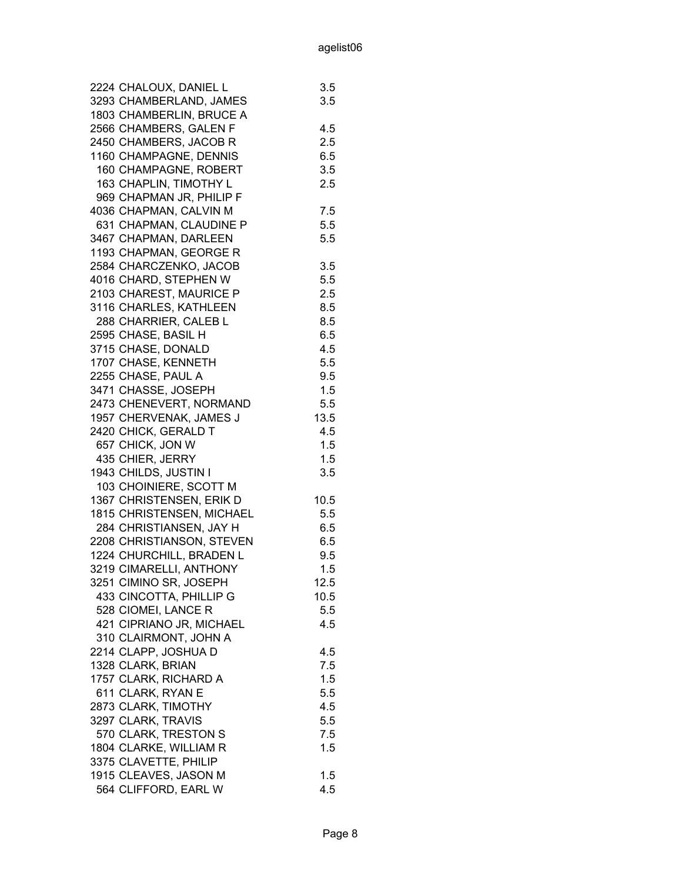| | | |
|---|---|---|
| 2224 | CHALOUX, DANIEL L | 3.5 |
| 3293 | CHAMBERLAND, JAMES | 3.5 |
| 1803 | CHAMBERLIN, BRUCE A | |
| 2566 | CHAMBERS, GALEN F | 4.5 |
| 2450 | CHAMBERS, JACOB R | 2.5 |
| 1160 | CHAMPAGNE, DENNIS | 6.5 |
| 160 | CHAMPAGNE, ROBERT | 3.5 |
| 163 | CHAPLIN, TIMOTHY L | 2.5 |
| 969 | CHAPMAN JR, PHILIP F | |
| 4036 | CHAPMAN, CALVIN M | 7.5 |
| 631 | CHAPMAN, CLAUDINE P | 5.5 |
| 3467 | CHAPMAN, DARLEEN | 5.5 |
| 1193 | CHAPMAN, GEORGE R | |
| 2584 | CHARCZENKO, JACOB | 3.5 |
| 4016 | CHARD, STEPHEN W | 5.5 |
| 2103 | CHAREST, MAURICE P | 2.5 |
| 3116 | CHARLES, KATHLEEN | 8.5 |
| 288 | CHARRIER, CALEB L | 8.5 |
| 2595 | CHASE, BASIL H | 6.5 |
| 3715 | CHASE, DONALD | 4.5 |
| 1707 | CHASE, KENNETH | 5.5 |
| 2255 | CHASE, PAUL A | 9.5 |
| 3471 | CHASSE, JOSEPH | 1.5 |
| 2473 | CHENEVERT, NORMAND | 5.5 |
| 1957 | CHERVENAK, JAMES J | 13.5 |
| 2420 | CHICK, GERALD T | 4.5 |
| 657 | CHICK, JON W | 1.5 |
| 435 | CHIER, JERRY | 1.5 |
| 1943 | CHILDS, JUSTIN I | 3.5 |
| 103 | CHOINIERE, SCOTT M | |
| 1367 | CHRISTENSEN, ERIK D | 10.5 |
| 1815 | CHRISTENSEN, MICHAEL | 5.5 |
| 284 | CHRISTIANSEN, JAY H | 6.5 |
| 2208 | CHRISTIANSON, STEVEN | 6.5 |
| 1224 | CHURCHILL, BRADEN L | 9.5 |
| 3219 | CIMARELLI, ANTHONY | 1.5 |
| 3251 | CIMINO SR, JOSEPH | 12.5 |
| 433 | CINCOTTA, PHILLIP G | 10.5 |
| 528 | CIOMEI, LANCE R | 5.5 |
| 421 | CIPRIANO JR, MICHAEL | 4.5 |
| 310 | CLAIRMONT, JOHN A | |
| 2214 | CLAPP, JOSHUA D | 4.5 |
| 1328 | CLARK, BRIAN | 7.5 |
| 1757 | CLARK, RICHARD A | 1.5 |
| 611 | CLARK, RYAN E | 5.5 |
| 2873 | CLARK, TIMOTHY | 4.5 |
| 3297 | CLARK, TRAVIS | 5.5 |
| 570 | CLARK, TRESTON S | 7.5 |
| 1804 | CLARKE, WILLIAM R | 1.5 |
| 3375 | CLAVETTE, PHILIP | |
| 1915 | CLEAVES, JASON M | 1.5 |
| 564 | CLIFFORD, EARL W | 4.5 |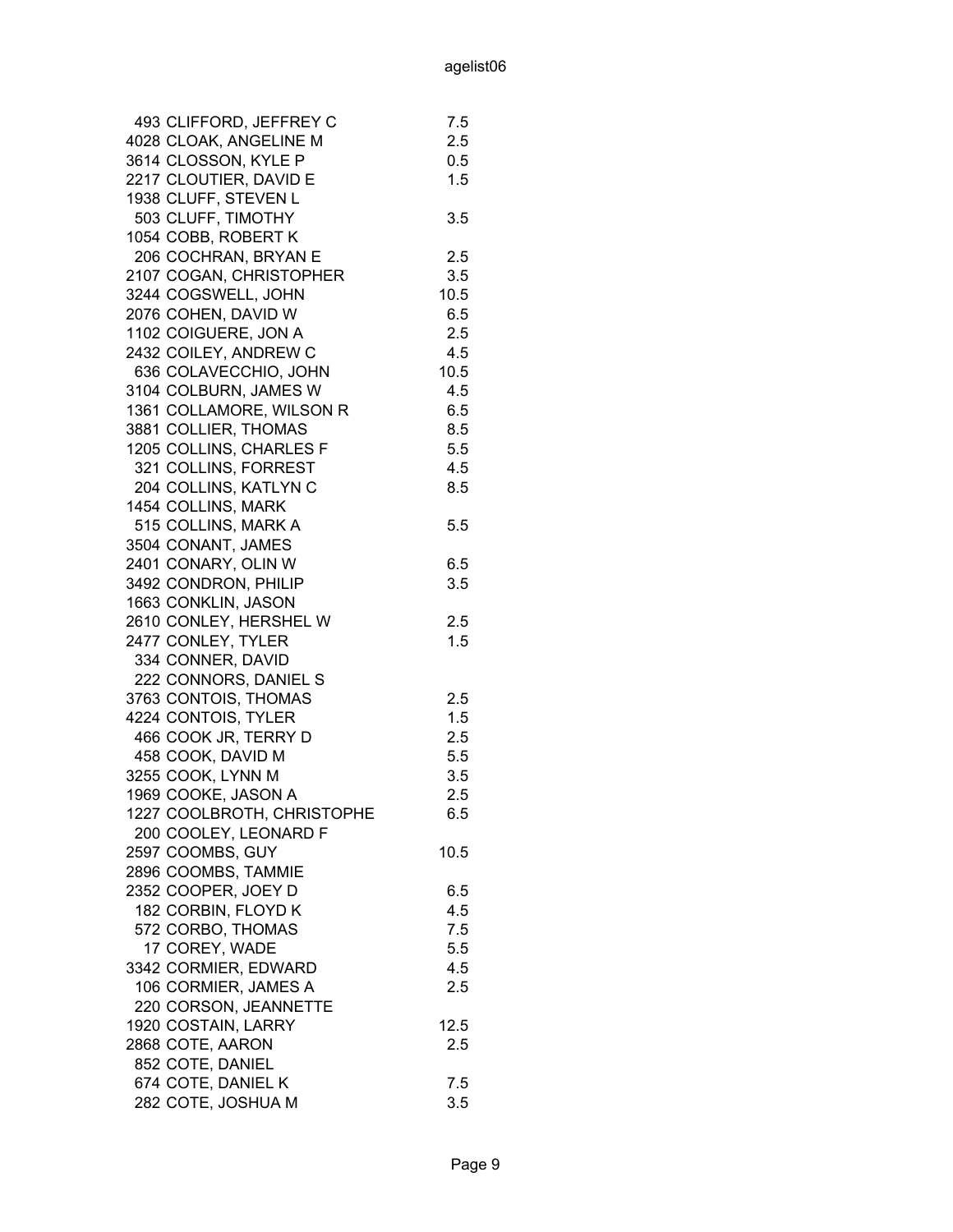| | | |
|---|---|---|
| 493 | CLIFFORD, JEFFREY C | 7.5 |
| 4028 | CLOAK, ANGELINE M | 2.5 |
| 3614 | CLOSSON, KYLE P | 0.5 |
| 2217 | CLOUTIER, DAVID E | 1.5 |
| 1938 | CLUFF, STEVEN L | |
| 503 | CLUFF, TIMOTHY | 3.5 |
| 1054 | COBB, ROBERT K | |
| 206 | COCHRAN, BRYAN E | 2.5 |
| 2107 | COGAN, CHRISTOPHER | 3.5 |
| 3244 | COGSWELL, JOHN | 10.5 |
| 2076 | COHEN, DAVID W | 6.5 |
| 1102 | COIGUERE, JON A | 2.5 |
| 2432 | COILEY, ANDREW C | 4.5 |
| 636 | COLAVECCHIO, JOHN | 10.5 |
| 3104 | COLBURN, JAMES W | 4.5 |
| 1361 | COLLAMORE, WILSON R | 6.5 |
| 3881 | COLLIER, THOMAS | 8.5 |
| 1205 | COLLINS, CHARLES F | 5.5 |
| 321 | COLLINS, FORREST | 4.5 |
| 204 | COLLINS, KATLYN C | 8.5 |
| 1454 | COLLINS, MARK | |
| 515 | COLLINS, MARK A | 5.5 |
| 3504 | CONANT, JAMES | |
| 2401 | CONARY, OLIN W | 6.5 |
| 3492 | CONDRON, PHILIP | 3.5 |
| 1663 | CONKLIN, JASON | |
| 2610 | CONLEY, HERSHEL W | 2.5 |
| 2477 | CONLEY, TYLER | 1.5 |
| 334 | CONNER, DAVID | |
| 222 | CONNORS, DANIEL S | |
| 3763 | CONTOIS, THOMAS | 2.5 |
| 4224 | CONTOIS, TYLER | 1.5 |
| 466 | COOK JR, TERRY D | 2.5 |
| 458 | COOK, DAVID M | 5.5 |
| 3255 | COOK, LYNN M | 3.5 |
| 1969 | COOKE, JASON A | 2.5 |
| 1227 | COOLBROTH, CHRISTOPHE | 6.5 |
| 200 | COOLEY, LEONARD F | |
| 2597 | COOMBS, GUY | 10.5 |
| 2896 | COOMBS, TAMMIE | |
| 2352 | COOPER, JOEY D | 6.5 |
| 182 | CORBIN, FLOYD K | 4.5 |
| 572 | CORBO, THOMAS | 7.5 |
| 17 | COREY, WADE | 5.5 |
| 3342 | CORMIER, EDWARD | 4.5 |
| 106 | CORMIER, JAMES A | 2.5 |
| 220 | CORSON, JEANNETTE | |
| 1920 | COSTAIN, LARRY | 12.5 |
| 2868 | COTE, AARON | 2.5 |
| 852 | COTE, DANIEL | |
| 674 | COTE, DANIEL K | 7.5 |
| 282 | COTE, JOSHUA M | 3.5 |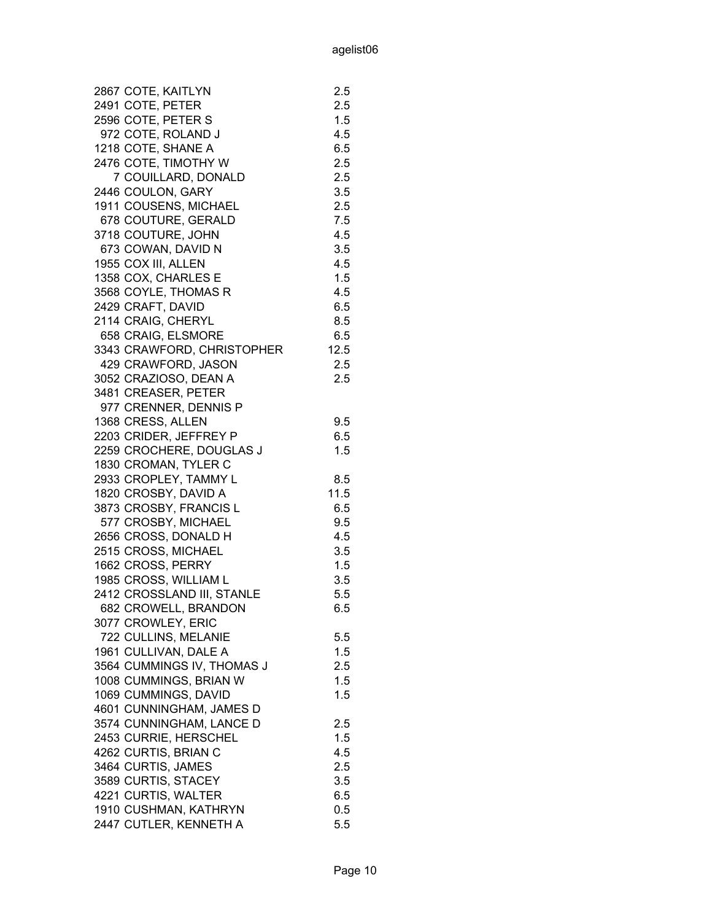| | | |
|---|---|---|
| 2867 | COTE, KAITLYN | 2.5 |
| 2491 | COTE, PETER | 2.5 |
| 2596 | COTE, PETER S | 1.5 |
| 972 | COTE, ROLAND J | 4.5 |
| 1218 | COTE, SHANE A | 6.5 |
| 2476 | COTE, TIMOTHY W | 2.5 |
| 7 | COUILLARD, DONALD | 2.5 |
| 2446 | COULON, GARY | 3.5 |
| 1911 | COUSENS, MICHAEL | 2.5 |
| 678 | COUTURE, GERALD | 7.5 |
| 3718 | COUTURE, JOHN | 4.5 |
| 673 | COWAN, DAVID N | 3.5 |
| 1955 | COX III, ALLEN | 4.5 |
| 1358 | COX, CHARLES E | 1.5 |
| 3568 | COYLE, THOMAS R | 4.5 |
| 2429 | CRAFT, DAVID | 6.5 |
| 2114 | CRAIG, CHERYL | 8.5 |
| 658 | CRAIG, ELSMORE | 6.5 |
| 3343 | CRAWFORD, CHRISTOPHER | 12.5 |
| 429 | CRAWFORD, JASON | 2.5 |
| 3052 | CRAZIOSO, DEAN A | 2.5 |
| 3481 | CREASER, PETER | |
| 977 | CRENNER, DENNIS P | |
| 1368 | CRESS, ALLEN | 9.5 |
| 2203 | CRIDER, JEFFREY P | 6.5 |
| 2259 | CROCHERE, DOUGLAS J | 1.5 |
| 1830 | CROMAN, TYLER C | |
| 2933 | CROPLEY, TAMMY L | 8.5 |
| 1820 | CROSBY, DAVID A | 11.5 |
| 3873 | CROSBY, FRANCIS L | 6.5 |
| 577 | CROSBY, MICHAEL | 9.5 |
| 2656 | CROSS, DONALD H | 4.5 |
| 2515 | CROSS, MICHAEL | 3.5 |
| 1662 | CROSS, PERRY | 1.5 |
| 1985 | CROSS, WILLIAM L | 3.5 |
| 2412 | CROSSLAND III, STANLE | 5.5 |
| 682 | CROWELL, BRANDON | 6.5 |
| 3077 | CROWLEY, ERIC | |
| 722 | CULLINS, MELANIE | 5.5 |
| 1961 | CULLIVAN, DALE A | 1.5 |
| 3564 | CUMMINGS IV, THOMAS J | 2.5 |
| 1008 | CUMMINGS, BRIAN W | 1.5 |
| 1069 | CUMMINGS, DAVID | 1.5 |
| 4601 | CUNNINGHAM, JAMES D | |
| 3574 | CUNNINGHAM, LANCE D | 2.5 |
| 2453 | CURRIE, HERSCHEL | 1.5 |
| 4262 | CURTIS, BRIAN C | 4.5 |
| 3464 | CURTIS, JAMES | 2.5 |
| 3589 | CURTIS, STACEY | 3.5 |
| 4221 | CURTIS, WALTER | 6.5 |
| 1910 | CUSHMAN, KATHRYN | 0.5 |
| 2447 | CUTLER, KENNETH A | 5.5 |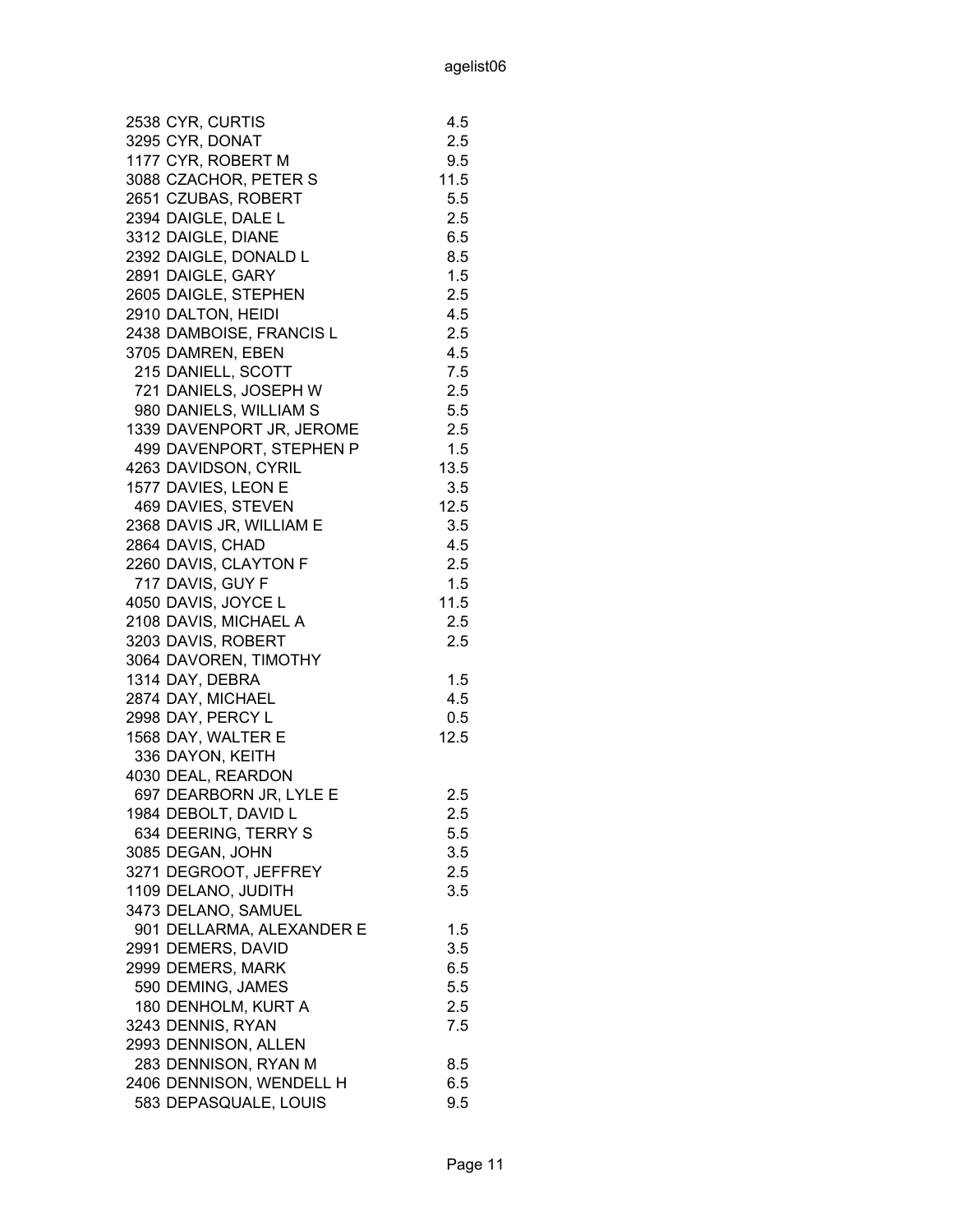| | | |
|---|---|---|
| 2538 | CYR, CURTIS | 4.5 |
| 3295 | CYR, DONAT | 2.5 |
| 1177 | CYR, ROBERT M | 9.5 |
| 3088 | CZACHOR, PETER S | 11.5 |
| 2651 | CZUBAS, ROBERT | 5.5 |
| 2394 | DAIGLE, DALE L | 2.5 |
| 3312 | DAIGLE, DIANE | 6.5 |
| 2392 | DAIGLE, DONALD L | 8.5 |
| 2891 | DAIGLE, GARY | 1.5 |
| 2605 | DAIGLE, STEPHEN | 2.5 |
| 2910 | DALTON, HEIDI | 4.5 |
| 2438 | DAMBOISE, FRANCIS L | 2.5 |
| 3705 | DAMREN, EBEN | 4.5 |
| 215 | DANIELL, SCOTT | 7.5 |
| 721 | DANIELS, JOSEPH W | 2.5 |
| 980 | DANIELS, WILLIAM S | 5.5 |
| 1339 | DAVENPORT JR, JEROME | 2.5 |
| 499 | DAVENPORT, STEPHEN P | 1.5 |
| 4263 | DAVIDSON, CYRIL | 13.5 |
| 1577 | DAVIES, LEON E | 3.5 |
| 469 | DAVIES, STEVEN | 12.5 |
| 2368 | DAVIS JR, WILLIAM E | 3.5 |
| 2864 | DAVIS, CHAD | 4.5 |
| 2260 | DAVIS, CLAYTON F | 2.5 |
| 717 | DAVIS, GUY F | 1.5 |
| 4050 | DAVIS, JOYCE L | 11.5 |
| 2108 | DAVIS, MICHAEL A | 2.5 |
| 3203 | DAVIS, ROBERT | 2.5 |
| 3064 | DAVOREN, TIMOTHY | |
| 1314 | DAY, DEBRA | 1.5 |
| 2874 | DAY, MICHAEL | 4.5 |
| 2998 | DAY, PERCY L | 0.5 |
| 1568 | DAY, WALTER E | 12.5 |
| 336 | DAYON, KEITH | |
| 4030 | DEAL, REARDON | |
| 697 | DEARBORN JR, LYLE E | 2.5 |
| 1984 | DEBOLT, DAVID L | 2.5 |
| 634 | DEERING, TERRY S | 5.5 |
| 3085 | DEGAN, JOHN | 3.5 |
| 3271 | DEGROOT, JEFFREY | 2.5 |
| 1109 | DELANO, JUDITH | 3.5 |
| 3473 | DELANO, SAMUEL | |
| 901 | DELLARMA, ALEXANDER E | 1.5 |
| 2991 | DEMERS, DAVID | 3.5 |
| 2999 | DEMERS, MARK | 6.5 |
| 590 | DEMING, JAMES | 5.5 |
| 180 | DENHOLM, KURT A | 2.5 |
| 3243 | DENNIS, RYAN | 7.5 |
| 2993 | DENNISON, ALLEN | |
| 283 | DENNISON, RYAN M | 8.5 |
| 2406 | DENNISON, WENDELL H | 6.5 |
| 583 | DEPASQUALE, LOUIS | 9.5 |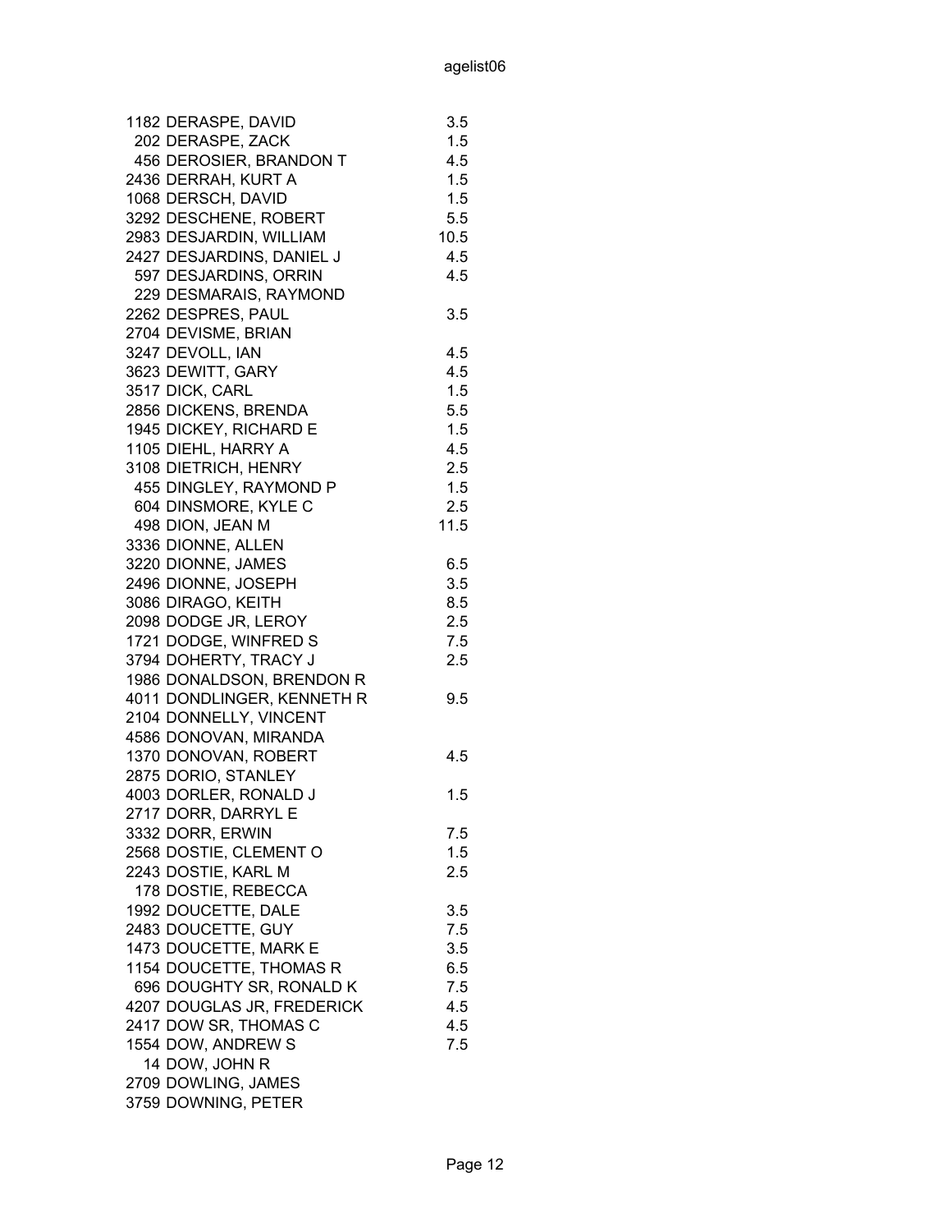| | | |
|---|---|---|
| 1182 | DERASPE, DAVID | 3.5 |
| 202 | DERASPE, ZACK | 1.5 |
| 456 | DEROSIER, BRANDON T | 4.5 |
| 2436 | DERRAH, KURT A | 1.5 |
| 1068 | DERSCH, DAVID | 1.5 |
| 3292 | DESCHENE, ROBERT | 5.5 |
| 2983 | DESJARDIN, WILLIAM | 10.5 |
| 2427 | DESJARDINS, DANIEL J | 4.5 |
| 597 | DESJARDINS, ORRIN | 4.5 |
| 229 | DESMARAIS, RAYMOND | |
| 2262 | DESPRES, PAUL | 3.5 |
| 2704 | DEVISME, BRIAN | |
| 3247 | DEVOLL, IAN | 4.5 |
| 3623 | DEWITT, GARY | 4.5 |
| 3517 | DICK, CARL | 1.5 |
| 2856 | DICKENS, BRENDA | 5.5 |
| 1945 | DICKEY, RICHARD E | 1.5 |
| 1105 | DIEHL, HARRY A | 4.5 |
| 3108 | DIETRICH, HENRY | 2.5 |
| 455 | DINGLEY, RAYMOND P | 1.5 |
| 604 | DINSMORE, KYLE C | 2.5 |
| 498 | DION, JEAN M | 11.5 |
| 3336 | DIONNE, ALLEN | |
| 3220 | DIONNE, JAMES | 6.5 |
| 2496 | DIONNE, JOSEPH | 3.5 |
| 3086 | DIRAGO, KEITH | 8.5 |
| 2098 | DODGE JR, LEROY | 2.5 |
| 1721 | DODGE, WINFRED S | 7.5 |
| 3794 | DOHERTY, TRACY J | 2.5 |
| 1986 | DONALDSON, BRENDON R | |
| 4011 | DONDLINGER, KENNETH R | 9.5 |
| 2104 | DONNELLY, VINCENT | |
| 4586 | DONOVAN, MIRANDA | |
| 1370 | DONOVAN, ROBERT | 4.5 |
| 2875 | DORIO, STANLEY | |
| 4003 | DORLER, RONALD J | 1.5 |
| 2717 | DORR, DARRYL E | |
| 3332 | DORR, ERWIN | 7.5 |
| 2568 | DOSTIE, CLEMENT O | 1.5 |
| 2243 | DOSTIE, KARL M | 2.5 |
| 178 | DOSTIE, REBECCA | |
| 1992 | DOUCETTE, DALE | 3.5 |
| 2483 | DOUCETTE, GUY | 7.5 |
| 1473 | DOUCETTE, MARK E | 3.5 |
| 1154 | DOUCETTE, THOMAS R | 6.5 |
| 696 | DOUGHTY SR, RONALD K | 7.5 |
| 4207 | DOUGLAS JR, FREDERICK | 4.5 |
| 2417 | DOW SR, THOMAS C | 4.5 |
| 1554 | DOW, ANDREW S | 7.5 |
| 14 | DOW, JOHN R | |
| 2709 | DOWLING, JAMES | |
| 3759 | DOWNING, PETER | |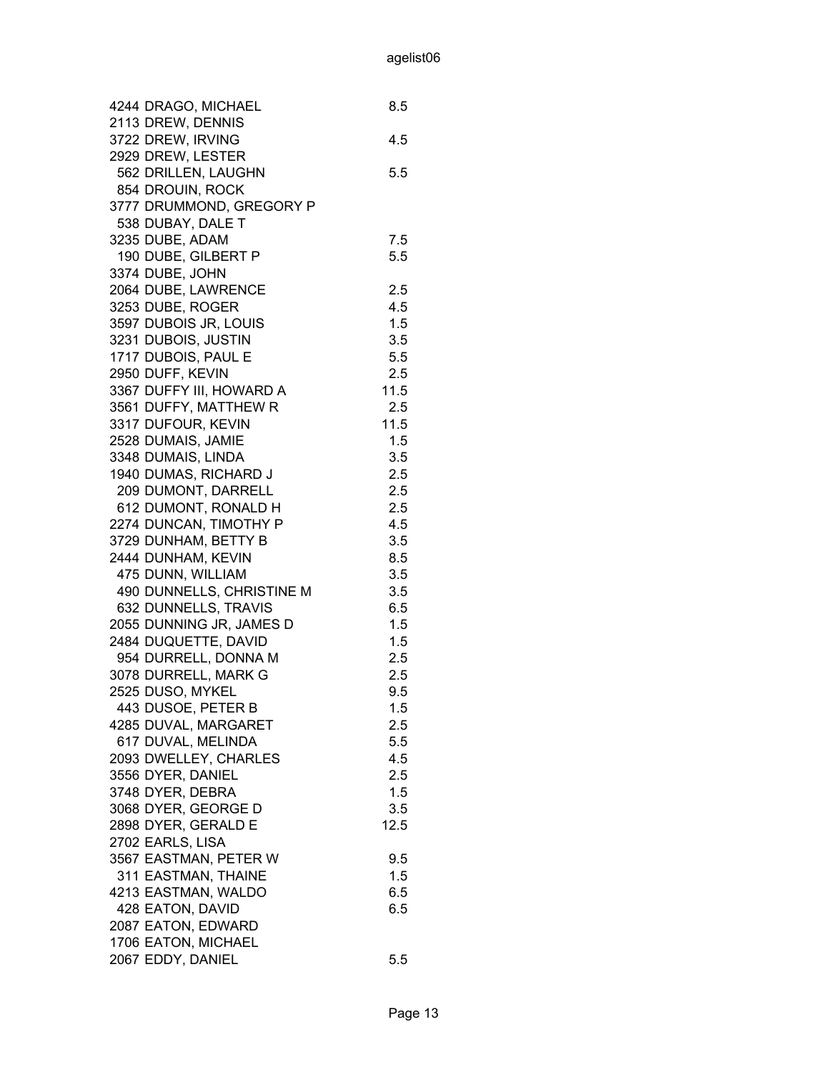| | | |
|---|---|---|
| 4244 | DRAGO, MICHAEL | 8.5 |
| 2113 | DREW, DENNIS | |
| 3722 | DREW, IRVING | 4.5 |
| 2929 | DREW, LESTER | |
| 562 | DRILLEN, LAUGHN | 5.5 |
| 854 | DROUIN, ROCK | |
| 3777 | DRUMMOND, GREGORY P | |
| 538 | DUBAY, DALE T | |
| 3235 | DUBE, ADAM | 7.5 |
| 190 | DUBE, GILBERT P | 5.5 |
| 3374 | DUBE, JOHN | |
| 2064 | DUBE, LAWRENCE | 2.5 |
| 3253 | DUBE, ROGER | 4.5 |
| 3597 | DUBOIS JR, LOUIS | 1.5 |
| 3231 | DUBOIS, JUSTIN | 3.5 |
| 1717 | DUBOIS, PAUL E | 5.5 |
| 2950 | DUFF, KEVIN | 2.5 |
| 3367 | DUFFY III, HOWARD A | 11.5 |
| 3561 | DUFFY, MATTHEW R | 2.5 |
| 3317 | DUFOUR, KEVIN | 11.5 |
| 2528 | DUMAIS, JAMIE | 1.5 |
| 3348 | DUMAIS, LINDA | 3.5 |
| 1940 | DUMAS, RICHARD J | 2.5 |
| 209 | DUMONT, DARRELL | 2.5 |
| 612 | DUMONT, RONALD H | 2.5 |
| 2274 | DUNCAN, TIMOTHY P | 4.5 |
| 3729 | DUNHAM, BETTY B | 3.5 |
| 2444 | DUNHAM, KEVIN | 8.5 |
| 475 | DUNN, WILLIAM | 3.5 |
| 490 | DUNNELLS, CHRISTINE M | 3.5 |
| 632 | DUNNELLS, TRAVIS | 6.5 |
| 2055 | DUNNING JR, JAMES D | 1.5 |
| 2484 | DUQUETTE, DAVID | 1.5 |
| 954 | DURRELL, DONNA M | 2.5 |
| 3078 | DURRELL, MARK G | 2.5 |
| 2525 | DUSO, MYKEL | 9.5 |
| 443 | DUSOE, PETER B | 1.5 |
| 4285 | DUVAL, MARGARET | 2.5 |
| 617 | DUVAL, MELINDA | 5.5 |
| 2093 | DWELLEY, CHARLES | 4.5 |
| 3556 | DYER, DANIEL | 2.5 |
| 3748 | DYER, DEBRA | 1.5 |
| 3068 | DYER, GEORGE D | 3.5 |
| 2898 | DYER, GERALD E | 12.5 |
| 2702 | EARLS, LISA | |
| 3567 | EASTMAN, PETER W | 9.5 |
| 311 | EASTMAN, THAINE | 1.5 |
| 4213 | EASTMAN, WALDO | 6.5 |
| 428 | EATON, DAVID | 6.5 |
| 2087 | EATON, EDWARD | |
| 1706 | EATON, MICHAEL | |
| 2067 | EDDY, DANIEL | 5.5 |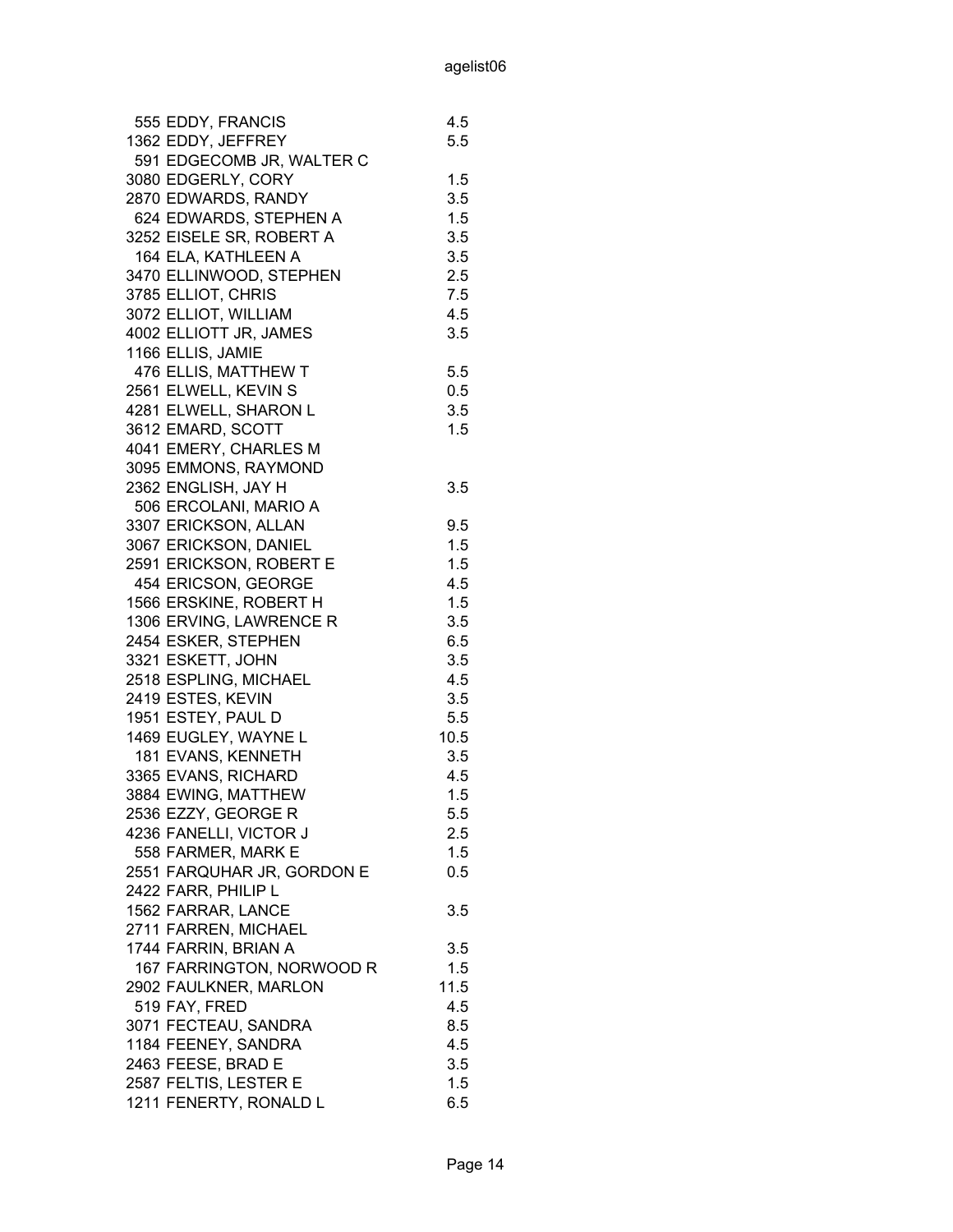| | | |
|---|---|---|
| 555 | EDDY, FRANCIS | 4.5 |
| 1362 | EDDY, JEFFREY | 5.5 |
| 591 | EDGECOMB JR, WALTER C | |
| 3080 | EDGERLY, CORY | 1.5 |
| 2870 | EDWARDS, RANDY | 3.5 |
| 624 | EDWARDS, STEPHEN A | 1.5 |
| 3252 | EISELE SR, ROBERT A | 3.5 |
| 164 | ELA, KATHLEEN A | 3.5 |
| 3470 | ELLINWOOD, STEPHEN | 2.5 |
| 3785 | ELLIOT, CHRIS | 7.5 |
| 3072 | ELLIOT, WILLIAM | 4.5 |
| 4002 | ELLIOTT JR, JAMES | 3.5 |
| 1166 | ELLIS, JAMIE | |
| 476 | ELLIS, MATTHEW T | 5.5 |
| 2561 | ELWELL, KEVIN S | 0.5 |
| 4281 | ELWELL, SHARON L | 3.5 |
| 3612 | EMARD, SCOTT | 1.5 |
| 4041 | EMERY, CHARLES M | |
| 3095 | EMMONS, RAYMOND | |
| 2362 | ENGLISH, JAY H | 3.5 |
| 506 | ERCOLANI, MARIO A | |
| 3307 | ERICKSON, ALLAN | 9.5 |
| 3067 | ERICKSON, DANIEL | 1.5 |
| 2591 | ERICKSON, ROBERT E | 1.5 |
| 454 | ERICSON, GEORGE | 4.5 |
| 1566 | ERSKINE, ROBERT H | 1.5 |
| 1306 | ERVING, LAWRENCE R | 3.5 |
| 2454 | ESKER, STEPHEN | 6.5 |
| 3321 | ESKETT, JOHN | 3.5 |
| 2518 | ESPLING, MICHAEL | 4.5 |
| 2419 | ESTES, KEVIN | 3.5 |
| 1951 | ESTEY, PAUL D | 5.5 |
| 1469 | EUGLEY, WAYNE L | 10.5 |
| 181 | EVANS, KENNETH | 3.5 |
| 3365 | EVANS, RICHARD | 4.5 |
| 3884 | EWING, MATTHEW | 1.5 |
| 2536 | EZZY, GEORGE R | 5.5 |
| 4236 | FANELLI, VICTOR J | 2.5 |
| 558 | FARMER, MARK E | 1.5 |
| 2551 | FARQUHAR JR, GORDON E | 0.5 |
| 2422 | FARR, PHILIP L | |
| 1562 | FARRAR, LANCE | 3.5 |
| 2711 | FARREN, MICHAEL | |
| 1744 | FARRIN, BRIAN A | 3.5 |
| 167 | FARRINGTON, NORWOOD R | 1.5 |
| 2902 | FAULKNER, MARLON | 11.5 |
| 519 | FAY, FRED | 4.5 |
| 3071 | FECTEAU, SANDRA | 8.5 |
| 1184 | FEENEY, SANDRA | 4.5 |
| 2463 | FEESE, BRAD E | 3.5 |
| 2587 | FELTIS, LESTER E | 1.5 |
| 1211 | FENERTY, RONALD L | 6.5 |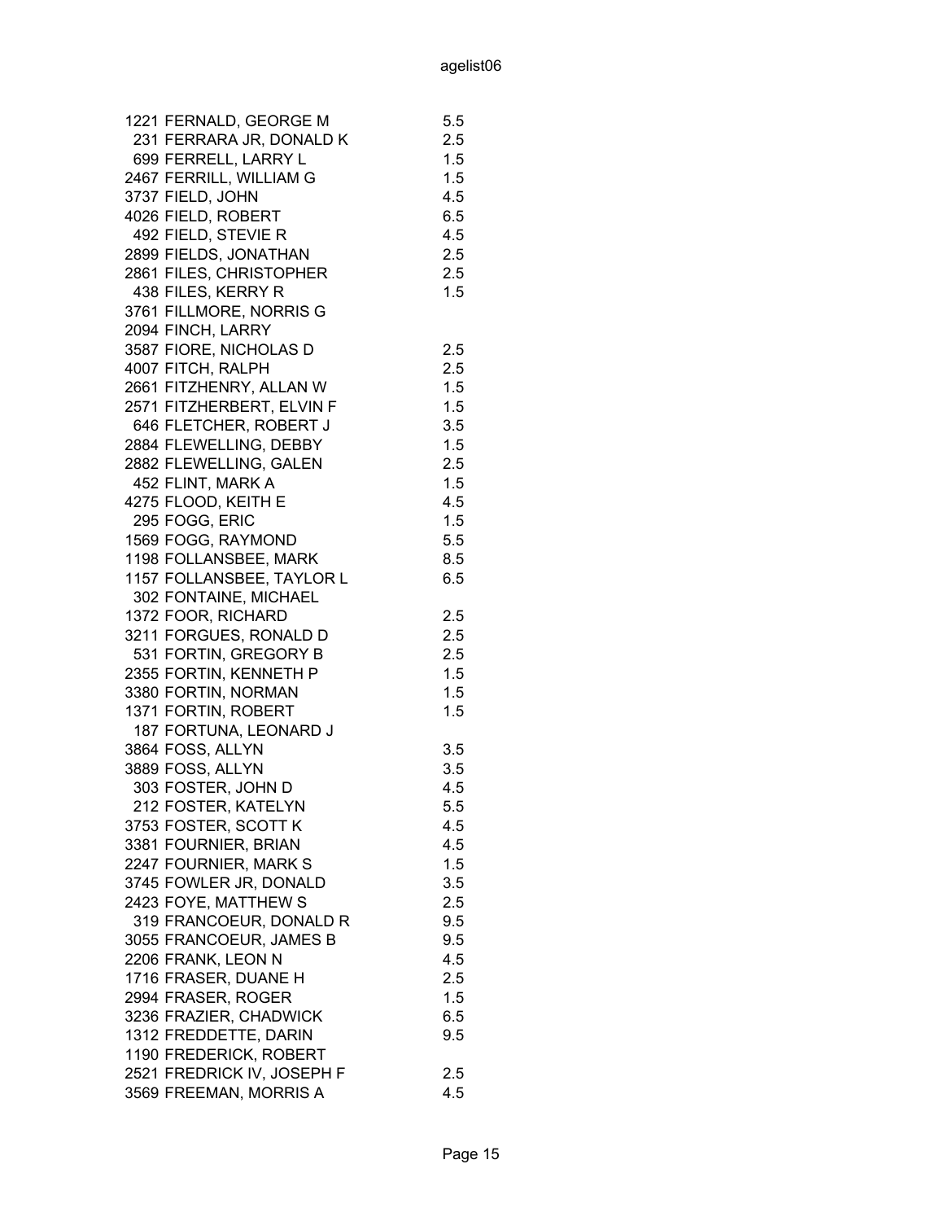| | | |
|---|---|---|
| 1221 | FERNALD, GEORGE M | 5.5 |
| 231 | FERRARA JR, DONALD K | 2.5 |
| 699 | FERRELL, LARRY L | 1.5 |
| 2467 | FERRILL, WILLIAM G | 1.5 |
| 3737 | FIELD, JOHN | 4.5 |
| 4026 | FIELD, ROBERT | 6.5 |
| 492 | FIELD, STEVIE R | 4.5 |
| 2899 | FIELDS, JONATHAN | 2.5 |
| 2861 | FILES, CHRISTOPHER | 2.5 |
| 438 | FILES, KERRY R | 1.5 |
| 3761 | FILLMORE, NORRIS G | |
| 2094 | FINCH, LARRY | |
| 3587 | FIORE, NICHOLAS D | 2.5 |
| 4007 | FITCH, RALPH | 2.5 |
| 2661 | FITZHENRY, ALLAN W | 1.5 |
| 2571 | FITZHERBERT, ELVIN F | 1.5 |
| 646 | FLETCHER, ROBERT J | 3.5 |
| 2884 | FLEWELLING, DEBBY | 1.5 |
| 2882 | FLEWELLING, GALEN | 2.5 |
| 452 | FLINT, MARK A | 1.5 |
| 4275 | FLOOD, KEITH E | 4.5 |
| 295 | FOGG, ERIC | 1.5 |
| 1569 | FOGG, RAYMOND | 5.5 |
| 1198 | FOLLANSBEE, MARK | 8.5 |
| 1157 | FOLLANSBEE, TAYLOR L | 6.5 |
| 302 | FONTAINE, MICHAEL | |
| 1372 | FOOR, RICHARD | 2.5 |
| 3211 | FORGUES, RONALD D | 2.5 |
| 531 | FORTIN, GREGORY B | 2.5 |
| 2355 | FORTIN, KENNETH P | 1.5 |
| 3380 | FORTIN, NORMAN | 1.5 |
| 1371 | FORTIN, ROBERT | 1.5 |
| 187 | FORTUNA, LEONARD J | |
| 3864 | FOSS, ALLYN | 3.5 |
| 3889 | FOSS, ALLYN | 3.5 |
| 303 | FOSTER, JOHN D | 4.5 |
| 212 | FOSTER, KATELYN | 5.5 |
| 3753 | FOSTER, SCOTT K | 4.5 |
| 3381 | FOURNIER, BRIAN | 4.5 |
| 2247 | FOURNIER, MARK S | 1.5 |
| 3745 | FOWLER JR, DONALD | 3.5 |
| 2423 | FOYE, MATTHEW S | 2.5 |
| 319 | FRANCOEUR, DONALD R | 9.5 |
| 3055 | FRANCOEUR, JAMES B | 9.5 |
| 2206 | FRANK, LEON N | 4.5 |
| 1716 | FRASER, DUANE H | 2.5 |
| 2994 | FRASER, ROGER | 1.5 |
| 3236 | FRAZIER, CHADWICK | 6.5 |
| 1312 | FREDDETTE, DARIN | 9.5 |
| 1190 | FREDERICK, ROBERT | |
| 2521 | FREDRICK IV, JOSEPH F | 2.5 |
| 3569 | FREEMAN, MORRIS A | 4.5 |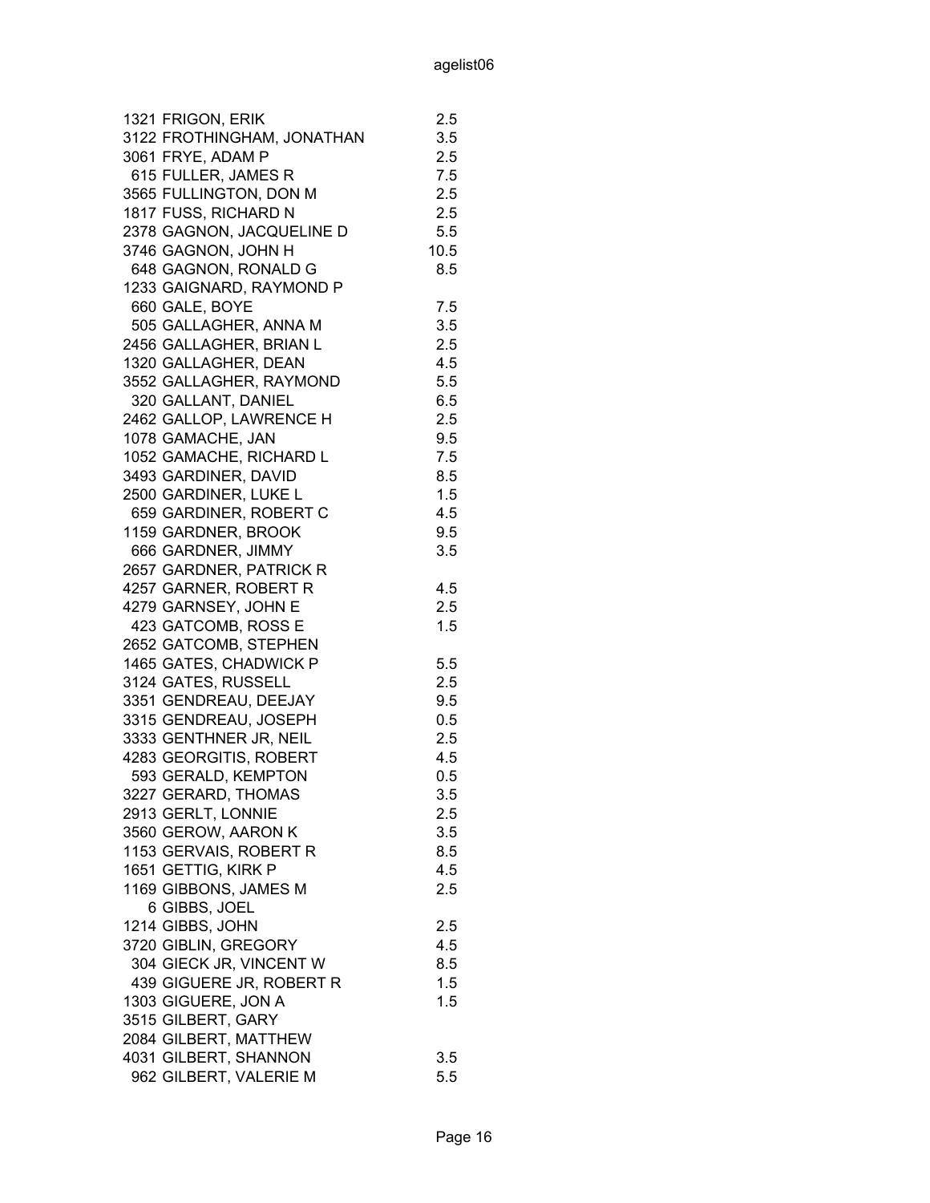| | | |
|---|---|---|
| 1321 | FRIGON, ERIK | 2.5 |
| 3122 | FROTHINGHAM, JONATHAN | 3.5 |
| 3061 | FRYE, ADAM P | 2.5 |
| 615 | FULLER, JAMES R | 7.5 |
| 3565 | FULLINGTON, DON M | 2.5 |
| 1817 | FUSS, RICHARD N | 2.5 |
| 2378 | GAGNON, JACQUELINE D | 5.5 |
| 3746 | GAGNON, JOHN H | 10.5 |
| 648 | GAGNON, RONALD G | 8.5 |
| 1233 | GAIGNARD, RAYMOND P | |
| 660 | GALE, BOYE | 7.5 |
| 505 | GALLAGHER, ANNA M | 3.5 |
| 2456 | GALLAGHER, BRIAN L | 2.5 |
| 1320 | GALLAGHER, DEAN | 4.5 |
| 3552 | GALLAGHER, RAYMOND | 5.5 |
| 320 | GALLANT, DANIEL | 6.5 |
| 2462 | GALLOP, LAWRENCE H | 2.5 |
| 1078 | GAMACHE, JAN | 9.5 |
| 1052 | GAMACHE, RICHARD L | 7.5 |
| 3493 | GARDINER, DAVID | 8.5 |
| 2500 | GARDINER, LUKE L | 1.5 |
| 659 | GARDINER, ROBERT C | 4.5 |
| 1159 | GARDNER, BROOK | 9.5 |
| 666 | GARDNER, JIMMY | 3.5 |
| 2657 | GARDNER, PATRICK R | |
| 4257 | GARNER, ROBERT R | 4.5 |
| 4279 | GARNSEY, JOHN E | 2.5 |
| 423 | GATCOMB, ROSS E | 1.5 |
| 2652 | GATCOMB, STEPHEN | |
| 1465 | GATES, CHADWICK P | 5.5 |
| 3124 | GATES, RUSSELL | 2.5 |
| 3351 | GENDREAU, DEEJAY | 9.5 |
| 3315 | GENDREAU, JOSEPH | 0.5 |
| 3333 | GENTHNER JR, NEIL | 2.5 |
| 4283 | GEORGITIS, ROBERT | 4.5 |
| 593 | GERALD, KEMPTON | 0.5 |
| 3227 | GERARD, THOMAS | 3.5 |
| 2913 | GERLT, LONNIE | 2.5 |
| 3560 | GEROW, AARON K | 3.5 |
| 1153 | GERVAIS, ROBERT R | 8.5 |
| 1651 | GETTIG, KIRK P | 4.5 |
| 1169 | GIBBONS, JAMES M | 2.5 |
| 6 | GIBBS, JOEL | |
| 1214 | GIBBS, JOHN | 2.5 |
| 3720 | GIBLIN, GREGORY | 4.5 |
| 304 | GIECK JR, VINCENT W | 8.5 |
| 439 | GIGUERE JR, ROBERT R | 1.5 |
| 1303 | GIGUERE, JON A | 1.5 |
| 3515 | GILBERT, GARY | |
| 2084 | GILBERT, MATTHEW | |
| 4031 | GILBERT, SHANNON | 3.5 |
| 962 | GILBERT, VALERIE M | 5.5 |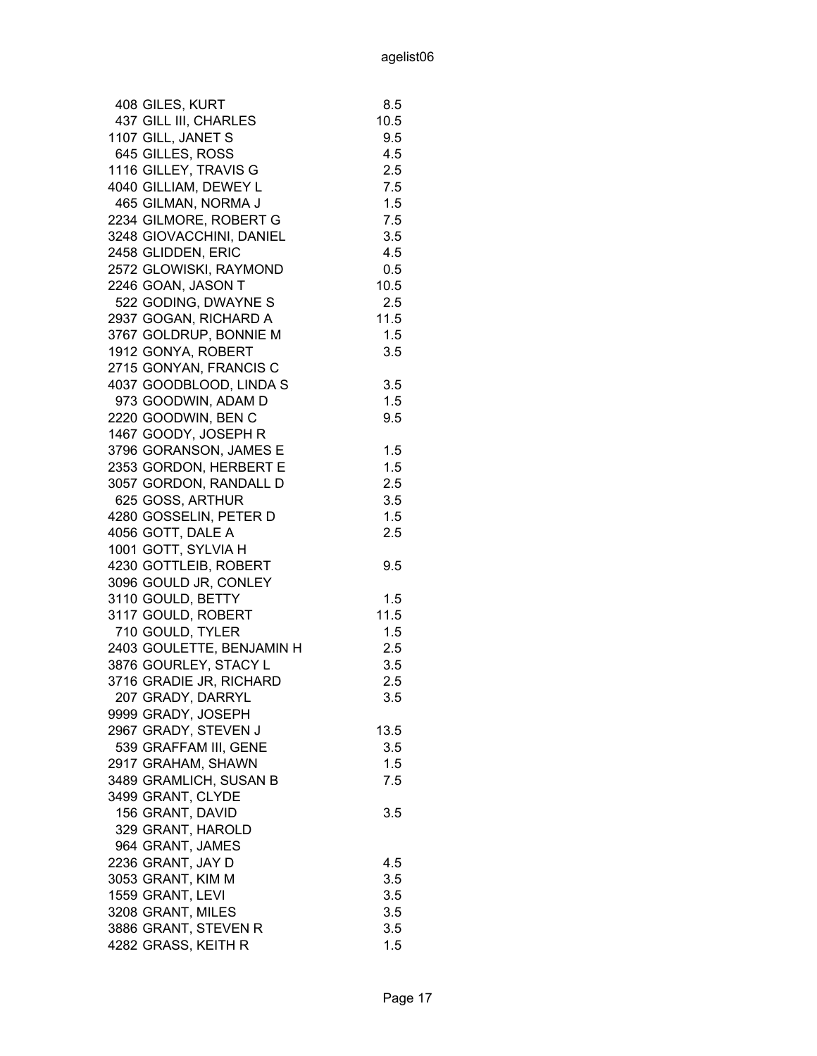| | | |
|---|---|---|
| 408 | GILES, KURT | 8.5 |
| 437 | GILL III, CHARLES | 10.5 |
| 1107 | GILL, JANET S | 9.5 |
| 645 | GILLES, ROSS | 4.5 |
| 1116 | GILLEY, TRAVIS G | 2.5 |
| 4040 | GILLIAM, DEWEY L | 7.5 |
| 465 | GILMAN, NORMA J | 1.5 |
| 2234 | GILMORE, ROBERT G | 7.5 |
| 3248 | GIOVACCHINI, DANIEL | 3.5 |
| 2458 | GLIDDEN, ERIC | 4.5 |
| 2572 | GLOWISKI, RAYMOND | 0.5 |
| 2246 | GOAN, JASON T | 10.5 |
| 522 | GODING, DWAYNE S | 2.5 |
| 2937 | GOGAN, RICHARD A | 11.5 |
| 3767 | GOLDRUP, BONNIE M | 1.5 |
| 1912 | GONYA, ROBERT | 3.5 |
| 2715 | GONYAN, FRANCIS C | |
| 4037 | GOODBLOOD, LINDA S | 3.5 |
| 973 | GOODWIN, ADAM D | 1.5 |
| 2220 | GOODWIN, BEN C | 9.5 |
| 1467 | GOODY, JOSEPH R | |
| 3796 | GORANSON, JAMES E | 1.5 |
| 2353 | GORDON, HERBERT E | 1.5 |
| 3057 | GORDON, RANDALL D | 2.5 |
| 625 | GOSS, ARTHUR | 3.5 |
| 4280 | GOSSELIN, PETER D | 1.5 |
| 4056 | GOTT, DALE A | 2.5 |
| 1001 | GOTT, SYLVIA H | |
| 4230 | GOTTLEIB, ROBERT | 9.5 |
| 3096 | GOULD JR, CONLEY | |
| 3110 | GOULD, BETTY | 1.5 |
| 3117 | GOULD, ROBERT | 11.5 |
| 710 | GOULD, TYLER | 1.5 |
| 2403 | GOULETTE, BENJAMIN H | 2.5 |
| 3876 | GOURLEY, STACY L | 3.5 |
| 3716 | GRADIE JR, RICHARD | 2.5 |
| 207 | GRADY, DARRYL | 3.5 |
| 9999 | GRADY, JOSEPH | |
| 2967 | GRADY, STEVEN J | 13.5 |
| 539 | GRAFFAM III, GENE | 3.5 |
| 2917 | GRAHAM, SHAWN | 1.5 |
| 3489 | GRAMLICH, SUSAN B | 7.5 |
| 3499 | GRANT, CLYDE | |
| 156 | GRANT, DAVID | 3.5 |
| 329 | GRANT, HAROLD | |
| 964 | GRANT, JAMES | |
| 2236 | GRANT, JAY D | 4.5 |
| 3053 | GRANT, KIM M | 3.5 |
| 1559 | GRANT, LEVI | 3.5 |
| 3208 | GRANT, MILES | 3.5 |
| 3886 | GRANT, STEVEN R | 3.5 |
| 4282 | GRASS, KEITH R | 1.5 |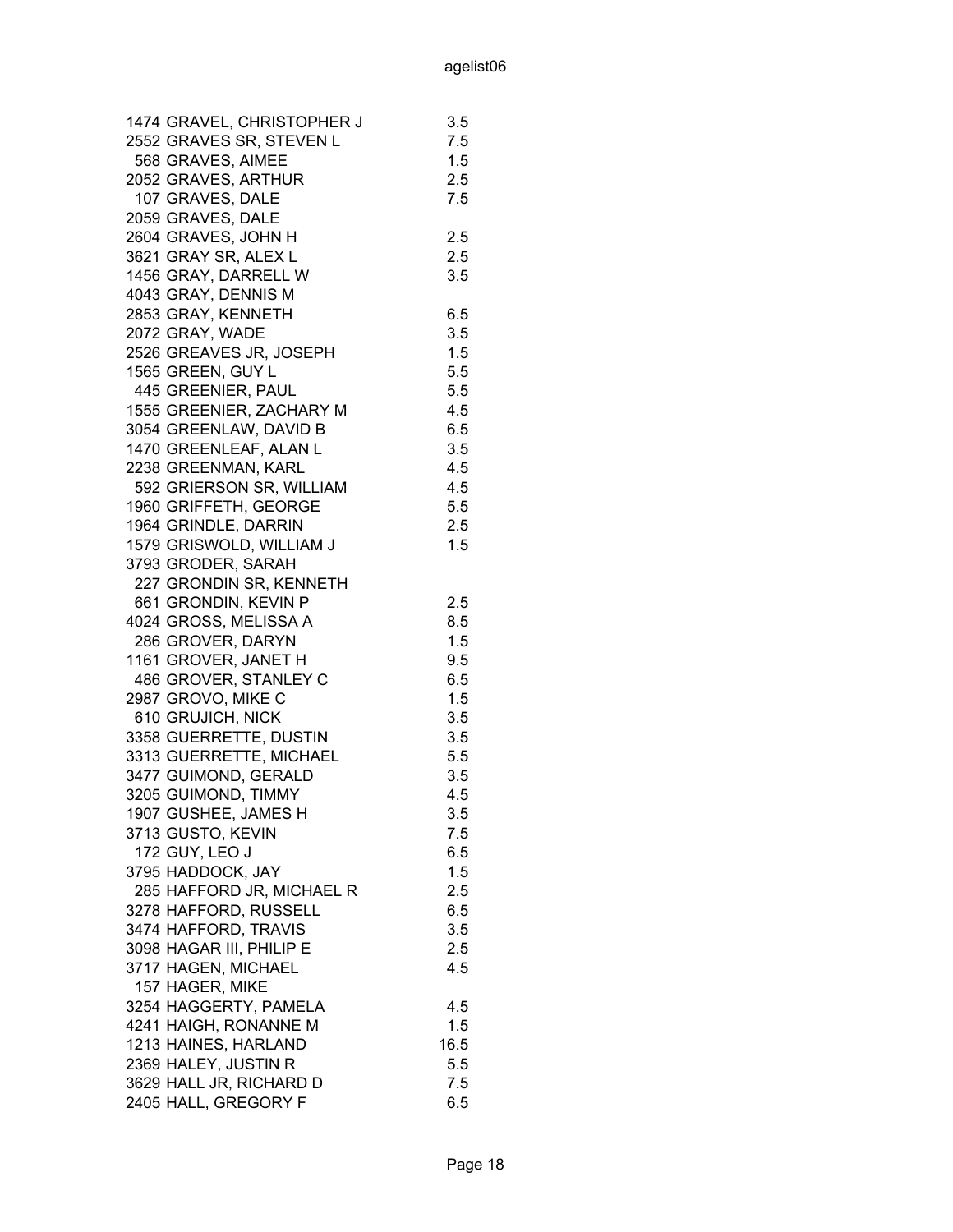| | | |
|---|---|---|
| 1474 | GRAVEL, CHRISTOPHER J | 3.5 |
| 2552 | GRAVES SR, STEVEN L | 7.5 |
| 568 | GRAVES, AIMEE | 1.5 |
| 2052 | GRAVES, ARTHUR | 2.5 |
| 107 | GRAVES, DALE | 7.5 |
| 2059 | GRAVES, DALE | |
| 2604 | GRAVES, JOHN H | 2.5 |
| 3621 | GRAY SR, ALEX L | 2.5 |
| 1456 | GRAY, DARRELL W | 3.5 |
| 4043 | GRAY, DENNIS M | |
| 2853 | GRAY, KENNETH | 6.5 |
| 2072 | GRAY, WADE | 3.5 |
| 2526 | GREAVES JR, JOSEPH | 1.5 |
| 1565 | GREEN, GUY L | 5.5 |
| 445 | GREENIER, PAUL | 5.5 |
| 1555 | GREENIER, ZACHARY M | 4.5 |
| 3054 | GREENLAW, DAVID B | 6.5 |
| 1470 | GREENLEAF, ALAN L | 3.5 |
| 2238 | GREENMAN, KARL | 4.5 |
| 592 | GRIERSON SR, WILLIAM | 4.5 |
| 1960 | GRIFFETH, GEORGE | 5.5 |
| 1964 | GRINDLE, DARRIN | 2.5 |
| 1579 | GRISWOLD, WILLIAM J | 1.5 |
| 3793 | GRODER, SARAH | |
| 227 | GRONDIN SR, KENNETH | |
| 661 | GRONDIN, KEVIN P | 2.5 |
| 4024 | GROSS, MELISSA A | 8.5 |
| 286 | GROVER, DARYN | 1.5 |
| 1161 | GROVER, JANET H | 9.5 |
| 486 | GROVER, STANLEY C | 6.5 |
| 2987 | GROVO, MIKE C | 1.5 |
| 610 | GRUJICH, NICK | 3.5 |
| 3358 | GUERRETTE, DUSTIN | 3.5 |
| 3313 | GUERRETTE, MICHAEL | 5.5 |
| 3477 | GUIMOND, GERALD | 3.5 |
| 3205 | GUIMOND, TIMMY | 4.5 |
| 1907 | GUSHEE, JAMES H | 3.5 |
| 3713 | GUSTO, KEVIN | 7.5 |
| 172 | GUY, LEO J | 6.5 |
| 3795 | HADDOCK, JAY | 1.5 |
| 285 | HAFFORD JR, MICHAEL R | 2.5 |
| 3278 | HAFFORD, RUSSELL | 6.5 |
| 3474 | HAFFORD, TRAVIS | 3.5 |
| 3098 | HAGAR III, PHILIP E | 2.5 |
| 3717 | HAGEN, MICHAEL | 4.5 |
| 157 | HAGER, MIKE | |
| 3254 | HAGGERTY, PAMELA | 4.5 |
| 4241 | HAIGH, RONANNE M | 1.5 |
| 1213 | HAINES, HARLAND | 16.5 |
| 2369 | HALEY, JUSTIN R | 5.5 |
| 3629 | HALL JR, RICHARD D | 7.5 |
| 2405 | HALL, GREGORY F | 6.5 |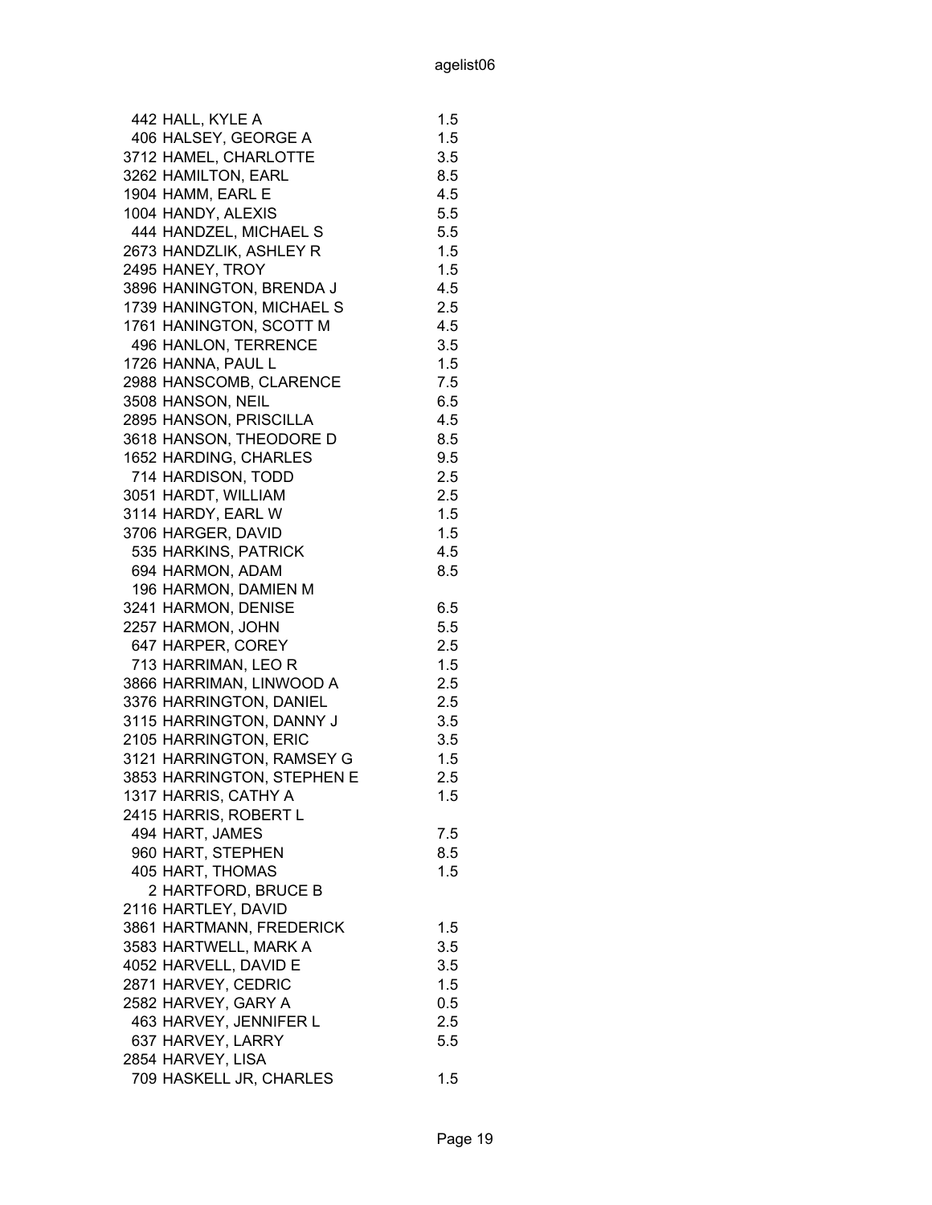| | | |
|---|---|---|
| 442 | HALL, KYLE A | 1.5 |
| 406 | HALSEY, GEORGE A | 1.5 |
| 3712 | HAMEL, CHARLOTTE | 3.5 |
| 3262 | HAMILTON, EARL | 8.5 |
| 1904 | HAMM, EARL E | 4.5 |
| 1004 | HANDY, ALEXIS | 5.5 |
| 444 | HANDZEL, MICHAEL S | 5.5 |
| 2673 | HANDZLIK, ASHLEY R | 1.5 |
| 2495 | HANEY, TROY | 1.5 |
| 3896 | HANINGTON, BRENDA J | 4.5 |
| 1739 | HANINGTON, MICHAEL S | 2.5 |
| 1761 | HANINGTON, SCOTT M | 4.5 |
| 496 | HANLON, TERRENCE | 3.5 |
| 1726 | HANNA, PAUL L | 1.5 |
| 2988 | HANSCOMB, CLARENCE | 7.5 |
| 3508 | HANSON, NEIL | 6.5 |
| 2895 | HANSON, PRISCILLA | 4.5 |
| 3618 | HANSON, THEODORE D | 8.5 |
| 1652 | HARDING, CHARLES | 9.5 |
| 714 | HARDISON, TODD | 2.5 |
| 3051 | HARDT, WILLIAM | 2.5 |
| 3114 | HARDY, EARL W | 1.5 |
| 3706 | HARGER, DAVID | 1.5 |
| 535 | HARKINS, PATRICK | 4.5 |
| 694 | HARMON, ADAM | 8.5 |
| 196 | HARMON, DAMIEN M | |
| 3241 | HARMON, DENISE | 6.5 |
| 2257 | HARMON, JOHN | 5.5 |
| 647 | HARPER, COREY | 2.5 |
| 713 | HARRIMAN, LEO R | 1.5 |
| 3866 | HARRIMAN, LINWOOD A | 2.5 |
| 3376 | HARRINGTON, DANIEL | 2.5 |
| 3115 | HARRINGTON, DANNY J | 3.5 |
| 2105 | HARRINGTON, ERIC | 3.5 |
| 3121 | HARRINGTON, RAMSEY G | 1.5 |
| 3853 | HARRINGTON, STEPHEN E | 2.5 |
| 1317 | HARRIS, CATHY A | 1.5 |
| 2415 | HARRIS, ROBERT L | |
| 494 | HART, JAMES | 7.5 |
| 960 | HART, STEPHEN | 8.5 |
| 405 | HART, THOMAS | 1.5 |
| 2 | HARTFORD, BRUCE B | |
| 2116 | HARTLEY, DAVID | |
| 3861 | HARTMANN, FREDERICK | 1.5 |
| 3583 | HARTWELL, MARK A | 3.5 |
| 4052 | HARVELL, DAVID E | 3.5 |
| 2871 | HARVEY, CEDRIC | 1.5 |
| 2582 | HARVEY, GARY A | 0.5 |
| 463 | HARVEY, JENNIFER L | 2.5 |
| 637 | HARVEY, LARRY | 5.5 |
| 2854 | HARVEY, LISA | |
| 709 | HASKELL JR, CHARLES | 1.5 |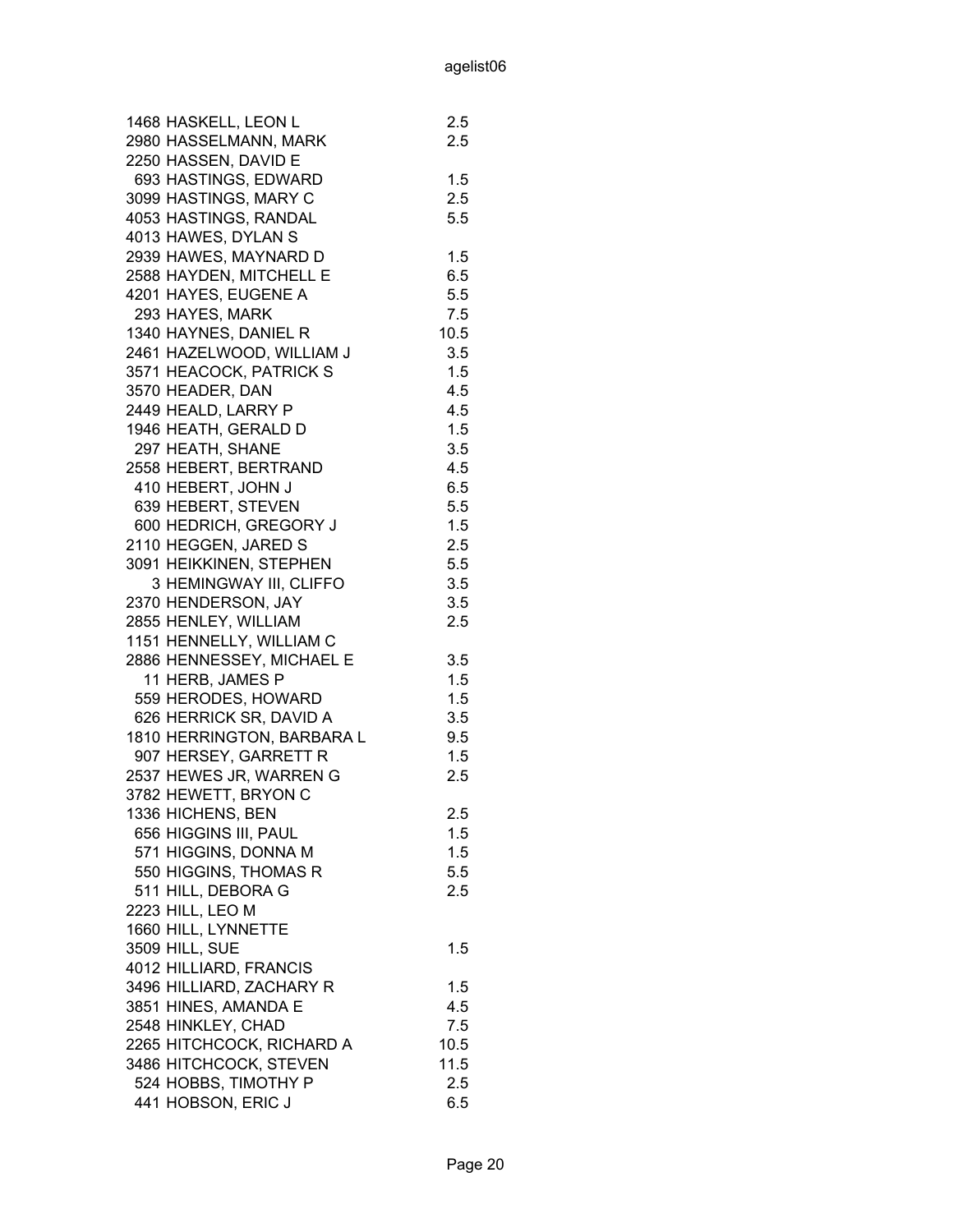| ID | Name | Value |
|---|---|---|
| 1468 | HASKELL, LEON L | 2.5 |
| 2980 | HASSELMANN, MARK | 2.5 |
| 2250 | HASSEN, DAVID E | |
| 693 | HASTINGS, EDWARD | 1.5 |
| 3099 | HASTINGS, MARY C | 2.5 |
| 4053 | HASTINGS, RANDAL | 5.5 |
| 4013 | HAWES, DYLAN S | |
| 2939 | HAWES, MAYNARD D | 1.5 |
| 2588 | HAYDEN, MITCHELL E | 6.5 |
| 4201 | HAYES, EUGENE A | 5.5 |
| 293 | HAYES, MARK | 7.5 |
| 1340 | HAYNES, DANIEL R | 10.5 |
| 2461 | HAZELWOOD, WILLIAM J | 3.5 |
| 3571 | HEACOCK, PATRICK S | 1.5 |
| 3570 | HEADER, DAN | 4.5 |
| 2449 | HEALD, LARRY P | 4.5 |
| 1946 | HEATH, GERALD D | 1.5 |
| 297 | HEATH, SHANE | 3.5 |
| 2558 | HEBERT, BERTRAND | 4.5 |
| 410 | HEBERT, JOHN J | 6.5 |
| 639 | HEBERT, STEVEN | 5.5 |
| 600 | HEDRICH, GREGORY J | 1.5 |
| 2110 | HEGGEN, JARED S | 2.5 |
| 3091 | HEIKKINEN, STEPHEN | 5.5 |
| 3 | HEMINGWAY III, CLIFFO | 3.5 |
| 2370 | HENDERSON, JAY | 3.5 |
| 2855 | HENLEY, WILLIAM | 2.5 |
| 1151 | HENNELLY, WILLIAM C | |
| 2886 | HENNESSEY, MICHAEL E | 3.5 |
| 11 | HERB, JAMES P | 1.5 |
| 559 | HERODES, HOWARD | 1.5 |
| 626 | HERRICK SR, DAVID A | 3.5 |
| 1810 | HERRINGTON, BARBARA L | 9.5 |
| 907 | HERSEY, GARRETT R | 1.5 |
| 2537 | HEWES JR, WARREN G | 2.5 |
| 3782 | HEWETT, BRYON C | |
| 1336 | HICHENS, BEN | 2.5 |
| 656 | HIGGINS III, PAUL | 1.5 |
| 571 | HIGGINS, DONNA M | 1.5 |
| 550 | HIGGINS, THOMAS R | 5.5 |
| 511 | HILL, DEBORA G | 2.5 |
| 2223 | HILL, LEO M | |
| 1660 | HILL, LYNNETTE | |
| 3509 | HILL, SUE | 1.5 |
| 4012 | HILLIARD, FRANCIS | |
| 3496 | HILLIARD, ZACHARY R | 1.5 |
| 3851 | HINES, AMANDA E | 4.5 |
| 2548 | HINKLEY, CHAD | 7.5 |
| 2265 | HITCHCOCK, RICHARD A | 10.5 |
| 3486 | HITCHCOCK, STEVEN | 11.5 |
| 524 | HOBBS, TIMOTHY P | 2.5 |
| 441 | HOBSON, ERIC J | 6.5 |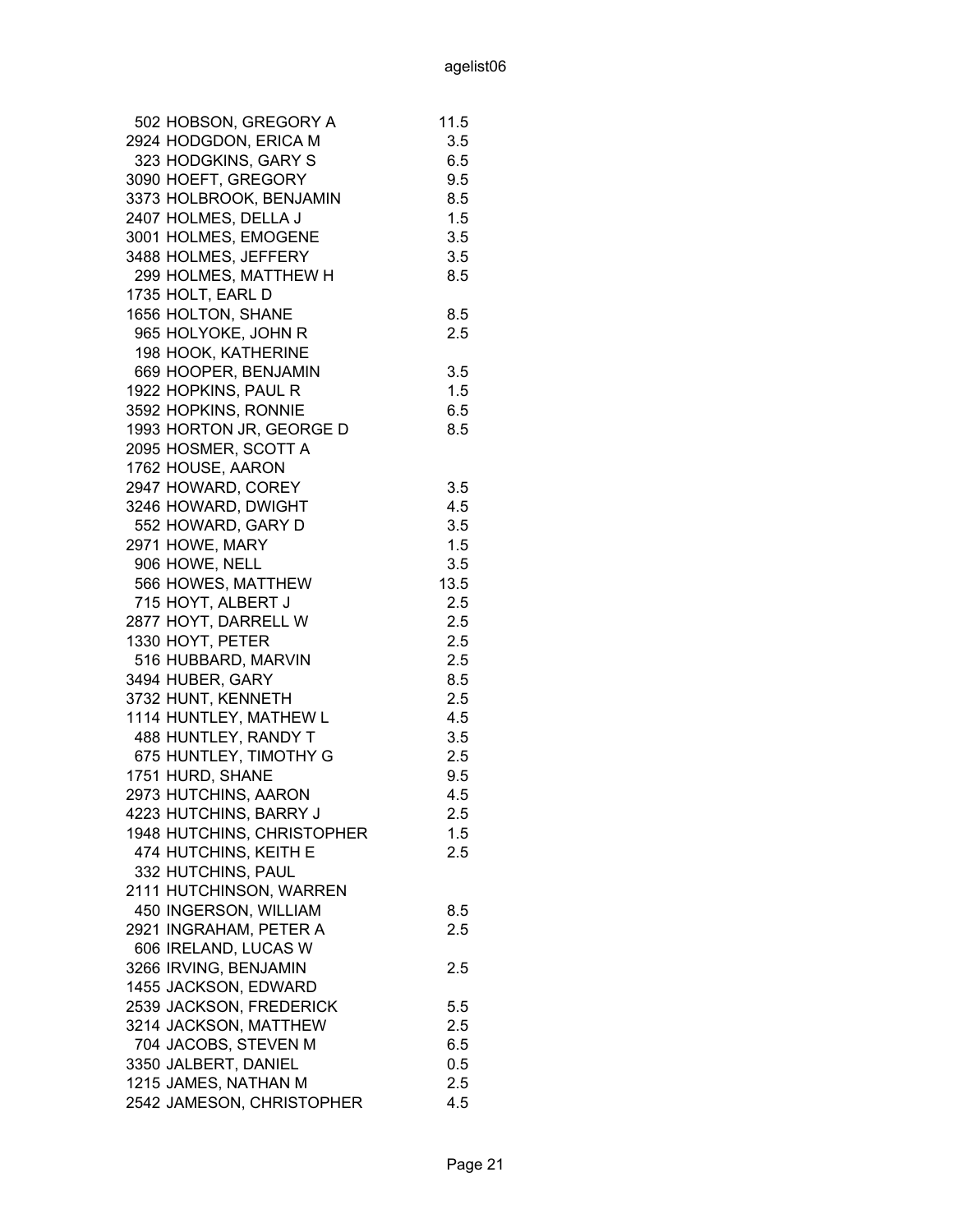| | | |
|---|---|---|
| 502 | HOBSON, GREGORY A | 11.5 |
| 2924 | HODGDON, ERICA M | 3.5 |
| 323 | HODGKINS, GARY S | 6.5 |
| 3090 | HOEFT, GREGORY | 9.5 |
| 3373 | HOLBROOK, BENJAMIN | 8.5 |
| 2407 | HOLMES, DELLA J | 1.5 |
| 3001 | HOLMES, EMOGENE | 3.5 |
| 3488 | HOLMES, JEFFERY | 3.5 |
| 299 | HOLMES, MATTHEW H | 8.5 |
| 1735 | HOLT, EARL D | |
| 1656 | HOLTON, SHANE | 8.5 |
| 965 | HOLYOKE, JOHN R | 2.5 |
| 198 | HOOK, KATHERINE | |
| 669 | HOOPER, BENJAMIN | 3.5 |
| 1922 | HOPKINS, PAUL R | 1.5 |
| 3592 | HOPKINS, RONNIE | 6.5 |
| 1993 | HORTON JR, GEORGE D | 8.5 |
| 2095 | HOSMER, SCOTT A | |
| 1762 | HOUSE, AARON | |
| 2947 | HOWARD, COREY | 3.5 |
| 3246 | HOWARD, DWIGHT | 4.5 |
| 552 | HOWARD, GARY D | 3.5 |
| 2971 | HOWE, MARY | 1.5 |
| 906 | HOWE, NELL | 3.5 |
| 566 | HOWES, MATTHEW | 13.5 |
| 715 | HOYT, ALBERT J | 2.5 |
| 2877 | HOYT, DARRELL W | 2.5 |
| 1330 | HOYT, PETER | 2.5 |
| 516 | HUBBARD, MARVIN | 2.5 |
| 3494 | HUBER, GARY | 8.5 |
| 3732 | HUNT, KENNETH | 2.5 |
| 1114 | HUNTLEY, MATHEW L | 4.5 |
| 488 | HUNTLEY, RANDY T | 3.5 |
| 675 | HUNTLEY, TIMOTHY G | 2.5 |
| 1751 | HURD, SHANE | 9.5 |
| 2973 | HUTCHINS, AARON | 4.5 |
| 4223 | HUTCHINS, BARRY J | 2.5 |
| 1948 | HUTCHINS, CHRISTOPHER | 1.5 |
| 474 | HUTCHINS, KEITH E | 2.5 |
| 332 | HUTCHINS, PAUL | |
| 2111 | HUTCHINSON, WARREN | |
| 450 | INGERSON, WILLIAM | 8.5 |
| 2921 | INGRAHAM, PETER A | 2.5 |
| 606 | IRELAND, LUCAS W | |
| 3266 | IRVING, BENJAMIN | 2.5 |
| 1455 | JACKSON, EDWARD | |
| 2539 | JACKSON, FREDERICK | 5.5 |
| 3214 | JACKSON, MATTHEW | 2.5 |
| 704 | JACOBS, STEVEN M | 6.5 |
| 3350 | JALBERT, DANIEL | 0.5 |
| 1215 | JAMES, NATHAN M | 2.5 |
| 2542 | JAMESON, CHRISTOPHER | 4.5 |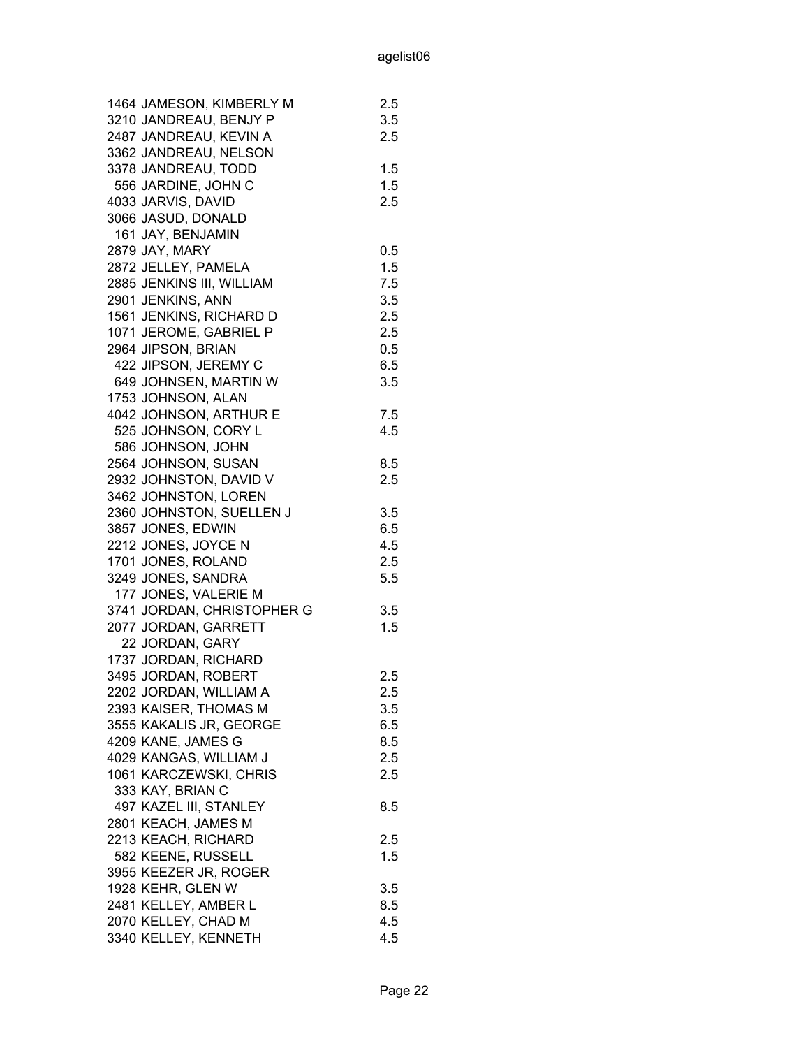| ID | Name | Value |
|---|---|---|
| 1464 | JAMESON, KIMBERLY M | 2.5 |
| 3210 | JANDREAU, BENJY P | 3.5 |
| 2487 | JANDREAU, KEVIN A | 2.5 |
| 3362 | JANDREAU, NELSON | |
| 3378 | JANDREAU, TODD | 1.5 |
| 556 | JARDINE, JOHN C | 1.5 |
| 4033 | JARVIS, DAVID | 2.5 |
| 3066 | JASUD, DONALD | |
| 161 | JAY, BENJAMIN | |
| 2879 | JAY, MARY | 0.5 |
| 2872 | JELLEY, PAMELA | 1.5 |
| 2885 | JENKINS III, WILLIAM | 7.5 |
| 2901 | JENKINS, ANN | 3.5 |
| 1561 | JENKINS, RICHARD D | 2.5 |
| 1071 | JEROME, GABRIEL P | 2.5 |
| 2964 | JIPSON, BRIAN | 0.5 |
| 422 | JIPSON, JEREMY C | 6.5 |
| 649 | JOHNSEN, MARTIN W | 3.5 |
| 1753 | JOHNSON, ALAN | |
| 4042 | JOHNSON, ARTHUR E | 7.5 |
| 525 | JOHNSON, CORY L | 4.5 |
| 586 | JOHNSON, JOHN | |
| 2564 | JOHNSON, SUSAN | 8.5 |
| 2932 | JOHNSTON, DAVID V | 2.5 |
| 3462 | JOHNSTON, LOREN | |
| 2360 | JOHNSTON, SUELLEN J | 3.5 |
| 3857 | JONES, EDWIN | 6.5 |
| 2212 | JONES, JOYCE N | 4.5 |
| 1701 | JONES, ROLAND | 2.5 |
| 3249 | JONES, SANDRA | 5.5 |
| 177 | JONES, VALERIE M | |
| 3741 | JORDAN, CHRISTOPHER G | 3.5 |
| 2077 | JORDAN, GARRETT | 1.5 |
| 22 | JORDAN, GARY | |
| 1737 | JORDAN, RICHARD | |
| 3495 | JORDAN, ROBERT | 2.5 |
| 2202 | JORDAN, WILLIAM A | 2.5 |
| 2393 | KAISER, THOMAS M | 3.5 |
| 3555 | KAKALIS JR, GEORGE | 6.5 |
| 4209 | KANE, JAMES G | 8.5 |
| 4029 | KANGAS, WILLIAM J | 2.5 |
| 1061 | KARCZEWSKI, CHRIS | 2.5 |
| 333 | KAY, BRIAN C | |
| 497 | KAZEL III, STANLEY | 8.5 |
| 2801 | KEACH, JAMES M | |
| 2213 | KEACH, RICHARD | 2.5 |
| 582 | KEENE, RUSSELL | 1.5 |
| 3955 | KEEZER JR, ROGER | |
| 1928 | KEHR, GLEN W | 3.5 |
| 2481 | KELLEY, AMBER L | 8.5 |
| 2070 | KELLEY, CHAD M | 4.5 |
| 3340 | KELLEY, KENNETH | 4.5 |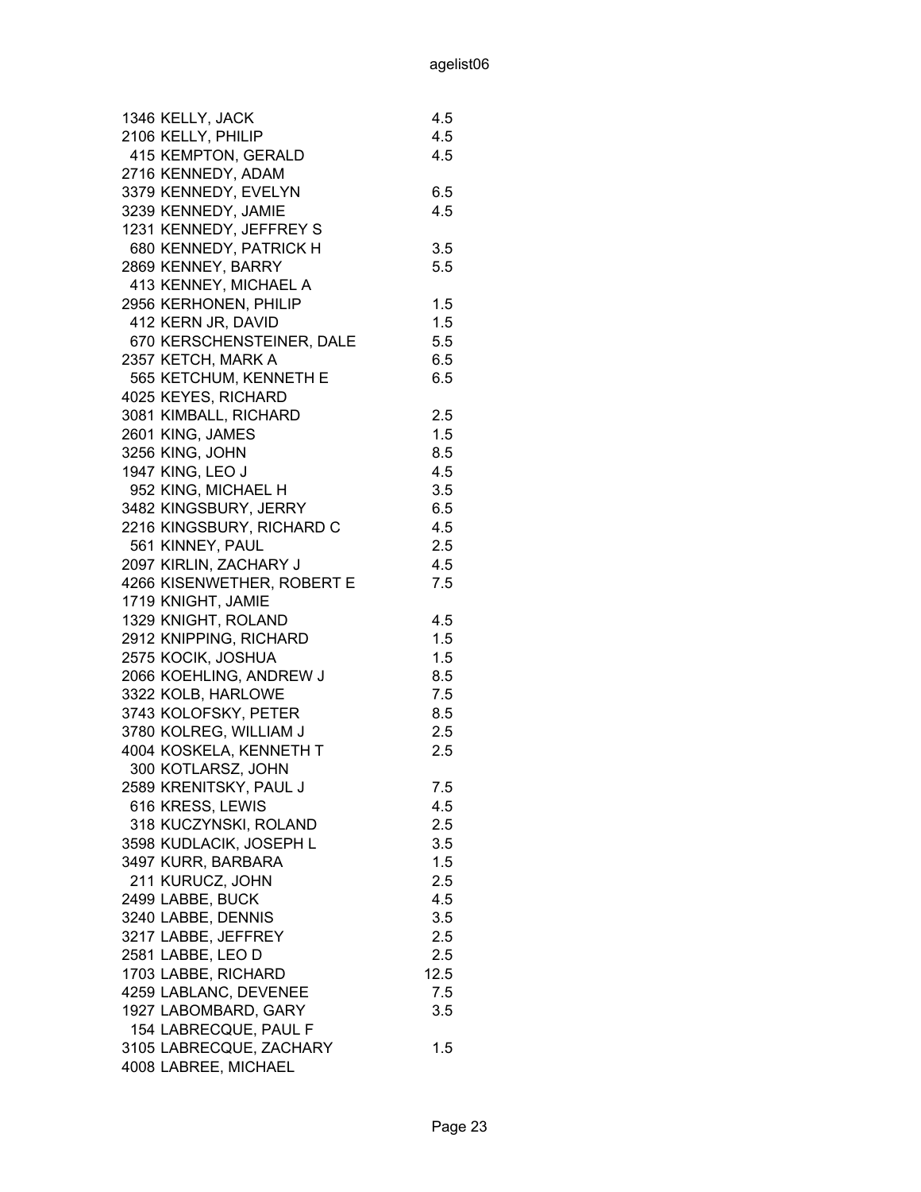| | | |
|---|---|---|
| 1346 | KELLY, JACK | 4.5 |
| 2106 | KELLY, PHILIP | 4.5 |
| 415 | KEMPTON, GERALD | 4.5 |
| 2716 | KENNEDY, ADAM | |
| 3379 | KENNEDY, EVELYN | 6.5 |
| 3239 | KENNEDY, JAMIE | 4.5 |
| 1231 | KENNEDY, JEFFREY S | |
| 680 | KENNEDY, PATRICK H | 3.5 |
| 2869 | KENNEY, BARRY | 5.5 |
| 413 | KENNEY, MICHAEL A | |
| 2956 | KERHONEN, PHILIP | 1.5 |
| 412 | KERN JR, DAVID | 1.5 |
| 670 | KERSCHENSTEINER, DALE | 5.5 |
| 2357 | KETCH, MARK A | 6.5 |
| 565 | KETCHUM, KENNETH E | 6.5 |
| 4025 | KEYES, RICHARD | |
| 3081 | KIMBALL, RICHARD | 2.5 |
| 2601 | KING, JAMES | 1.5 |
| 3256 | KING, JOHN | 8.5 |
| 1947 | KING, LEO J | 4.5 |
| 952 | KING, MICHAEL H | 3.5 |
| 3482 | KINGSBURY, JERRY | 6.5 |
| 2216 | KINGSBURY, RICHARD C | 4.5 |
| 561 | KINNEY, PAUL | 2.5 |
| 2097 | KIRLIN, ZACHARY J | 4.5 |
| 4266 | KISENWETHER, ROBERT E | 7.5 |
| 1719 | KNIGHT, JAMIE | |
| 1329 | KNIGHT, ROLAND | 4.5 |
| 2912 | KNIPPING, RICHARD | 1.5 |
| 2575 | KOCIK, JOSHUA | 1.5 |
| 2066 | KOEHLING, ANDREW J | 8.5 |
| 3322 | KOLB, HARLOWE | 7.5 |
| 3743 | KOLOFSKY, PETER | 8.5 |
| 3780 | KOLREG, WILLIAM J | 2.5 |
| 4004 | KOSKELA, KENNETH T | 2.5 |
| 300 | KOTLARSZ, JOHN | |
| 2589 | KRENITSKY, PAUL J | 7.5 |
| 616 | KRESS, LEWIS | 4.5 |
| 318 | KUCZYNSKI, ROLAND | 2.5 |
| 3598 | KUDLACIK, JOSEPH L | 3.5 |
| 3497 | KURR, BARBARA | 1.5 |
| 211 | KURUCZ, JOHN | 2.5 |
| 2499 | LABBE, BUCK | 4.5 |
| 3240 | LABBE, DENNIS | 3.5 |
| 3217 | LABBE, JEFFREY | 2.5 |
| 2581 | LABBE, LEO D | 2.5 |
| 1703 | LABBE, RICHARD | 12.5 |
| 4259 | LABLANC, DEVENEE | 7.5 |
| 1927 | LABOMBARD, GARY | 3.5 |
| 154 | LABRECQUE, PAUL F | |
| 3105 | LABRECQUE, ZACHARY | 1.5 |
| 4008 | LABREE, MICHAEL | |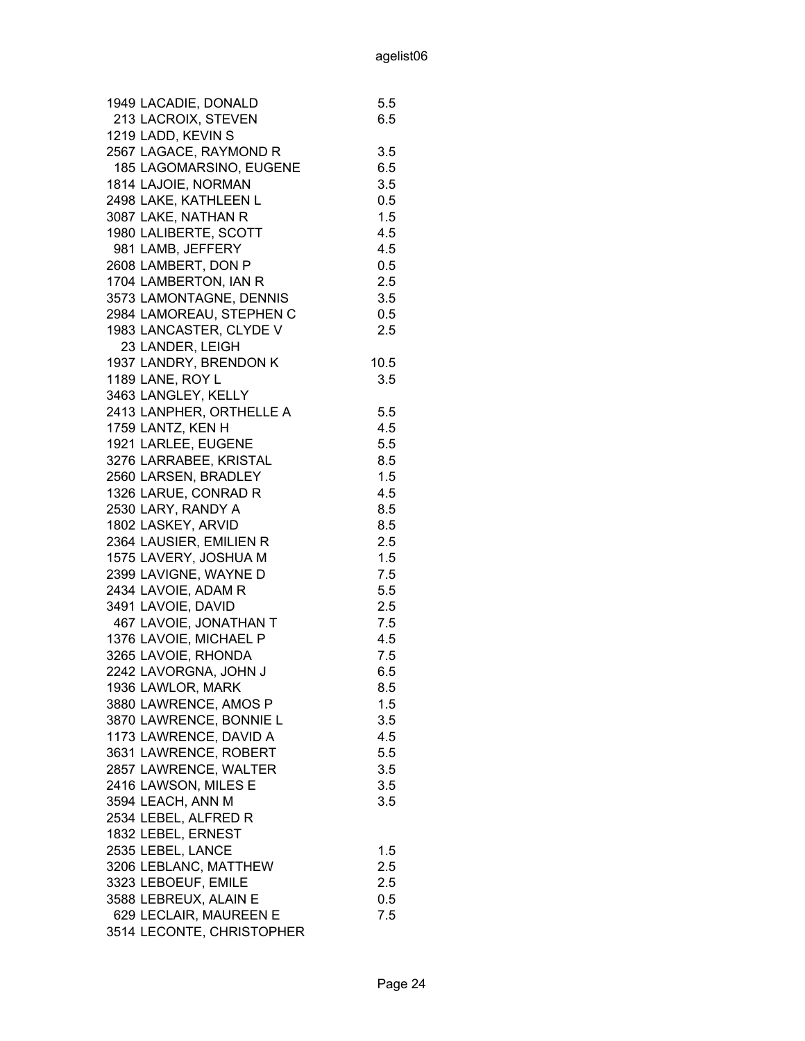| | | |
|---|---|---|
| 1949 | LACADIE, DONALD | 5.5 |
| 213 | LACROIX, STEVEN | 6.5 |
| 1219 | LADD, KEVIN S | |
| 2567 | LAGACE, RAYMOND R | 3.5 |
| 185 | LAGOMARSINO, EUGENE | 6.5 |
| 1814 | LAJOIE, NORMAN | 3.5 |
| 2498 | LAKE, KATHLEEN L | 0.5 |
| 3087 | LAKE, NATHAN R | 1.5 |
| 1980 | LALIBERTE, SCOTT | 4.5 |
| 981 | LAMB, JEFFERY | 4.5 |
| 2608 | LAMBERT, DON P | 0.5 |
| 1704 | LAMBERTON, IAN R | 2.5 |
| 3573 | LAMONTAGNE, DENNIS | 3.5 |
| 2984 | LAMOREAU, STEPHEN C | 0.5 |
| 1983 | LANCASTER, CLYDE V | 2.5 |
| 23 | LANDER, LEIGH | |
| 1937 | LANDRY, BRENDON K | 10.5 |
| 1189 | LANE, ROY L | 3.5 |
| 3463 | LANGLEY, KELLY | |
| 2413 | LANPHER, ORTHELLE A | 5.5 |
| 1759 | LANTZ, KEN H | 4.5 |
| 1921 | LARLEE, EUGENE | 5.5 |
| 3276 | LARRABEE, KRISTAL | 8.5 |
| 2560 | LARSEN, BRADLEY | 1.5 |
| 1326 | LARUE, CONRAD R | 4.5 |
| 2530 | LARY, RANDY A | 8.5 |
| 1802 | LASKEY, ARVID | 8.5 |
| 2364 | LAUSIER, EMILIEN R | 2.5 |
| 1575 | LAVERY, JOSHUA M | 1.5 |
| 2399 | LAVIGNE, WAYNE D | 7.5 |
| 2434 | LAVOIE, ADAM R | 5.5 |
| 3491 | LAVOIE, DAVID | 2.5 |
| 467 | LAVOIE, JONATHAN T | 7.5 |
| 1376 | LAVOIE, MICHAEL P | 4.5 |
| 3265 | LAVOIE, RHONDA | 7.5 |
| 2242 | LAVORGNA, JOHN J | 6.5 |
| 1936 | LAWLOR, MARK | 8.5 |
| 3880 | LAWRENCE, AMOS P | 1.5 |
| 3870 | LAWRENCE, BONNIE L | 3.5 |
| 1173 | LAWRENCE, DAVID A | 4.5 |
| 3631 | LAWRENCE, ROBERT | 5.5 |
| 2857 | LAWRENCE, WALTER | 3.5 |
| 2416 | LAWSON, MILES E | 3.5 |
| 3594 | LEACH, ANN M | 3.5 |
| 2534 | LEBEL, ALFRED R | |
| 1832 | LEBEL, ERNEST | |
| 2535 | LEBEL, LANCE | 1.5 |
| 3206 | LEBLANC, MATTHEW | 2.5 |
| 3323 | LEBOEUF, EMILE | 2.5 |
| 3588 | LEBREUX, ALAIN E | 0.5 |
| 629 | LECLAIR, MAUREEN E | 7.5 |
| 3514 | LECONTE, CHRISTOPHER | |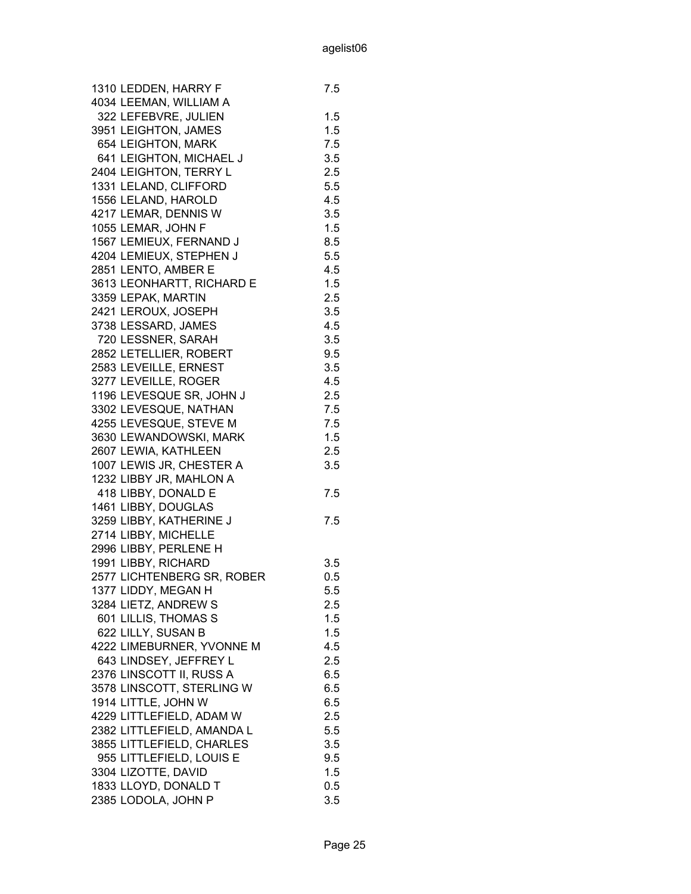| | | |
|---|---|---|
| 1310 | LEDDEN, HARRY F | 7.5 |
| 4034 | LEEMAN, WILLIAM A | |
| 322 | LEFEBVRE, JULIEN | 1.5 |
| 3951 | LEIGHTON, JAMES | 1.5 |
| 654 | LEIGHTON, MARK | 7.5 |
| 641 | LEIGHTON, MICHAEL J | 3.5 |
| 2404 | LEIGHTON, TERRY L | 2.5 |
| 1331 | LELAND, CLIFFORD | 5.5 |
| 1556 | LELAND, HAROLD | 4.5 |
| 4217 | LEMAR, DENNIS W | 3.5 |
| 1055 | LEMAR, JOHN F | 1.5 |
| 1567 | LEMIEUX, FERNAND J | 8.5 |
| 4204 | LEMIEUX, STEPHEN J | 5.5 |
| 2851 | LENTO, AMBER E | 4.5 |
| 3613 | LEONHARTT, RICHARD E | 1.5 |
| 3359 | LEPAK, MARTIN | 2.5 |
| 2421 | LEROUX, JOSEPH | 3.5 |
| 3738 | LESSARD, JAMES | 4.5 |
| 720 | LESSNER, SARAH | 3.5 |
| 2852 | LETELLIER, ROBERT | 9.5 |
| 2583 | LEVEILLE, ERNEST | 3.5 |
| 3277 | LEVEILLE, ROGER | 4.5 |
| 1196 | LEVESQUE SR, JOHN J | 2.5 |
| 3302 | LEVESQUE, NATHAN | 7.5 |
| 4255 | LEVESQUE, STEVE M | 7.5 |
| 3630 | LEWANDOWSKI, MARK | 1.5 |
| 2607 | LEWIA, KATHLEEN | 2.5 |
| 1007 | LEWIS JR, CHESTER A | 3.5 |
| 1232 | LIBBY JR, MAHLON A | |
| 418 | LIBBY, DONALD E | 7.5 |
| 1461 | LIBBY, DOUGLAS | |
| 3259 | LIBBY, KATHERINE J | 7.5 |
| 2714 | LIBBY, MICHELLE | |
| 2996 | LIBBY, PERLENE H | |
| 1991 | LIBBY, RICHARD | 3.5 |
| 2577 | LICHTENBERG SR, ROBER | 0.5 |
| 1377 | LIDDY, MEGAN H | 5.5 |
| 3284 | LIETZ, ANDREW S | 2.5 |
| 601 | LILLIS, THOMAS S | 1.5 |
| 622 | LILLY, SUSAN B | 1.5 |
| 4222 | LIMEBURNER, YVONNE M | 4.5 |
| 643 | LINDSEY, JEFFREY L | 2.5 |
| 2376 | LINSCOTT II, RUSS A | 6.5 |
| 3578 | LINSCOTT, STERLING W | 6.5 |
| 1914 | LITTLE, JOHN W | 6.5 |
| 4229 | LITTLEFIELD, ADAM W | 2.5 |
| 2382 | LITTLEFIELD, AMANDA L | 5.5 |
| 3855 | LITTLEFIELD, CHARLES | 3.5 |
| 955 | LITTLEFIELD, LOUIS E | 9.5 |
| 3304 | LIZOTTE, DAVID | 1.5 |
| 1833 | LLOYD, DONALD T | 0.5 |
| 2385 | LODOLA, JOHN P | 3.5 |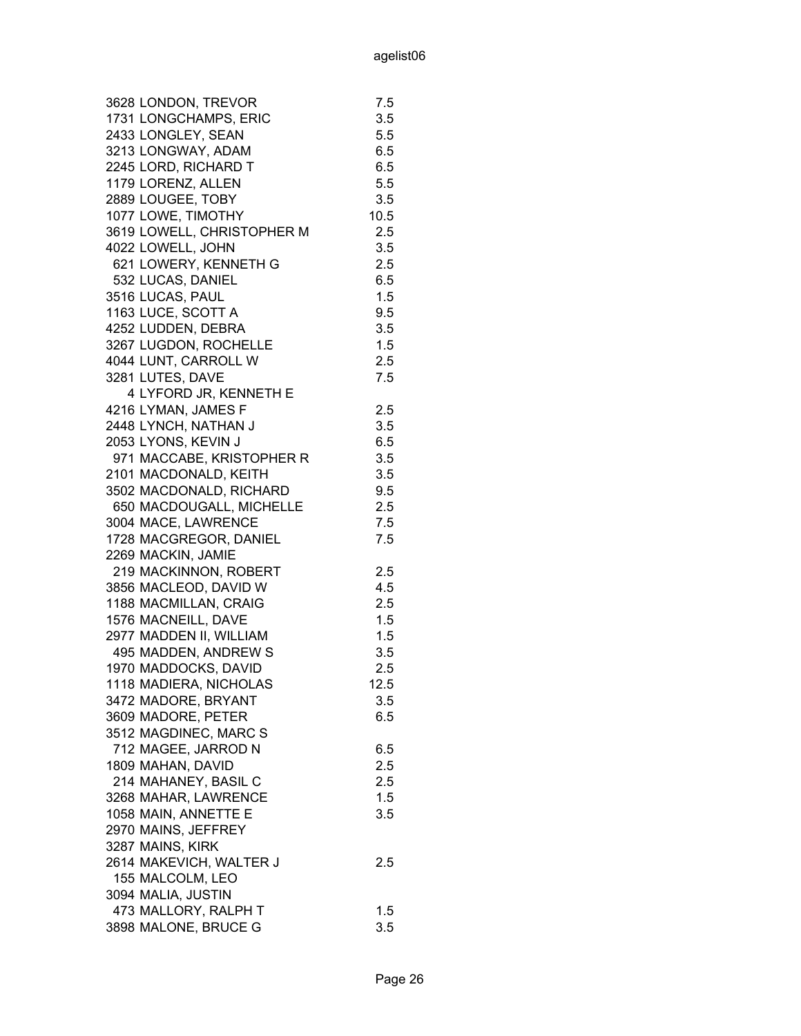| | | |
|---|---|---|
| 3628 | LONDON, TREVOR | 7.5 |
| 1731 | LONGCHAMPS, ERIC | 3.5 |
| 2433 | LONGLEY, SEAN | 5.5 |
| 3213 | LONGWAY, ADAM | 6.5 |
| 2245 | LORD, RICHARD T | 6.5 |
| 1179 | LORENZ, ALLEN | 5.5 |
| 2889 | LOUGEE, TOBY | 3.5 |
| 1077 | LOWE, TIMOTHY | 10.5 |
| 3619 | LOWELL, CHRISTOPHER M | 2.5 |
| 4022 | LOWELL, JOHN | 3.5 |
| 621 | LOWERY, KENNETH G | 2.5 |
| 532 | LUCAS, DANIEL | 6.5 |
| 3516 | LUCAS, PAUL | 1.5 |
| 1163 | LUCE, SCOTT A | 9.5 |
| 4252 | LUDDEN, DEBRA | 3.5 |
| 3267 | LUGDON, ROCHELLE | 1.5 |
| 4044 | LUNT, CARROLL W | 2.5 |
| 3281 | LUTES, DAVE | 7.5 |
| 4 | LYFORD JR, KENNETH E | |
| 4216 | LYMAN, JAMES F | 2.5 |
| 2448 | LYNCH, NATHAN J | 3.5 |
| 2053 | LYONS, KEVIN J | 6.5 |
| 971 | MACCABE, KRISTOPHER R | 3.5 |
| 2101 | MACDONALD, KEITH | 3.5 |
| 3502 | MACDONALD, RICHARD | 9.5 |
| 650 | MACDOUGALL, MICHELLE | 2.5 |
| 3004 | MACE, LAWRENCE | 7.5 |
| 1728 | MACGREGOR, DANIEL | 7.5 |
| 2269 | MACKIN, JAMIE | |
| 219 | MACKINNON, ROBERT | 2.5 |
| 3856 | MACLEOD, DAVID W | 4.5 |
| 1188 | MACMILLAN, CRAIG | 2.5 |
| 1576 | MACNEILL, DAVE | 1.5 |
| 2977 | MADDEN II, WILLIAM | 1.5 |
| 495 | MADDEN, ANDREW S | 3.5 |
| 1970 | MADDOCKS, DAVID | 2.5 |
| 1118 | MADIERA, NICHOLAS | 12.5 |
| 3472 | MADORE, BRYANT | 3.5 |
| 3609 | MADORE, PETER | 6.5 |
| 3512 | MAGDINEC, MARC S | |
| 712 | MAGEE, JARROD N | 6.5 |
| 1809 | MAHAN, DAVID | 2.5 |
| 214 | MAHANEY, BASIL C | 2.5 |
| 3268 | MAHAR, LAWRENCE | 1.5 |
| 1058 | MAIN, ANNETTE E | 3.5 |
| 2970 | MAINS, JEFFREY | |
| 3287 | MAINS, KIRK | |
| 2614 | MAKEVICH, WALTER J | 2.5 |
| 155 | MALCOLM, LEO | |
| 3094 | MALIA, JUSTIN | |
| 473 | MALLORY, RALPH T | 1.5 |
| 3898 | MALONE, BRUCE G | 3.5 |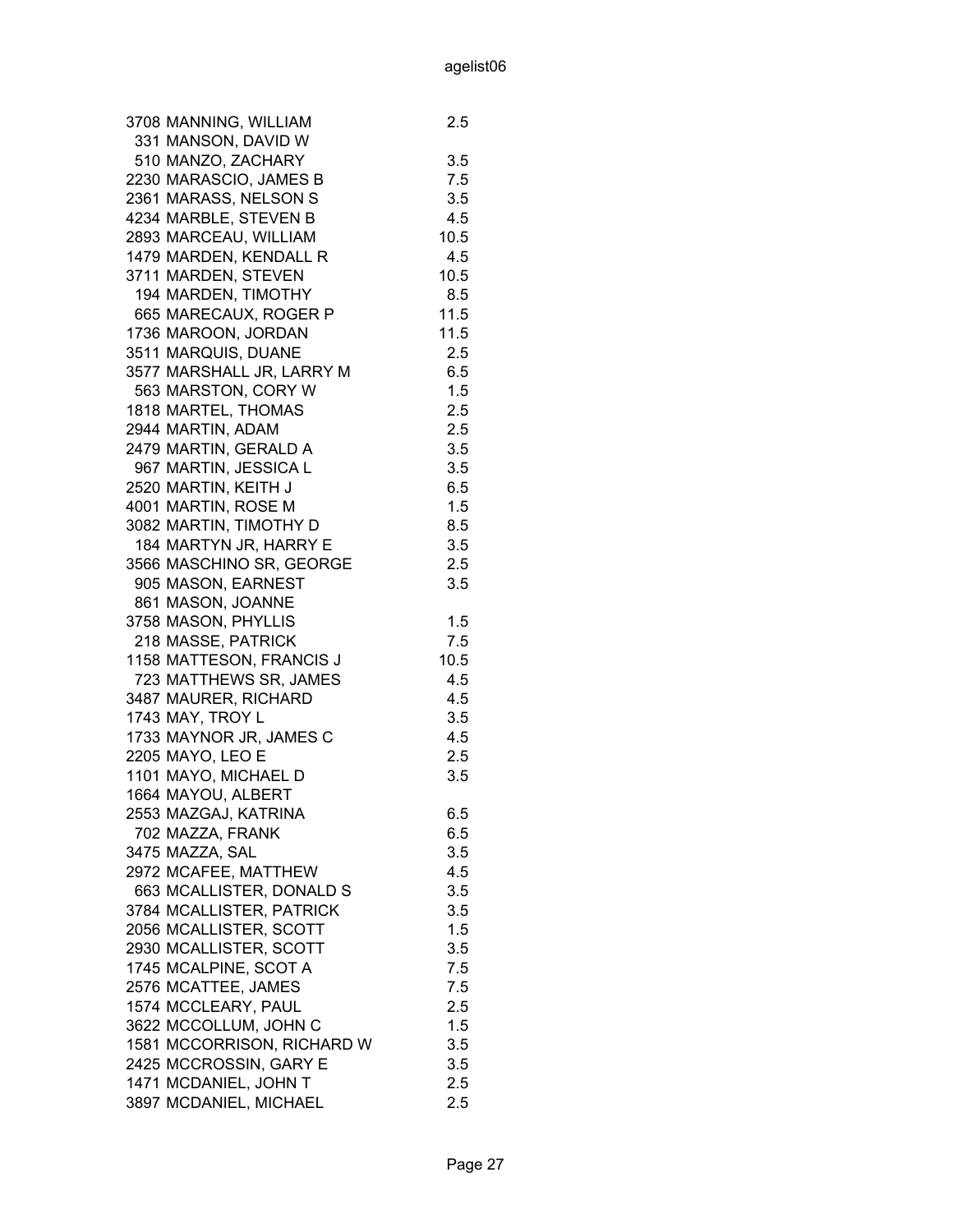| | | |
|---|---|---|
| 3708 | MANNING, WILLIAM | 2.5 |
| 331 | MANSON, DAVID W | |
| 510 | MANZO, ZACHARY | 3.5 |
| 2230 | MARASCIO, JAMES B | 7.5 |
| 2361 | MARASS, NELSON S | 3.5 |
| 4234 | MARBLE, STEVEN B | 4.5 |
| 2893 | MARCEAU, WILLIAM | 10.5 |
| 1479 | MARDEN, KENDALL R | 4.5 |
| 3711 | MARDEN, STEVEN | 10.5 |
| 194 | MARDEN, TIMOTHY | 8.5 |
| 665 | MARECAUX, ROGER P | 11.5 |
| 1736 | MAROON, JORDAN | 11.5 |
| 3511 | MARQUIS, DUANE | 2.5 |
| 3577 | MARSHALL JR, LARRY M | 6.5 |
| 563 | MARSTON, CORY W | 1.5 |
| 1818 | MARTEL, THOMAS | 2.5 |
| 2944 | MARTIN, ADAM | 2.5 |
| 2479 | MARTIN, GERALD A | 3.5 |
| 967 | MARTIN, JESSICA L | 3.5 |
| 2520 | MARTIN, KEITH J | 6.5 |
| 4001 | MARTIN, ROSE M | 1.5 |
| 3082 | MARTIN, TIMOTHY D | 8.5 |
| 184 | MARTYN JR, HARRY E | 3.5 |
| 3566 | MASCHINO SR, GEORGE | 2.5 |
| 905 | MASON, EARNEST | 3.5 |
| 861 | MASON, JOANNE | |
| 3758 | MASON, PHYLLIS | 1.5 |
| 218 | MASSE, PATRICK | 7.5 |
| 1158 | MATTESON, FRANCIS J | 10.5 |
| 723 | MATTHEWS SR, JAMES | 4.5 |
| 3487 | MAURER, RICHARD | 4.5 |
| 1743 | MAY, TROY L | 3.5 |
| 1733 | MAYNOR JR, JAMES C | 4.5 |
| 2205 | MAYO, LEO E | 2.5 |
| 1101 | MAYO, MICHAEL D | 3.5 |
| 1664 | MAYOU, ALBERT | |
| 2553 | MAZGAJ, KATRINA | 6.5 |
| 702 | MAZZA, FRANK | 6.5 |
| 3475 | MAZZA, SAL | 3.5 |
| 2972 | MCAFEE, MATTHEW | 4.5 |
| 663 | MCALLISTER, DONALD S | 3.5 |
| 3784 | MCALLISTER, PATRICK | 3.5 |
| 2056 | MCALLISTER, SCOTT | 1.5 |
| 2930 | MCALLISTER, SCOTT | 3.5 |
| 1745 | MCALPINE, SCOT A | 7.5 |
| 2576 | MCATTEE, JAMES | 7.5 |
| 1574 | MCCLEARY, PAUL | 2.5 |
| 3622 | MCCOLLUM, JOHN C | 1.5 |
| 1581 | MCCORRISON, RICHARD W | 3.5 |
| 2425 | MCCROSSIN, GARY E | 3.5 |
| 1471 | MCDANIEL, JOHN T | 2.5 |
| 3897 | MCDANIEL, MICHAEL | 2.5 |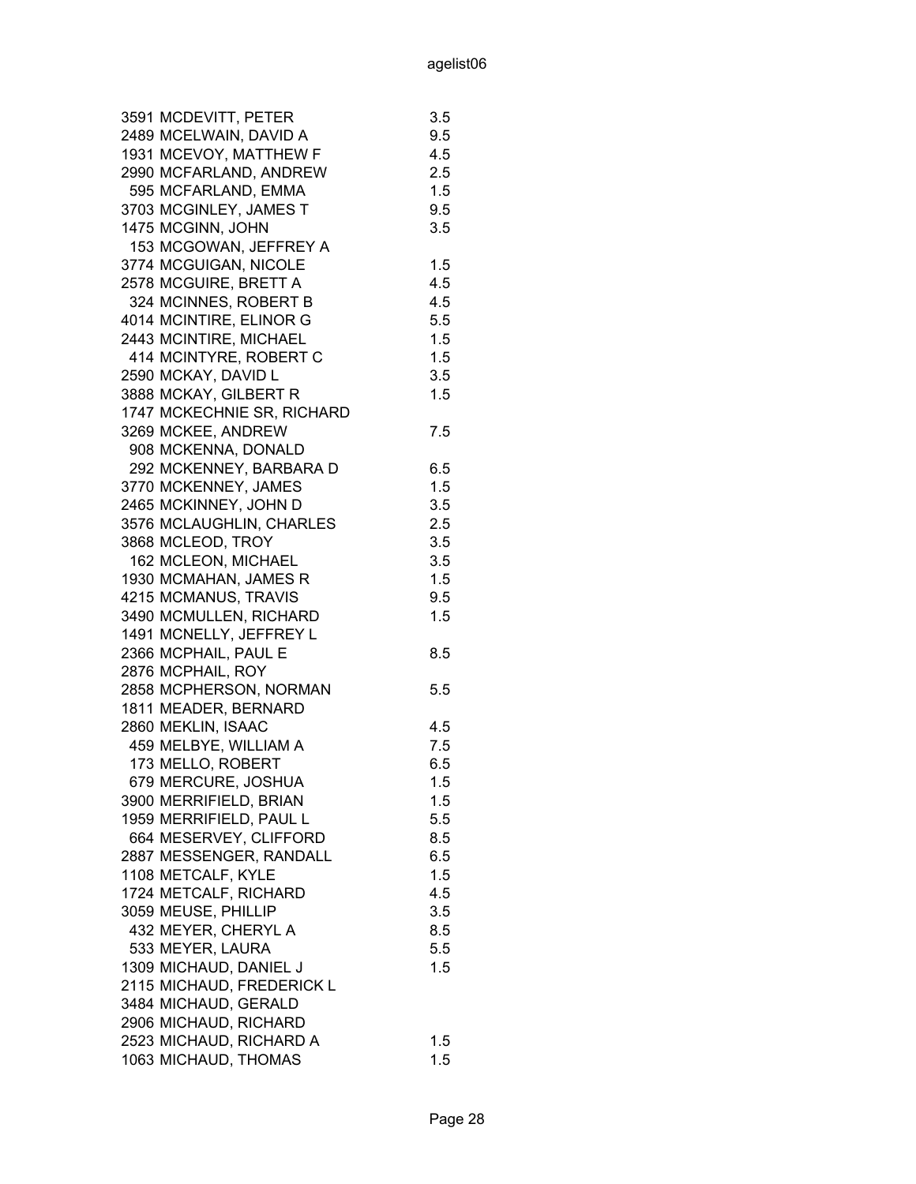| | | |
|---|---|---|
| 3591 | MCDEVITT, PETER | 3.5 |
| 2489 | MCELWAIN, DAVID A | 9.5 |
| 1931 | MCEVOY, MATTHEW F | 4.5 |
| 2990 | MCFARLAND, ANDREW | 2.5 |
| 595 | MCFARLAND, EMMA | 1.5 |
| 3703 | MCGINLEY, JAMES T | 9.5 |
| 1475 | MCGINN, JOHN | 3.5 |
| 153 | MCGOWAN, JEFFREY A | |
| 3774 | MCGUIGAN, NICOLE | 1.5 |
| 2578 | MCGUIRE, BRETT A | 4.5 |
| 324 | MCINNES, ROBERT B | 4.5 |
| 4014 | MCINTIRE, ELINOR G | 5.5 |
| 2443 | MCINTIRE, MICHAEL | 1.5 |
| 414 | MCINTYRE, ROBERT C | 1.5 |
| 2590 | MCKAY, DAVID L | 3.5 |
| 3888 | MCKAY, GILBERT R | 1.5 |
| 1747 | MCKECHNIE SR, RICHARD | |
| 3269 | MCKEE, ANDREW | 7.5 |
| 908 | MCKENNA, DONALD | |
| 292 | MCKENNEY, BARBARA D | 6.5 |
| 3770 | MCKENNEY, JAMES | 1.5 |
| 2465 | MCKINNEY, JOHN D | 3.5 |
| 3576 | MCLAUGHLIN, CHARLES | 2.5 |
| 3868 | MCLEOD, TROY | 3.5 |
| 162 | MCLEON, MICHAEL | 3.5 |
| 1930 | MCMAHAN, JAMES R | 1.5 |
| 4215 | MCMANUS, TRAVIS | 9.5 |
| 3490 | MCMULLEN, RICHARD | 1.5 |
| 1491 | MCNELLY, JEFFREY L | |
| 2366 | MCPHAIL, PAUL E | 8.5 |
| 2876 | MCPHAIL, ROY | |
| 2858 | MCPHERSON, NORMAN | 5.5 |
| 1811 | MEADER, BERNARD | |
| 2860 | MEKLIN, ISAAC | 4.5 |
| 459 | MELBYE, WILLIAM A | 7.5 |
| 173 | MELLO, ROBERT | 6.5 |
| 679 | MERCURE, JOSHUA | 1.5 |
| 3900 | MERRIFIELD, BRIAN | 1.5 |
| 1959 | MERRIFIELD, PAUL L | 5.5 |
| 664 | MESERVEY, CLIFFORD | 8.5 |
| 2887 | MESSENGER, RANDALL | 6.5 |
| 1108 | METCALF, KYLE | 1.5 |
| 1724 | METCALF, RICHARD | 4.5 |
| 3059 | MEUSE, PHILLIP | 3.5 |
| 432 | MEYER, CHERYL A | 8.5 |
| 533 | MEYER, LAURA | 5.5 |
| 1309 | MICHAUD, DANIEL J | 1.5 |
| 2115 | MICHAUD, FREDERICK L | |
| 3484 | MICHAUD, GERALD | |
| 2906 | MICHAUD, RICHARD | |
| 2523 | MICHAUD, RICHARD A | 1.5 |
| 1063 | MICHAUD, THOMAS | 1.5 |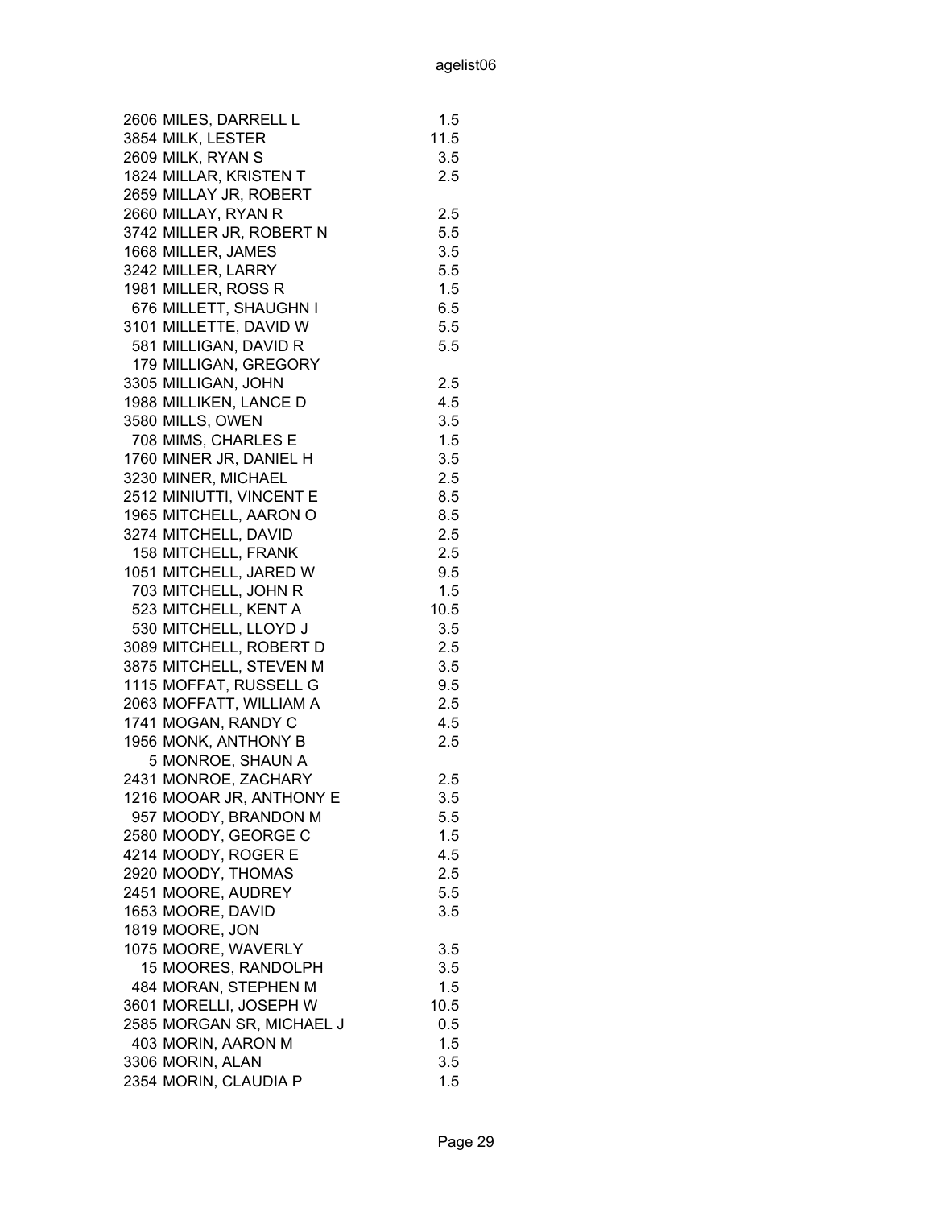| | | |
|---|---|---|
| 2606 | MILES, DARRELL L | 1.5 |
| 3854 | MILK, LESTER | 11.5 |
| 2609 | MILK, RYAN S | 3.5 |
| 1824 | MILLAR, KRISTEN T | 2.5 |
| 2659 | MILLAY JR, ROBERT | |
| 2660 | MILLAY, RYAN R | 2.5 |
| 3742 | MILLER JR, ROBERT N | 5.5 |
| 1668 | MILLER, JAMES | 3.5 |
| 3242 | MILLER, LARRY | 5.5 |
| 1981 | MILLER, ROSS R | 1.5 |
| 676 | MILLETT, SHAUGHN I | 6.5 |
| 3101 | MILLETTE, DAVID W | 5.5 |
| 581 | MILLIGAN, DAVID R | 5.5 |
| 179 | MILLIGAN, GREGORY | |
| 3305 | MILLIGAN, JOHN | 2.5 |
| 1988 | MILLIKEN, LANCE D | 4.5 |
| 3580 | MILLS, OWEN | 3.5 |
| 708 | MIMS, CHARLES E | 1.5 |
| 1760 | MINER JR, DANIEL H | 3.5 |
| 3230 | MINER, MICHAEL | 2.5 |
| 2512 | MINIUTTI, VINCENT E | 8.5 |
| 1965 | MITCHELL, AARON O | 8.5 |
| 3274 | MITCHELL, DAVID | 2.5 |
| 158 | MITCHELL, FRANK | 2.5 |
| 1051 | MITCHELL, JARED W | 9.5 |
| 703 | MITCHELL, JOHN R | 1.5 |
| 523 | MITCHELL, KENT A | 10.5 |
| 530 | MITCHELL, LLOYD J | 3.5 |
| 3089 | MITCHELL, ROBERT D | 2.5 |
| 3875 | MITCHELL, STEVEN M | 3.5 |
| 1115 | MOFFAT, RUSSELL G | 9.5 |
| 2063 | MOFFATT, WILLIAM A | 2.5 |
| 1741 | MOGAN, RANDY C | 4.5 |
| 1956 | MONK, ANTHONY B | 2.5 |
| 5 | MONROE, SHAUN A | |
| 2431 | MONROE, ZACHARY | 2.5 |
| 1216 | MOOAR JR, ANTHONY E | 3.5 |
| 957 | MOODY, BRANDON M | 5.5 |
| 2580 | MOODY, GEORGE C | 1.5 |
| 4214 | MOODY, ROGER E | 4.5 |
| 2920 | MOODY, THOMAS | 2.5 |
| 2451 | MOORE, AUDREY | 5.5 |
| 1653 | MOORE, DAVID | 3.5 |
| 1819 | MOORE, JON | |
| 1075 | MOORE, WAVERLY | 3.5 |
| 15 | MOORES, RANDOLPH | 3.5 |
| 484 | MORAN, STEPHEN M | 1.5 |
| 3601 | MORELLI, JOSEPH W | 10.5 |
| 2585 | MORGAN SR, MICHAEL J | 0.5 |
| 403 | MORIN, AARON M | 1.5 |
| 3306 | MORIN, ALAN | 3.5 |
| 2354 | MORIN, CLAUDIA P | 1.5 |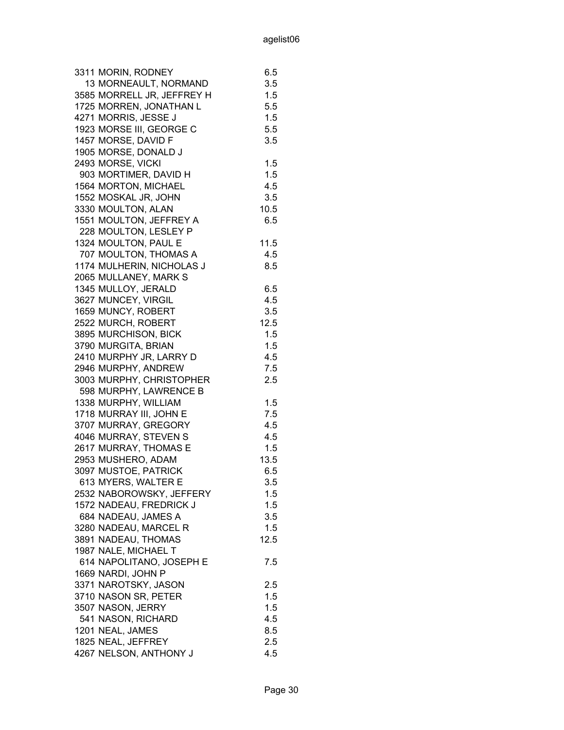| | | |
|---|---|---|
| 3311 | MORIN, RODNEY | 6.5 |
| 13 | MORNEAULT, NORMAND | 3.5 |
| 3585 | MORRELL JR, JEFFREY H | 1.5 |
| 1725 | MORREN, JONATHAN L | 5.5 |
| 4271 | MORRIS, JESSE J | 1.5 |
| 1923 | MORSE III, GEORGE C | 5.5 |
| 1457 | MORSE, DAVID F | 3.5 |
| 1905 | MORSE, DONALD J | |
| 2493 | MORSE, VICKI | 1.5 |
| 903 | MORTIMER, DAVID H | 1.5 |
| 1564 | MORTON, MICHAEL | 4.5 |
| 1552 | MOSKAL JR, JOHN | 3.5 |
| 3330 | MOULTON, ALAN | 10.5 |
| 1551 | MOULTON, JEFFREY A | 6.5 |
| 228 | MOULTON, LESLEY P | |
| 1324 | MOULTON, PAUL E | 11.5 |
| 707 | MOULTON, THOMAS A | 4.5 |
| 1174 | MULHERIN, NICHOLAS J | 8.5 |
| 2065 | MULLANEY, MARK S | |
| 1345 | MULLOY, JERALD | 6.5 |
| 3627 | MUNCEY, VIRGIL | 4.5 |
| 1659 | MUNCY, ROBERT | 3.5 |
| 2522 | MURCH, ROBERT | 12.5 |
| 3895 | MURCHISON, BICK | 1.5 |
| 3790 | MURGITA, BRIAN | 1.5 |
| 2410 | MURPHY JR, LARRY D | 4.5 |
| 2946 | MURPHY, ANDREW | 7.5 |
| 3003 | MURPHY, CHRISTOPHER | 2.5 |
| 598 | MURPHY, LAWRENCE B | |
| 1338 | MURPHY, WILLIAM | 1.5 |
| 1718 | MURRAY III, JOHN E | 7.5 |
| 3707 | MURRAY, GREGORY | 4.5 |
| 4046 | MURRAY, STEVEN S | 4.5 |
| 2617 | MURRAY, THOMAS E | 1.5 |
| 2953 | MUSHERO, ADAM | 13.5 |
| 3097 | MUSTOE, PATRICK | 6.5 |
| 613 | MYERS, WALTER E | 3.5 |
| 2532 | NABOROWSKY, JEFFERY | 1.5 |
| 1572 | NADEAU, FREDRICK J | 1.5 |
| 684 | NADEAU, JAMES A | 3.5 |
| 3280 | NADEAU, MARCEL R | 1.5 |
| 3891 | NADEAU, THOMAS | 12.5 |
| 1987 | NALE, MICHAEL T | |
| 614 | NAPOLITANO, JOSEPH E | 7.5 |
| 1669 | NARDI, JOHN P | |
| 3371 | NAROTSKY, JASON | 2.5 |
| 3710 | NASON SR, PETER | 1.5 |
| 3507 | NASON, JERRY | 1.5 |
| 541 | NASON, RICHARD | 4.5 |
| 1201 | NEAL, JAMES | 8.5 |
| 1825 | NEAL, JEFFREY | 2.5 |
| 4267 | NELSON, ANTHONY J | 4.5 |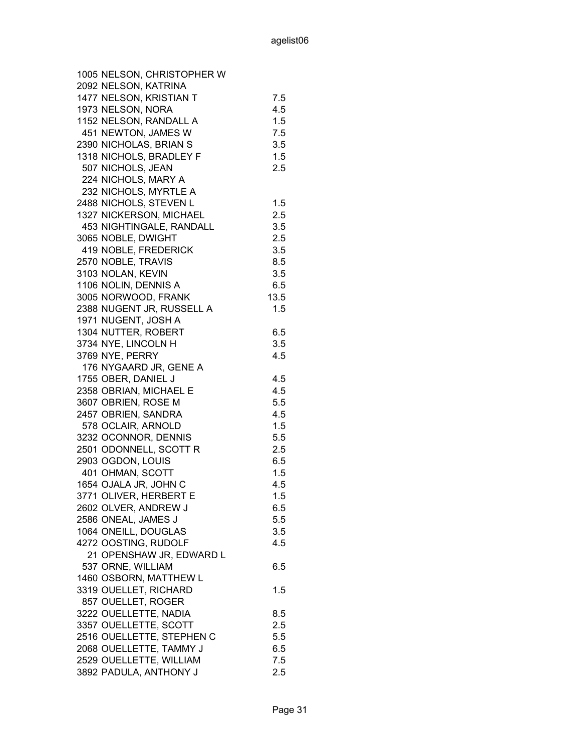| | | |
|---|---|---|
| 1005 | NELSON, CHRISTOPHER W | |
| 2092 | NELSON, KATRINA | |
| 1477 | NELSON, KRISTIAN T | 7.5 |
| 1973 | NELSON, NORA | 4.5 |
| 1152 | NELSON, RANDALL A | 1.5 |
| 451 | NEWTON, JAMES W | 7.5 |
| 2390 | NICHOLAS, BRIAN S | 3.5 |
| 1318 | NICHOLS, BRADLEY F | 1.5 |
| 507 | NICHOLS, JEAN | 2.5 |
| 224 | NICHOLS, MARY A | |
| 232 | NICHOLS, MYRTLE A | |
| 2488 | NICHOLS, STEVEN L | 1.5 |
| 1327 | NICKERSON, MICHAEL | 2.5 |
| 453 | NIGHTINGALE, RANDALL | 3.5 |
| 3065 | NOBLE, DWIGHT | 2.5 |
| 419 | NOBLE, FREDERICK | 3.5 |
| 2570 | NOBLE, TRAVIS | 8.5 |
| 3103 | NOLAN, KEVIN | 3.5 |
| 1106 | NOLIN, DENNIS A | 6.5 |
| 3005 | NORWOOD, FRANK | 13.5 |
| 2388 | NUGENT JR, RUSSELL A | 1.5 |
| 1971 | NUGENT, JOSH A | |
| 1304 | NUTTER, ROBERT | 6.5 |
| 3734 | NYE, LINCOLN H | 3.5 |
| 3769 | NYE, PERRY | 4.5 |
| 176 | NYGAARD JR, GENE A | |
| 1755 | OBER, DANIEL J | 4.5 |
| 2358 | OBRIAN, MICHAEL E | 4.5 |
| 3607 | OBRIEN, ROSE M | 5.5 |
| 2457 | OBRIEN, SANDRA | 4.5 |
| 578 | OCLAIR, ARNOLD | 1.5 |
| 3232 | OCONNOR, DENNIS | 5.5 |
| 2501 | ODONNELL, SCOTT R | 2.5 |
| 2903 | OGDON, LOUIS | 6.5 |
| 401 | OHMAN, SCOTT | 1.5 |
| 1654 | OJALA JR, JOHN C | 4.5 |
| 3771 | OLIVER, HERBERT E | 1.5 |
| 2602 | OLVER, ANDREW J | 6.5 |
| 2586 | ONEAL, JAMES J | 5.5 |
| 1064 | ONEILL, DOUGLAS | 3.5 |
| 4272 | OOSTING, RUDOLF | 4.5 |
| 21 | OPENSHAW JR, EDWARD L | |
| 537 | ORNE, WILLIAM | 6.5 |
| 1460 | OSBORN, MATTHEW L | |
| 3319 | OUELLET, RICHARD | 1.5 |
| 857 | OUELLET, ROGER | |
| 3222 | OUELLETTE, NADIA | 8.5 |
| 3357 | OUELLETTE, SCOTT | 2.5 |
| 2516 | OUELLETTE, STEPHEN C | 5.5 |
| 2068 | OUELLETTE, TAMMY J | 6.5 |
| 2529 | OUELLETTE, WILLIAM | 7.5 |
| 3892 | PADULA, ANTHONY J | 2.5 |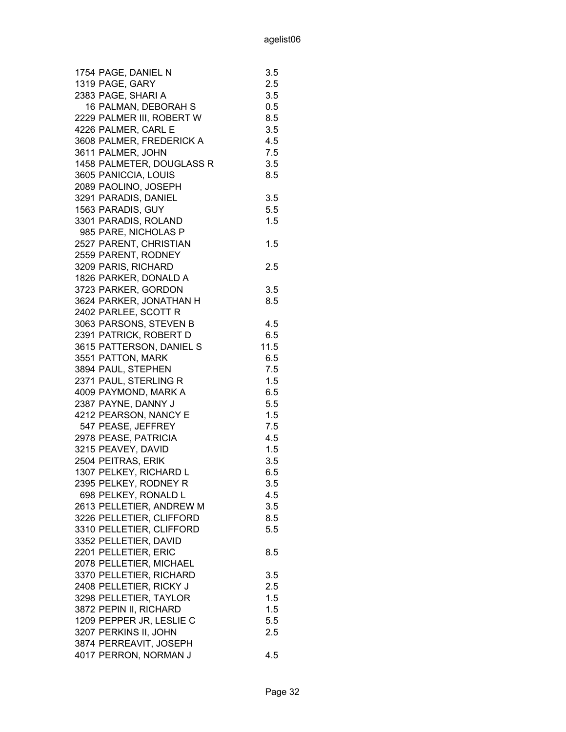| | | |
|---|---|---|
| 1754 | PAGE, DANIEL N | 3.5 |
| 1319 | PAGE, GARY | 2.5 |
| 2383 | PAGE, SHARI A | 3.5 |
| 16 | PALMAN, DEBORAH S | 0.5 |
| 2229 | PALMER III, ROBERT W | 8.5 |
| 4226 | PALMER, CARL E | 3.5 |
| 3608 | PALMER, FREDERICK A | 4.5 |
| 3611 | PALMER, JOHN | 7.5 |
| 1458 | PALMETER, DOUGLASS R | 3.5 |
| 3605 | PANICCIA, LOUIS | 8.5 |
| 2089 | PAOLINO, JOSEPH | |
| 3291 | PARADIS, DANIEL | 3.5 |
| 1563 | PARADIS, GUY | 5.5 |
| 3301 | PARADIS, ROLAND | 1.5 |
| 985 | PARE, NICHOLAS P | |
| 2527 | PARENT, CHRISTIAN | 1.5 |
| 2559 | PARENT, RODNEY | |
| 3209 | PARIS, RICHARD | 2.5 |
| 1826 | PARKER, DONALD A | |
| 3723 | PARKER, GORDON | 3.5 |
| 3624 | PARKER, JONATHAN H | 8.5 |
| 2402 | PARLEE, SCOTT R | |
| 3063 | PARSONS, STEVEN B | 4.5 |
| 2391 | PATRICK, ROBERT D | 6.5 |
| 3615 | PATTERSON, DANIEL S | 11.5 |
| 3551 | PATTON, MARK | 6.5 |
| 3894 | PAUL, STEPHEN | 7.5 |
| 2371 | PAUL, STERLING R | 1.5 |
| 4009 | PAYMOND, MARK A | 6.5 |
| 2387 | PAYNE, DANNY J | 5.5 |
| 4212 | PEARSON, NANCY E | 1.5 |
| 547 | PEASE, JEFFREY | 7.5 |
| 2978 | PEASE, PATRICIA | 4.5 |
| 3215 | PEAVEY, DAVID | 1.5 |
| 2504 | PEITRAS, ERIK | 3.5 |
| 1307 | PELKEY, RICHARD L | 6.5 |
| 2395 | PELKEY, RODNEY R | 3.5 |
| 698 | PELKEY, RONALD L | 4.5 |
| 2613 | PELLETIER, ANDREW M | 3.5 |
| 3226 | PELLETIER, CLIFFORD | 8.5 |
| 3310 | PELLETIER, CLIFFORD | 5.5 |
| 3352 | PELLETIER, DAVID | |
| 2201 | PELLETIER, ERIC | 8.5 |
| 2078 | PELLETIER, MICHAEL | |
| 3370 | PELLETIER, RICHARD | 3.5 |
| 2408 | PELLETIER, RICKY J | 2.5 |
| 3298 | PELLETIER, TAYLOR | 1.5 |
| 3872 | PEPIN II, RICHARD | 1.5 |
| 1209 | PEPPER JR, LESLIE C | 5.5 |
| 3207 | PERKINS II, JOHN | 2.5 |
| 3874 | PERREAVIT, JOSEPH | |
| 4017 | PERRON, NORMAN J | 4.5 |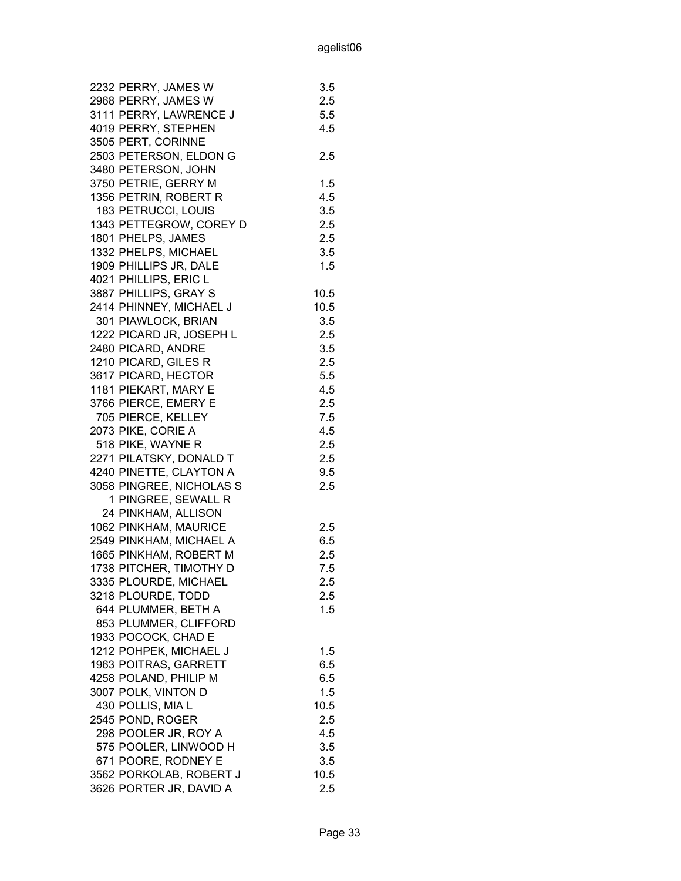| | | |
|---|---|---|
| 2232 | PERRY, JAMES W | 3.5 |
| 2968 | PERRY, JAMES W | 2.5 |
| 3111 | PERRY, LAWRENCE J | 5.5 |
| 4019 | PERRY, STEPHEN | 4.5 |
| 3505 | PERT, CORINNE | |
| 2503 | PETERSON, ELDON G | 2.5 |
| 3480 | PETERSON, JOHN | |
| 3750 | PETRIE, GERRY M | 1.5 |
| 1356 | PETRIN, ROBERT R | 4.5 |
| 183 | PETRUCCI, LOUIS | 3.5 |
| 1343 | PETTEGROW, COREY D | 2.5 |
| 1801 | PHELPS, JAMES | 2.5 |
| 1332 | PHELPS, MICHAEL | 3.5 |
| 1909 | PHILLIPS JR, DALE | 1.5 |
| 4021 | PHILLIPS, ERIC L | |
| 3887 | PHILLIPS, GRAY S | 10.5 |
| 2414 | PHINNEY, MICHAEL J | 10.5 |
| 301 | PIAWLOCK, BRIAN | 3.5 |
| 1222 | PICARD JR, JOSEPH L | 2.5 |
| 2480 | PICARD, ANDRE | 3.5 |
| 1210 | PICARD, GILES R | 2.5 |
| 3617 | PICARD, HECTOR | 5.5 |
| 1181 | PIEKART, MARY E | 4.5 |
| 3766 | PIERCE, EMERY E | 2.5 |
| 705 | PIERCE, KELLEY | 7.5 |
| 2073 | PIKE, CORIE A | 4.5 |
| 518 | PIKE, WAYNE R | 2.5 |
| 2271 | PILATSKY, DONALD T | 2.5 |
| 4240 | PINETTE, CLAYTON A | 9.5 |
| 3058 | PINGREE, NICHOLAS S | 2.5 |
| 1 | PINGREE, SEWALL R | |
| 24 | PINKHAM, ALLISON | |
| 1062 | PINKHAM, MAURICE | 2.5 |
| 2549 | PINKHAM, MICHAEL A | 6.5 |
| 1665 | PINKHAM, ROBERT M | 2.5 |
| 1738 | PITCHER, TIMOTHY D | 7.5 |
| 3335 | PLOURDE, MICHAEL | 2.5 |
| 3218 | PLOURDE, TODD | 2.5 |
| 644 | PLUMMER, BETH A | 1.5 |
| 853 | PLUMMER, CLIFFORD | |
| 1933 | POCOCK, CHAD E | |
| 1212 | POHPEK, MICHAEL J | 1.5 |
| 1963 | POITRAS, GARRETT | 6.5 |
| 4258 | POLAND, PHILIP M | 6.5 |
| 3007 | POLK, VINTON D | 1.5 |
| 430 | POLLIS, MIA L | 10.5 |
| 2545 | POND, ROGER | 2.5 |
| 298 | POOLER JR, ROY A | 4.5 |
| 575 | POOLER, LINWOOD H | 3.5 |
| 671 | POORE, RODNEY E | 3.5 |
| 3562 | PORKOLAB, ROBERT J | 10.5 |
| 3626 | PORTER JR, DAVID A | 2.5 |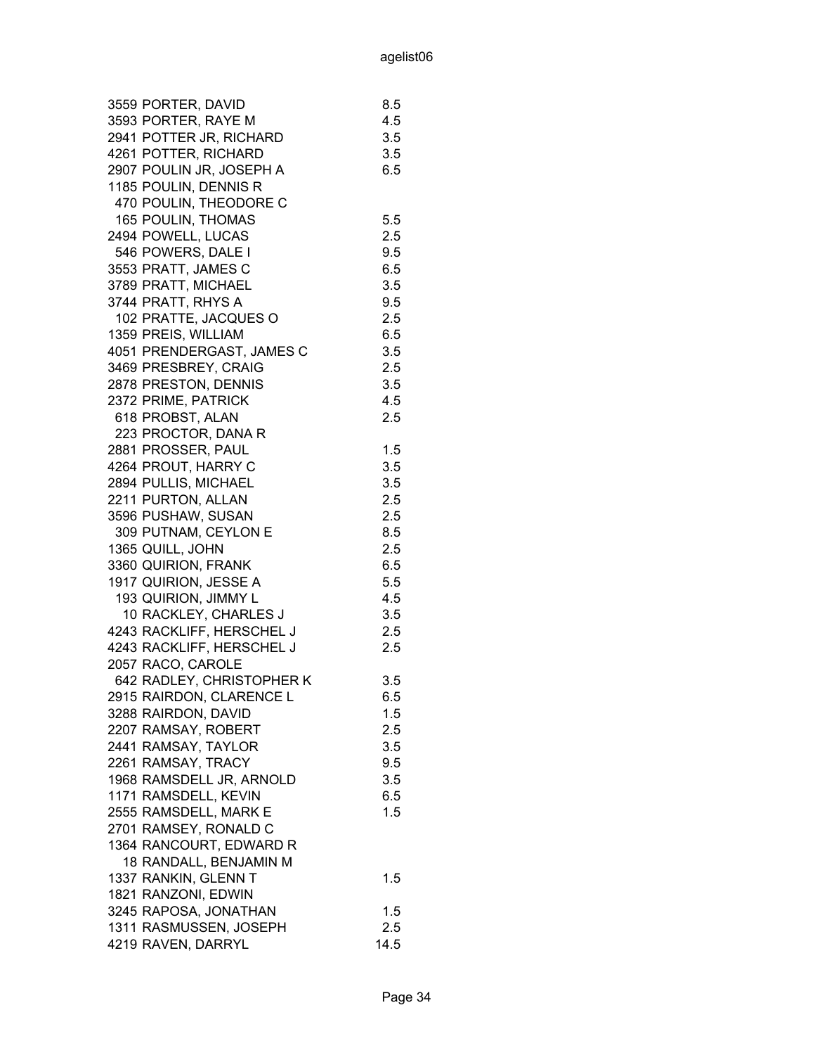| | | |
|---|---|---|
| 3559 | PORTER, DAVID | 8.5 |
| 3593 | PORTER, RAYE M | 4.5 |
| 2941 | POTTER JR, RICHARD | 3.5 |
| 4261 | POTTER, RICHARD | 3.5 |
| 2907 | POULIN JR, JOSEPH A | 6.5 |
| 1185 | POULIN, DENNIS R | |
| 470 | POULIN, THEODORE C | |
| 165 | POULIN, THOMAS | 5.5 |
| 2494 | POWELL, LUCAS | 2.5 |
| 546 | POWERS, DALE I | 9.5 |
| 3553 | PRATT, JAMES C | 6.5 |
| 3789 | PRATT, MICHAEL | 3.5 |
| 3744 | PRATT, RHYS A | 9.5 |
| 102 | PRATTE, JACQUES O | 2.5 |
| 1359 | PREIS, WILLIAM | 6.5 |
| 4051 | PRENDERGAST, JAMES C | 3.5 |
| 3469 | PRESBREY, CRAIG | 2.5 |
| 2878 | PRESTON, DENNIS | 3.5 |
| 2372 | PRIME, PATRICK | 4.5 |
| 618 | PROBST, ALAN | 2.5 |
| 223 | PROCTOR, DANA R | |
| 2881 | PROSSER, PAUL | 1.5 |
| 4264 | PROUT, HARRY C | 3.5 |
| 2894 | PULLIS, MICHAEL | 3.5 |
| 2211 | PURTON, ALLAN | 2.5 |
| 3596 | PUSHAW, SUSAN | 2.5 |
| 309 | PUTNAM, CEYLON E | 8.5 |
| 1365 | QUILL, JOHN | 2.5 |
| 3360 | QUIRION, FRANK | 6.5 |
| 1917 | QUIRION, JESSE A | 5.5 |
| 193 | QUIRION, JIMMY L | 4.5 |
| 10 | RACKLEY, CHARLES J | 3.5 |
| 4243 | RACKLIFF, HERSCHEL J | 2.5 |
| 4243 | RACKLIFF, HERSCHEL J | 2.5 |
| 2057 | RACO, CAROLE | |
| 642 | RADLEY, CHRISTOPHER K | 3.5 |
| 2915 | RAIRDON, CLARENCE L | 6.5 |
| 3288 | RAIRDON, DAVID | 1.5 |
| 2207 | RAMSAY, ROBERT | 2.5 |
| 2441 | RAMSAY, TAYLOR | 3.5 |
| 2261 | RAMSAY, TRACY | 9.5 |
| 1968 | RAMSDELL JR, ARNOLD | 3.5 |
| 1171 | RAMSDELL, KEVIN | 6.5 |
| 2555 | RAMSDELL, MARK E | 1.5 |
| 2701 | RAMSEY, RONALD C | |
| 1364 | RANCOURT, EDWARD R | |
| 18 | RANDALL, BENJAMIN M | |
| 1337 | RANKIN, GLENN T | 1.5 |
| 1821 | RANZONI, EDWIN | |
| 3245 | RAPOSA, JONATHAN | 1.5 |
| 1311 | RASMUSSEN, JOSEPH | 2.5 |
| 4219 | RAVEN, DARRYL | 14.5 |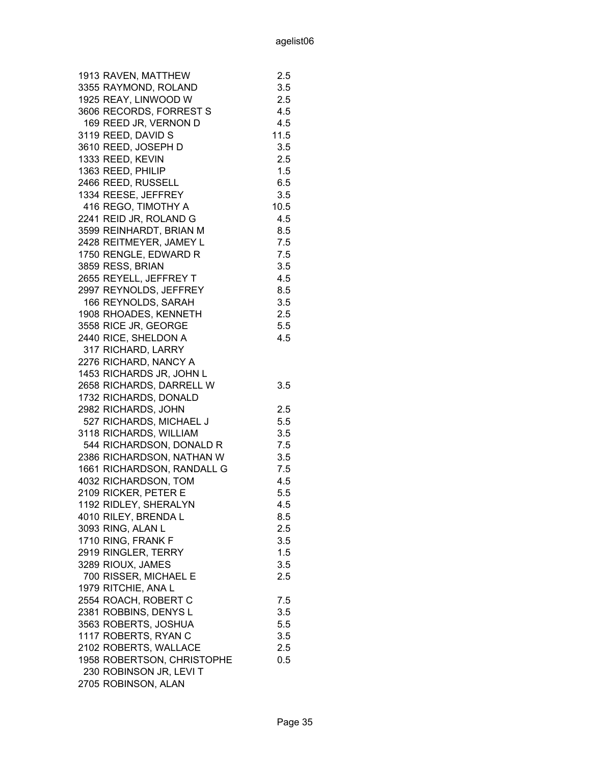| | | |
|---|---|---|
| 1913 | RAVEN, MATTHEW | 2.5 |
| 3355 | RAYMOND, ROLAND | 3.5 |
| 1925 | REAY, LINWOOD W | 2.5 |
| 3606 | RECORDS, FORREST S | 4.5 |
| 169 | REED JR, VERNON D | 4.5 |
| 3119 | REED, DAVID S | 11.5 |
| 3610 | REED, JOSEPH D | 3.5 |
| 1333 | REED, KEVIN | 2.5 |
| 1363 | REED, PHILIP | 1.5 |
| 2466 | REED, RUSSELL | 6.5 |
| 1334 | REESE, JEFFREY | 3.5 |
| 416 | REGO, TIMOTHY A | 10.5 |
| 2241 | REID JR, ROLAND G | 4.5 |
| 3599 | REINHARDT, BRIAN M | 8.5 |
| 2428 | REITMEYER, JAMEY L | 7.5 |
| 1750 | RENGLE, EDWARD R | 7.5 |
| 3859 | RESS, BRIAN | 3.5 |
| 2655 | REYELL, JEFFREY T | 4.5 |
| 2997 | REYNOLDS, JEFFREY | 8.5 |
| 166 | REYNOLDS, SARAH | 3.5 |
| 1908 | RHOADES, KENNETH | 2.5 |
| 3558 | RICE JR, GEORGE | 5.5 |
| 2440 | RICE, SHELDON A | 4.5 |
| 317 | RICHARD, LARRY | |
| 2276 | RICHARD, NANCY A | |
| 1453 | RICHARDS JR, JOHN L | |
| 2658 | RICHARDS, DARRELL W | 3.5 |
| 1732 | RICHARDS, DONALD | |
| 2982 | RICHARDS, JOHN | 2.5 |
| 527 | RICHARDS, MICHAEL J | 5.5 |
| 3118 | RICHARDS, WILLIAM | 3.5 |
| 544 | RICHARDSON, DONALD R | 7.5 |
| 2386 | RICHARDSON, NATHAN W | 3.5 |
| 1661 | RICHARDSON, RANDALL G | 7.5 |
| 4032 | RICHARDSON, TOM | 4.5 |
| 2109 | RICKER, PETER E | 5.5 |
| 1192 | RIDLEY, SHERALYN | 4.5 |
| 4010 | RILEY, BRENDA L | 8.5 |
| 3093 | RING, ALAN L | 2.5 |
| 1710 | RING, FRANK F | 3.5 |
| 2919 | RINGLER, TERRY | 1.5 |
| 3289 | RIOUX, JAMES | 3.5 |
| 700 | RISSER, MICHAEL E | 2.5 |
| 1979 | RITCHIE, ANA L | |
| 2554 | ROACH, ROBERT C | 7.5 |
| 2381 | ROBBINS, DENYS L | 3.5 |
| 3563 | ROBERTS, JOSHUA | 5.5 |
| 1117 | ROBERTS, RYAN C | 3.5 |
| 2102 | ROBERTS, WALLACE | 2.5 |
| 1958 | ROBERTSON, CHRISTOPHE | 0.5 |
| 230 | ROBINSON JR, LEVI T | |
| 2705 | ROBINSON, ALAN | |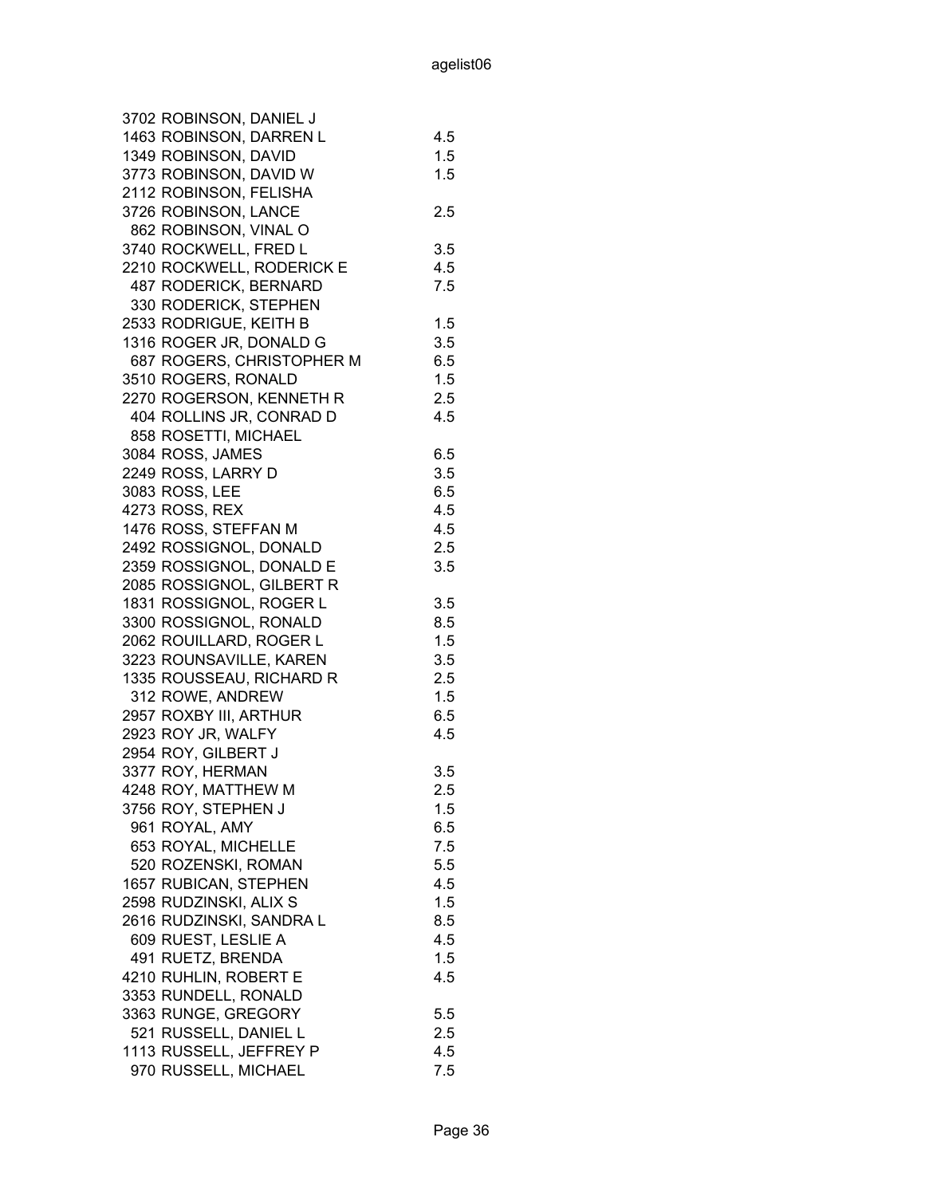| ID | Name | Value |
|---|---|---|
| 3702 | ROBINSON, DANIEL J | |
| 1463 | ROBINSON, DARREN L | 4.5 |
| 1349 | ROBINSON, DAVID | 1.5 |
| 3773 | ROBINSON, DAVID W | 1.5 |
| 2112 | ROBINSON, FELISHA | |
| 3726 | ROBINSON, LANCE | 2.5 |
| 862 | ROBINSON, VINAL O | |
| 3740 | ROCKWELL, FRED L | 3.5 |
| 2210 | ROCKWELL, RODERICK E | 4.5 |
| 487 | RODERICK, BERNARD | 7.5 |
| 330 | RODERICK, STEPHEN | |
| 2533 | RODRIGUE, KEITH B | 1.5 |
| 1316 | ROGER JR, DONALD G | 3.5 |
| 687 | ROGERS, CHRISTOPHER M | 6.5 |
| 3510 | ROGERS, RONALD | 1.5 |
| 2270 | ROGERSON, KENNETH R | 2.5 |
| 404 | ROLLINS JR, CONRAD D | 4.5 |
| 858 | ROSETTI, MICHAEL | |
| 3084 | ROSS, JAMES | 6.5 |
| 2249 | ROSS, LARRY D | 3.5 |
| 3083 | ROSS, LEE | 6.5 |
| 4273 | ROSS, REX | 4.5 |
| 1476 | ROSS, STEFFAN M | 4.5 |
| 2492 | ROSSIGNOL, DONALD | 2.5 |
| 2359 | ROSSIGNOL, DONALD E | 3.5 |
| 2085 | ROSSIGNOL, GILBERT R | |
| 1831 | ROSSIGNOL, ROGER L | 3.5 |
| 3300 | ROSSIGNOL, RONALD | 8.5 |
| 2062 | ROUILLARD, ROGER L | 1.5 |
| 3223 | ROUNSAVILLE, KAREN | 3.5 |
| 1335 | ROUSSEAU, RICHARD R | 2.5 |
| 312 | ROWE, ANDREW | 1.5 |
| 2957 | ROXBY III, ARTHUR | 6.5 |
| 2923 | ROY JR, WALFY | 4.5 |
| 2954 | ROY, GILBERT J | |
| 3377 | ROY, HERMAN | 3.5 |
| 4248 | ROY, MATTHEW M | 2.5 |
| 3756 | ROY, STEPHEN J | 1.5 |
| 961 | ROYAL, AMY | 6.5 |
| 653 | ROYAL, MICHELLE | 7.5 |
| 520 | ROZENSKI, ROMAN | 5.5 |
| 1657 | RUBICAN, STEPHEN | 4.5 |
| 2598 | RUDZINSKI, ALIX S | 1.5 |
| 2616 | RUDZINSKI, SANDRA L | 8.5 |
| 609 | RUEST, LESLIE A | 4.5 |
| 491 | RUETZ, BRENDA | 1.5 |
| 4210 | RUHLIN, ROBERT E | 4.5 |
| 3353 | RUNDELL, RONALD | |
| 3363 | RUNGE, GREGORY | 5.5 |
| 521 | RUSSELL, DANIEL L | 2.5 |
| 1113 | RUSSELL, JEFFREY P | 4.5 |
| 970 | RUSSELL, MICHAEL | 7.5 |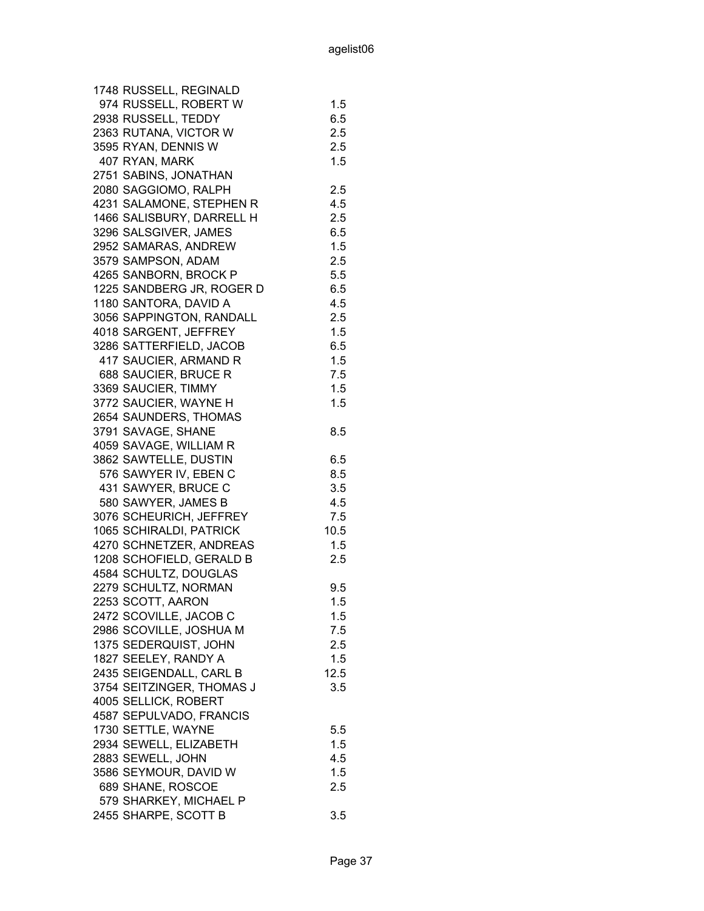| | | |
|---|---|---|
| 1748 | RUSSELL, REGINALD | |
| 974 | RUSSELL, ROBERT W | 1.5 |
| 2938 | RUSSELL, TEDDY | 6.5 |
| 2363 | RUTANA, VICTOR W | 2.5 |
| 3595 | RYAN, DENNIS W | 2.5 |
| 407 | RYAN, MARK | 1.5 |
| 2751 | SABINS, JONATHAN | |
| 2080 | SAGGIOMO, RALPH | 2.5 |
| 4231 | SALAMONE, STEPHEN R | 4.5 |
| 1466 | SALISBURY, DARRELL H | 2.5 |
| 3296 | SALSGIVER, JAMES | 6.5 |
| 2952 | SAMARAS, ANDREW | 1.5 |
| 3579 | SAMPSON, ADAM | 2.5 |
| 4265 | SANBORN, BROCK P | 5.5 |
| 1225 | SANDBERG JR, ROGER D | 6.5 |
| 1180 | SANTORA, DAVID A | 4.5 |
| 3056 | SAPPINGTON, RANDALL | 2.5 |
| 4018 | SARGENT, JEFFREY | 1.5 |
| 3286 | SATTERFIELD, JACOB | 6.5 |
| 417 | SAUCIER, ARMAND R | 1.5 |
| 688 | SAUCIER, BRUCE R | 7.5 |
| 3369 | SAUCIER, TIMMY | 1.5 |
| 3772 | SAUCIER, WAYNE H | 1.5 |
| 2654 | SAUNDERS, THOMAS | |
| 3791 | SAVAGE, SHANE | 8.5 |
| 4059 | SAVAGE, WILLIAM R | |
| 3862 | SAWTELLE, DUSTIN | 6.5 |
| 576 | SAWYER IV, EBEN C | 8.5 |
| 431 | SAWYER, BRUCE C | 3.5 |
| 580 | SAWYER, JAMES B | 4.5 |
| 3076 | SCHEURICH, JEFFREY | 7.5 |
| 1065 | SCHIRALDI, PATRICK | 10.5 |
| 4270 | SCHNETZER, ANDREAS | 1.5 |
| 1208 | SCHOFIELD, GERALD B | 2.5 |
| 4584 | SCHULTZ, DOUGLAS | |
| 2279 | SCHULTZ, NORMAN | 9.5 |
| 2253 | SCOTT, AARON | 1.5 |
| 2472 | SCOVILLE, JACOB C | 1.5 |
| 2986 | SCOVILLE, JOSHUA M | 7.5 |
| 1375 | SEDERQUIST, JOHN | 2.5 |
| 1827 | SEELEY, RANDY A | 1.5 |
| 2435 | SEIGENDALL, CARL B | 12.5 |
| 3754 | SEITZINGER, THOMAS J | 3.5 |
| 4005 | SELLICK, ROBERT | |
| 4587 | SEPULVADO, FRANCIS | |
| 1730 | SETTLE, WAYNE | 5.5 |
| 2934 | SEWELL, ELIZABETH | 1.5 |
| 2883 | SEWELL, JOHN | 4.5 |
| 3586 | SEYMOUR, DAVID W | 1.5 |
| 689 | SHANE, ROSCOE | 2.5 |
| 579 | SHARKEY, MICHAEL P | |
| 2455 | SHARPE, SCOTT B | 3.5 |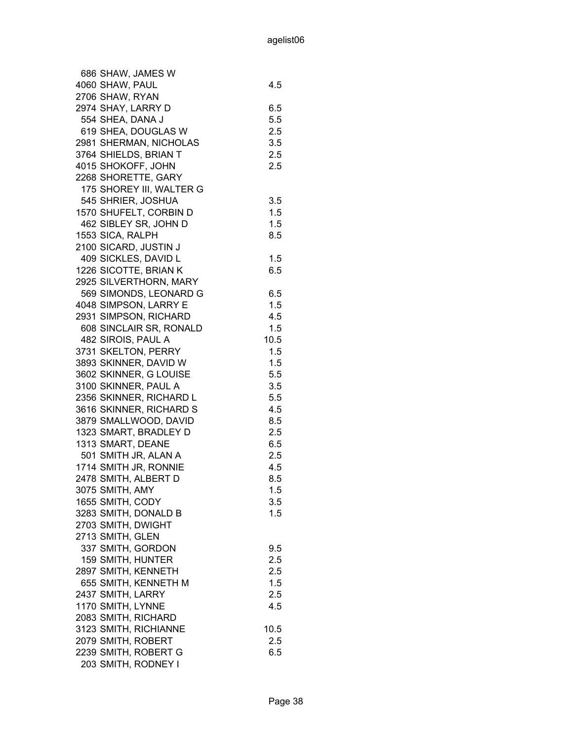| | | |
|---|---|---|
| 686 | SHAW, JAMES W | |
| 4060 | SHAW, PAUL | 4.5 |
| 2706 | SHAW, RYAN | |
| 2974 | SHAY, LARRY D | 6.5 |
| 554 | SHEA, DANA J | 5.5 |
| 619 | SHEA, DOUGLAS W | 2.5 |
| 2981 | SHERMAN, NICHOLAS | 3.5 |
| 3764 | SHIELDS, BRIAN T | 2.5 |
| 4015 | SHOKOFF, JOHN | 2.5 |
| 2268 | SHORETTE, GARY | |
| 175 | SHOREY III, WALTER G | |
| 545 | SHRIER, JOSHUA | 3.5 |
| 1570 | SHUFELT, CORBIN D | 1.5 |
| 462 | SIBLEY SR, JOHN D | 1.5 |
| 1553 | SICA, RALPH | 8.5 |
| 2100 | SICARD, JUSTIN J | |
| 409 | SICKLES, DAVID L | 1.5 |
| 1226 | SICOTTE, BRIAN K | 6.5 |
| 2925 | SILVERTHORN, MARY | |
| 569 | SIMONDS, LEONARD G | 6.5 |
| 4048 | SIMPSON, LARRY E | 1.5 |
| 2931 | SIMPSON, RICHARD | 4.5 |
| 608 | SINCLAIR SR, RONALD | 1.5 |
| 482 | SIROIS, PAUL A | 10.5 |
| 3731 | SKELTON, PERRY | 1.5 |
| 3893 | SKINNER, DAVID W | 1.5 |
| 3602 | SKINNER, G LOUISE | 5.5 |
| 3100 | SKINNER, PAUL A | 3.5 |
| 2356 | SKINNER, RICHARD L | 5.5 |
| 3616 | SKINNER, RICHARD S | 4.5 |
| 3879 | SMALLWOOD, DAVID | 8.5 |
| 1323 | SMART, BRADLEY D | 2.5 |
| 1313 | SMART, DEANE | 6.5 |
| 501 | SMITH JR, ALAN A | 2.5 |
| 1714 | SMITH JR, RONNIE | 4.5 |
| 2478 | SMITH, ALBERT D | 8.5 |
| 3075 | SMITH, AMY | 1.5 |
| 1655 | SMITH, CODY | 3.5 |
| 3283 | SMITH, DONALD B | 1.5 |
| 2703 | SMITH, DWIGHT | |
| 2713 | SMITH, GLEN | |
| 337 | SMITH, GORDON | 9.5 |
| 159 | SMITH, HUNTER | 2.5 |
| 2897 | SMITH, KENNETH | 2.5 |
| 655 | SMITH, KENNETH M | 1.5 |
| 2437 | SMITH, LARRY | 2.5 |
| 1170 | SMITH, LYNNE | 4.5 |
| 2083 | SMITH, RICHARD | |
| 3123 | SMITH, RICHIANNE | 10.5 |
| 2079 | SMITH, ROBERT | 2.5 |
| 2239 | SMITH, ROBERT G | 6.5 |
| 203 | SMITH, RODNEY I | |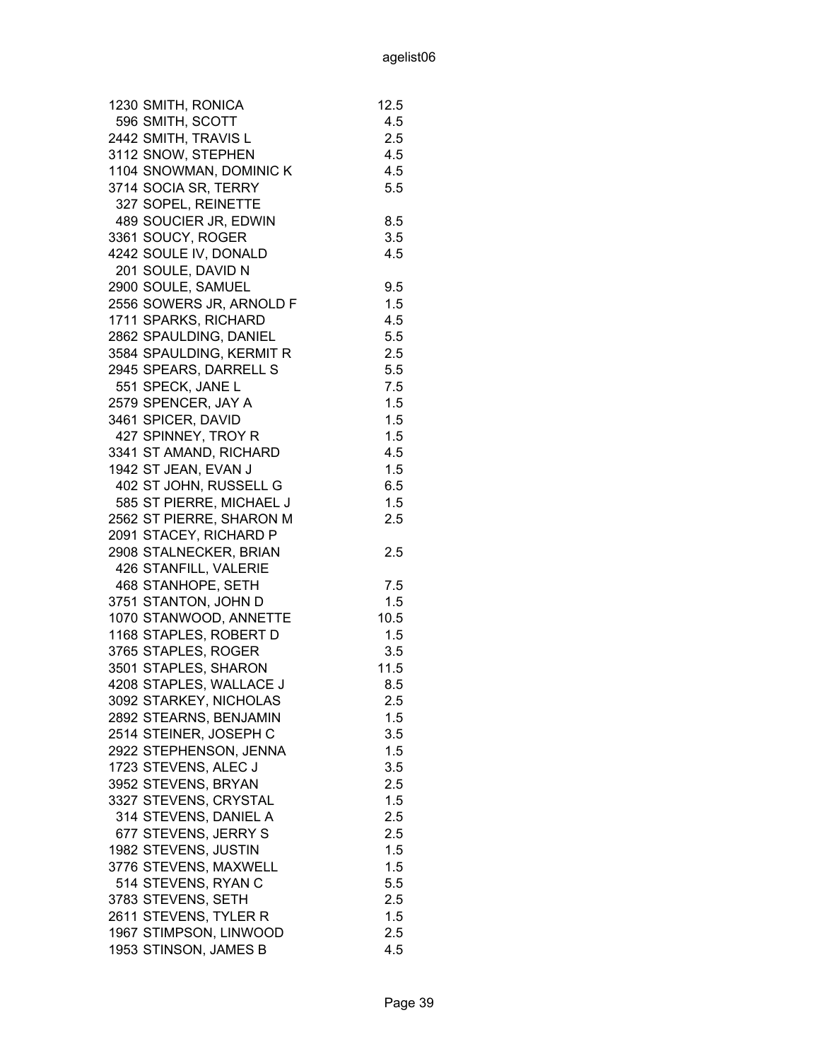| | | |
|---|---|---|
| 1230 | SMITH, RONICA | 12.5 |
| 596 | SMITH, SCOTT | 4.5 |
| 2442 | SMITH, TRAVIS L | 2.5 |
| 3112 | SNOW, STEPHEN | 4.5 |
| 1104 | SNOWMAN, DOMINIC K | 4.5 |
| 3714 | SOCIA SR, TERRY | 5.5 |
| 327 | SOPEL, REINETTE | |
| 489 | SOUCIER JR, EDWIN | 8.5 |
| 3361 | SOUCY, ROGER | 3.5 |
| 4242 | SOULE IV, DONALD | 4.5 |
| 201 | SOULE, DAVID N | |
| 2900 | SOULE, SAMUEL | 9.5 |
| 2556 | SOWERS JR, ARNOLD F | 1.5 |
| 1711 | SPARKS, RICHARD | 4.5 |
| 2862 | SPAULDING, DANIEL | 5.5 |
| 3584 | SPAULDING, KERMIT R | 2.5 |
| 2945 | SPEARS, DARRELL S | 5.5 |
| 551 | SPECK, JANE L | 7.5 |
| 2579 | SPENCER, JAY A | 1.5 |
| 3461 | SPICER, DAVID | 1.5 |
| 427 | SPINNEY, TROY R | 1.5 |
| 3341 | ST AMAND, RICHARD | 4.5 |
| 1942 | ST JEAN, EVAN J | 1.5 |
| 402 | ST JOHN, RUSSELL G | 6.5 |
| 585 | ST PIERRE, MICHAEL J | 1.5 |
| 2562 | ST PIERRE, SHARON M | 2.5 |
| 2091 | STACEY, RICHARD P | |
| 2908 | STALNECKER, BRIAN | 2.5 |
| 426 | STANFILL, VALERIE | |
| 468 | STANHOPE, SETH | 7.5 |
| 3751 | STANTON, JOHN D | 1.5 |
| 1070 | STANWOOD, ANNETTE | 10.5 |
| 1168 | STAPLES, ROBERT D | 1.5 |
| 3765 | STAPLES, ROGER | 3.5 |
| 3501 | STAPLES, SHARON | 11.5 |
| 4208 | STAPLES, WALLACE J | 8.5 |
| 3092 | STARKEY, NICHOLAS | 2.5 |
| 2892 | STEARNS, BENJAMIN | 1.5 |
| 2514 | STEINER, JOSEPH C | 3.5 |
| 2922 | STEPHENSON, JENNA | 1.5 |
| 1723 | STEVENS, ALEC J | 3.5 |
| 3952 | STEVENS, BRYAN | 2.5 |
| 3327 | STEVENS, CRYSTAL | 1.5 |
| 314 | STEVENS, DANIEL A | 2.5 |
| 677 | STEVENS, JERRY S | 2.5 |
| 1982 | STEVENS, JUSTIN | 1.5 |
| 3776 | STEVENS, MAXWELL | 1.5 |
| 514 | STEVENS, RYAN C | 5.5 |
| 3783 | STEVENS, SETH | 2.5 |
| 2611 | STEVENS, TYLER R | 1.5 |
| 1967 | STIMPSON, LINWOOD | 2.5 |
| 1953 | STINSON, JAMES B | 4.5 |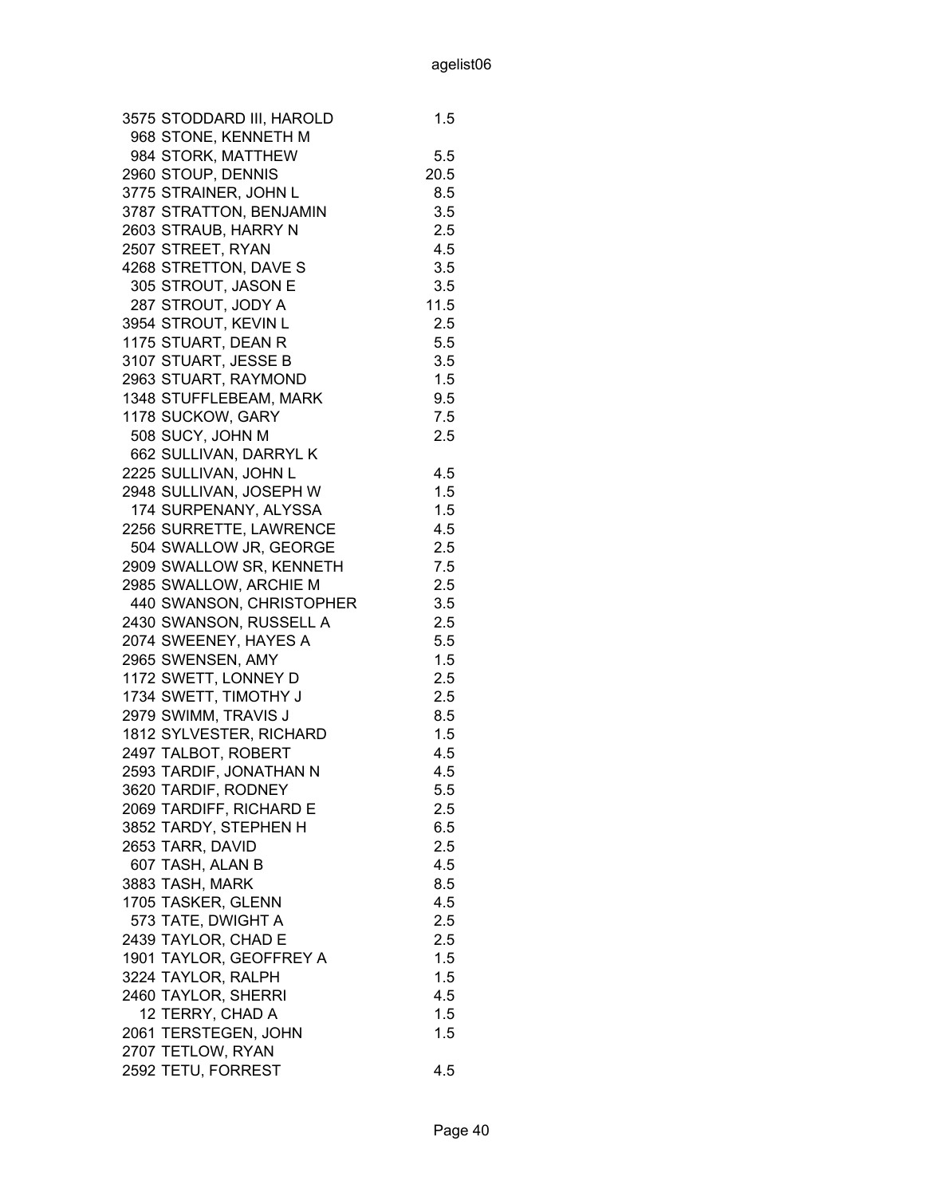| | | |
|---|---|---|
| 3575 | STODDARD III, HAROLD | 1.5 |
| 968 | STONE, KENNETH M | |
| 984 | STORK, MATTHEW | 5.5 |
| 2960 | STOUP, DENNIS | 20.5 |
| 3775 | STRAINER, JOHN L | 8.5 |
| 3787 | STRATTON, BENJAMIN | 3.5 |
| 2603 | STRAUB, HARRY N | 2.5 |
| 2507 | STREET, RYAN | 4.5 |
| 4268 | STRETTON, DAVE S | 3.5 |
| 305 | STROUT, JASON E | 3.5 |
| 287 | STROUT, JODY A | 11.5 |
| 3954 | STROUT, KEVIN L | 2.5 |
| 1175 | STUART, DEAN R | 5.5 |
| 3107 | STUART, JESSE B | 3.5 |
| 2963 | STUART, RAYMOND | 1.5 |
| 1348 | STUFFLEBEAM, MARK | 9.5 |
| 1178 | SUCKOW, GARY | 7.5 |
| 508 | SUCY, JOHN M | 2.5 |
| 662 | SULLIVAN, DARRYL K | |
| 2225 | SULLIVAN, JOHN L | 4.5 |
| 2948 | SULLIVAN, JOSEPH W | 1.5 |
| 174 | SURPENANY, ALYSSA | 1.5 |
| 2256 | SURRETTE, LAWRENCE | 4.5 |
| 504 | SWALLOW JR, GEORGE | 2.5 |
| 2909 | SWALLOW SR, KENNETH | 7.5 |
| 2985 | SWALLOW, ARCHIE M | 2.5 |
| 440 | SWANSON, CHRISTOPHER | 3.5 |
| 2430 | SWANSON, RUSSELL A | 2.5 |
| 2074 | SWEENEY, HAYES A | 5.5 |
| 2965 | SWENSEN, AMY | 1.5 |
| 1172 | SWETT, LONNEY D | 2.5 |
| 1734 | SWETT, TIMOTHY J | 2.5 |
| 2979 | SWIMM, TRAVIS J | 8.5 |
| 1812 | SYLVESTER, RICHARD | 1.5 |
| 2497 | TALBOT, ROBERT | 4.5 |
| 2593 | TARDIF, JONATHAN N | 4.5 |
| 3620 | TARDIF, RODNEY | 5.5 |
| 2069 | TARDIFF, RICHARD E | 2.5 |
| 3852 | TARDY, STEPHEN H | 6.5 |
| 2653 | TARR, DAVID | 2.5 |
| 607 | TASH, ALAN B | 4.5 |
| 3883 | TASH, MARK | 8.5 |
| 1705 | TASKER, GLENN | 4.5 |
| 573 | TATE, DWIGHT A | 2.5 |
| 2439 | TAYLOR, CHAD E | 2.5 |
| 1901 | TAYLOR, GEOFFREY A | 1.5 |
| 3224 | TAYLOR, RALPH | 1.5 |
| 2460 | TAYLOR, SHERRI | 4.5 |
| 12 | TERRY, CHAD A | 1.5 |
| 2061 | TERSTEGEN, JOHN | 1.5 |
| 2707 | TETLOW, RYAN | |
| 2592 | TETU, FORREST | 4.5 |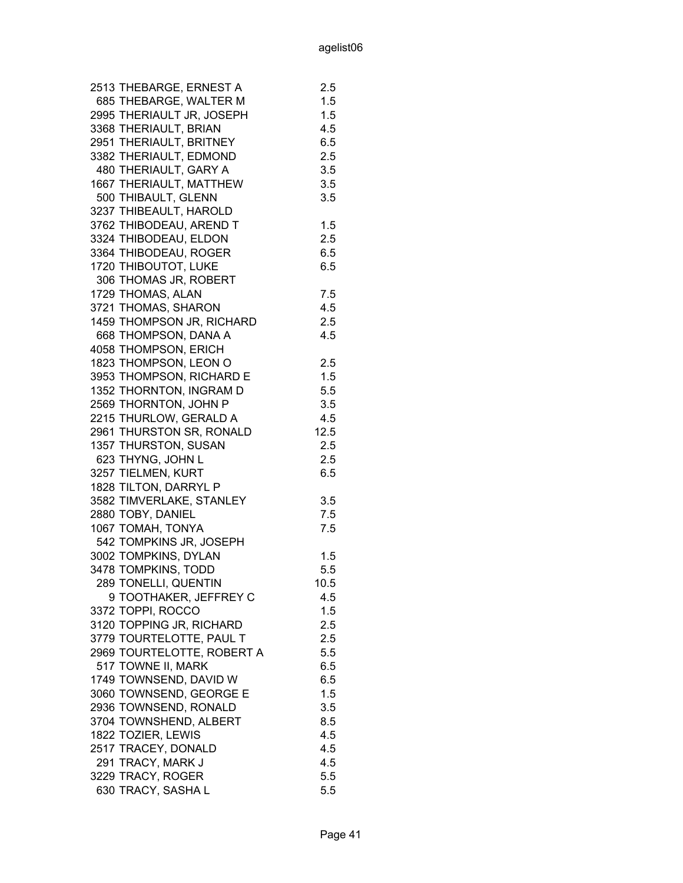| | | |
|---|---|---|
| 2513 | THEBARGE, ERNEST A | 2.5 |
| 685 | THEBARGE, WALTER M | 1.5 |
| 2995 | THERIAULT JR, JOSEPH | 1.5 |
| 3368 | THERIAULT, BRIAN | 4.5 |
| 2951 | THERIAULT, BRITNEY | 6.5 |
| 3382 | THERIAULT, EDMOND | 2.5 |
| 480 | THERIAULT, GARY A | 3.5 |
| 1667 | THERIAULT, MATTHEW | 3.5 |
| 500 | THIBAULT, GLENN | 3.5 |
| 3237 | THIBEAULT, HAROLD | |
| 3762 | THIBODEAU, AREND T | 1.5 |
| 3324 | THIBODEAU, ELDON | 2.5 |
| 3364 | THIBODEAU, ROGER | 6.5 |
| 1720 | THIBOUTOT, LUKE | 6.5 |
| 306 | THOMAS JR, ROBERT | |
| 1729 | THOMAS, ALAN | 7.5 |
| 3721 | THOMAS, SHARON | 4.5 |
| 1459 | THOMPSON JR, RICHARD | 2.5 |
| 668 | THOMPSON, DANA A | 4.5 |
| 4058 | THOMPSON, ERICH | |
| 1823 | THOMPSON, LEON O | 2.5 |
| 3953 | THOMPSON, RICHARD E | 1.5 |
| 1352 | THORNTON, INGRAM D | 5.5 |
| 2569 | THORNTON, JOHN P | 3.5 |
| 2215 | THURLOW, GERALD A | 4.5 |
| 2961 | THURSTON SR, RONALD | 12.5 |
| 1357 | THURSTON, SUSAN | 2.5 |
| 623 | THYNG, JOHN L | 2.5 |
| 3257 | TIELMEN, KURT | 6.5 |
| 1828 | TILTON, DARRYL P | |
| 3582 | TIMVERLAKE, STANLEY | 3.5 |
| 2880 | TOBY, DANIEL | 7.5 |
| 1067 | TOMAH, TONYA | 7.5 |
| 542 | TOMPKINS JR, JOSEPH | |
| 3002 | TOMPKINS, DYLAN | 1.5 |
| 3478 | TOMPKINS, TODD | 5.5 |
| 289 | TONELLI, QUENTIN | 10.5 |
| 9 | TOOTHAKER, JEFFREY C | 4.5 |
| 3372 | TOPPI, ROCCO | 1.5 |
| 3120 | TOPPING JR, RICHARD | 2.5 |
| 3779 | TOURTELOTTE, PAUL T | 2.5 |
| 2969 | TOURTELOTTE, ROBERT A | 5.5 |
| 517 | TOWNE II, MARK | 6.5 |
| 1749 | TOWNSEND, DAVID W | 6.5 |
| 3060 | TOWNSEND, GEORGE E | 1.5 |
| 2936 | TOWNSEND, RONALD | 3.5 |
| 3704 | TOWNSHEND, ALBERT | 8.5 |
| 1822 | TOZIER, LEWIS | 4.5 |
| 2517 | TRACEY, DONALD | 4.5 |
| 291 | TRACY, MARK J | 4.5 |
| 3229 | TRACY, ROGER | 5.5 |
| 630 | TRACY, SASHA L | 5.5 |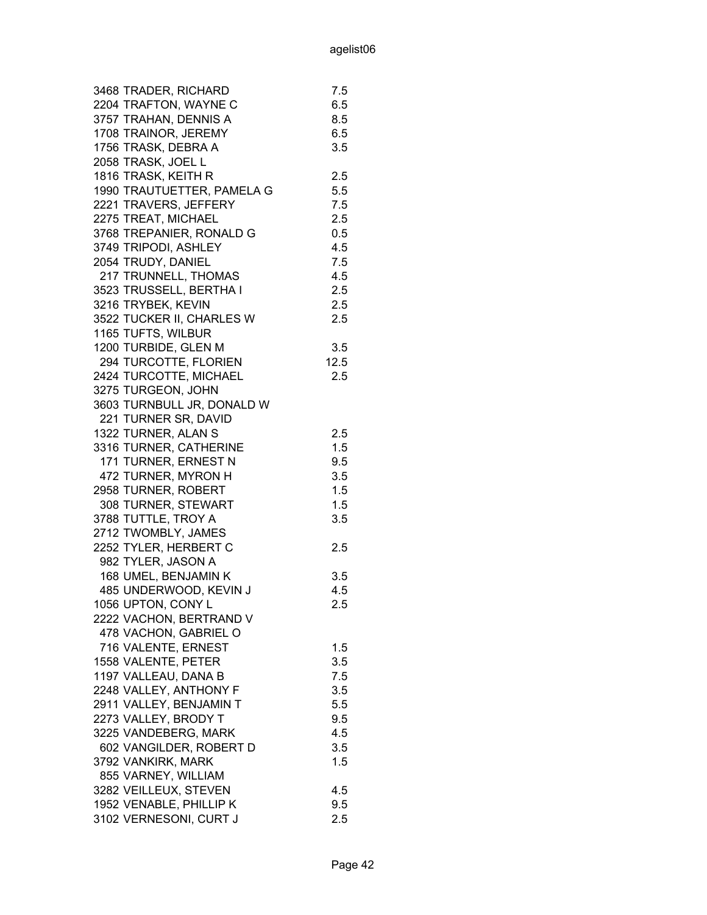| ID | Name | Value |
|---|---|---|
| 3468 | TRADER, RICHARD | 7.5 |
| 2204 | TRAFTON, WAYNE C | 6.5 |
| 3757 | TRAHAN, DENNIS A | 8.5 |
| 1708 | TRAINOR, JEREMY | 6.5 |
| 1756 | TRASK, DEBRA A | 3.5 |
| 2058 | TRASK, JOEL L | |
| 1816 | TRASK, KEITH R | 2.5 |
| 1990 | TRAUTUETTER, PAMELA G | 5.5 |
| 2221 | TRAVERS, JEFFERY | 7.5 |
| 2275 | TREAT, MICHAEL | 2.5 |
| 3768 | TREPANIER, RONALD G | 0.5 |
| 3749 | TRIPODI, ASHLEY | 4.5 |
| 2054 | TRUDY, DANIEL | 7.5 |
| 217 | TRUNNELL, THOMAS | 4.5 |
| 3523 | TRUSSELL, BERTHA I | 2.5 |
| 3216 | TRYBEK, KEVIN | 2.5 |
| 3522 | TUCKER II, CHARLES W | 2.5 |
| 1165 | TUFTS, WILBUR | |
| 1200 | TURBIDE, GLEN M | 3.5 |
| 294 | TURCOTTE, FLORIEN | 12.5 |
| 2424 | TURCOTTE, MICHAEL | 2.5 |
| 3275 | TURGEON, JOHN | |
| 3603 | TURNBULL JR, DONALD W | |
| 221 | TURNER SR, DAVID | |
| 1322 | TURNER, ALAN S | 2.5 |
| 3316 | TURNER, CATHERINE | 1.5 |
| 171 | TURNER, ERNEST N | 9.5 |
| 472 | TURNER, MYRON H | 3.5 |
| 2958 | TURNER, ROBERT | 1.5 |
| 308 | TURNER, STEWART | 1.5 |
| 3788 | TUTTLE, TROY A | 3.5 |
| 2712 | TWOMBLY, JAMES | |
| 2252 | TYLER, HERBERT C | 2.5 |
| 982 | TYLER, JASON A | |
| 168 | UMEL, BENJAMIN K | 3.5 |
| 485 | UNDERWOOD, KEVIN J | 4.5 |
| 1056 | UPTON, CONY L | 2.5 |
| 2222 | VACHON, BERTRAND V | |
| 478 | VACHON, GABRIEL O | |
| 716 | VALENTE, ERNEST | 1.5 |
| 1558 | VALENTE, PETER | 3.5 |
| 1197 | VALLEAU, DANA B | 7.5 |
| 2248 | VALLEY, ANTHONY F | 3.5 |
| 2911 | VALLEY, BENJAMIN T | 5.5 |
| 2273 | VALLEY, BRODY T | 9.5 |
| 3225 | VANDEBERG, MARK | 4.5 |
| 602 | VANGILDER, ROBERT D | 3.5 |
| 3792 | VANKIRK, MARK | 1.5 |
| 855 | VARNEY, WILLIAM | |
| 3282 | VEILLEUX, STEVEN | 4.5 |
| 1952 | VENABLE, PHILLIP K | 9.5 |
| 3102 | VERNESONI, CURT J | 2.5 |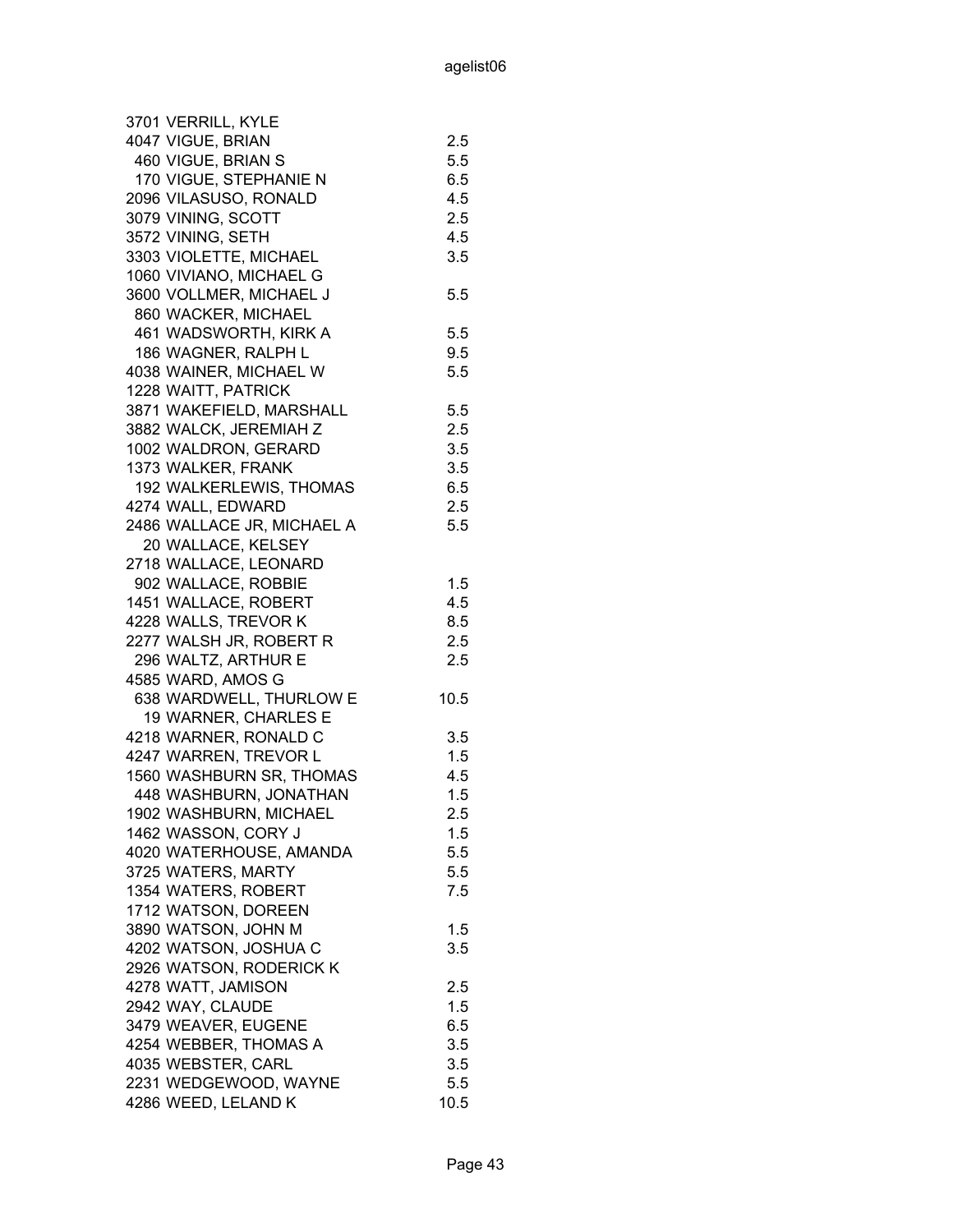| | | |
|---|---|---|
| 3701 | VERRILL, KYLE | |
| 4047 | VIGUE, BRIAN | 2.5 |
| 460 | VIGUE, BRIAN S | 5.5 |
| 170 | VIGUE, STEPHANIE N | 6.5 |
| 2096 | VILASUSO, RONALD | 4.5 |
| 3079 | VINING, SCOTT | 2.5 |
| 3572 | VINING, SETH | 4.5 |
| 3303 | VIOLETTE, MICHAEL | 3.5 |
| 1060 | VIVIANO, MICHAEL G | |
| 3600 | VOLLMER, MICHAEL J | 5.5 |
| 860 | WACKER, MICHAEL | |
| 461 | WADSWORTH, KIRK A | 5.5 |
| 186 | WAGNER, RALPH L | 9.5 |
| 4038 | WAINER, MICHAEL W | 5.5 |
| 1228 | WAITT, PATRICK | |
| 3871 | WAKEFIELD, MARSHALL | 5.5 |
| 3882 | WALCK, JEREMIAH Z | 2.5 |
| 1002 | WALDRON, GERARD | 3.5 |
| 1373 | WALKER, FRANK | 3.5 |
| 192 | WALKERLEWIS, THOMAS | 6.5 |
| 4274 | WALL, EDWARD | 2.5 |
| 2486 | WALLACE JR, MICHAEL A | 5.5 |
| 20 | WALLACE, KELSEY | |
| 2718 | WALLACE, LEONARD | |
| 902 | WALLACE, ROBBIE | 1.5 |
| 1451 | WALLACE, ROBERT | 4.5 |
| 4228 | WALLS, TREVOR K | 8.5 |
| 2277 | WALSH JR, ROBERT R | 2.5 |
| 296 | WALTZ, ARTHUR E | 2.5 |
| 4585 | WARD, AMOS G | |
| 638 | WARDWELL, THURLOW E | 10.5 |
| 19 | WARNER, CHARLES E | |
| 4218 | WARNER, RONALD C | 3.5 |
| 4247 | WARREN, TREVOR L | 1.5 |
| 1560 | WASHBURN SR, THOMAS | 4.5 |
| 448 | WASHBURN, JONATHAN | 1.5 |
| 1902 | WASHBURN, MICHAEL | 2.5 |
| 1462 | WASSON, CORY J | 1.5 |
| 4020 | WATERHOUSE, AMANDA | 5.5 |
| 3725 | WATERS, MARTY | 5.5 |
| 1354 | WATERS, ROBERT | 7.5 |
| 1712 | WATSON, DOREEN | |
| 3890 | WATSON, JOHN M | 1.5 |
| 4202 | WATSON, JOSHUA C | 3.5 |
| 2926 | WATSON, RODERICK K | |
| 4278 | WATT, JAMISON | 2.5 |
| 2942 | WAY, CLAUDE | 1.5 |
| 3479 | WEAVER, EUGENE | 6.5 |
| 4254 | WEBBER, THOMAS A | 3.5 |
| 4035 | WEBSTER, CARL | 3.5 |
| 2231 | WEDGEWOOD, WAYNE | 5.5 |
| 4286 | WEED, LELAND K | 10.5 |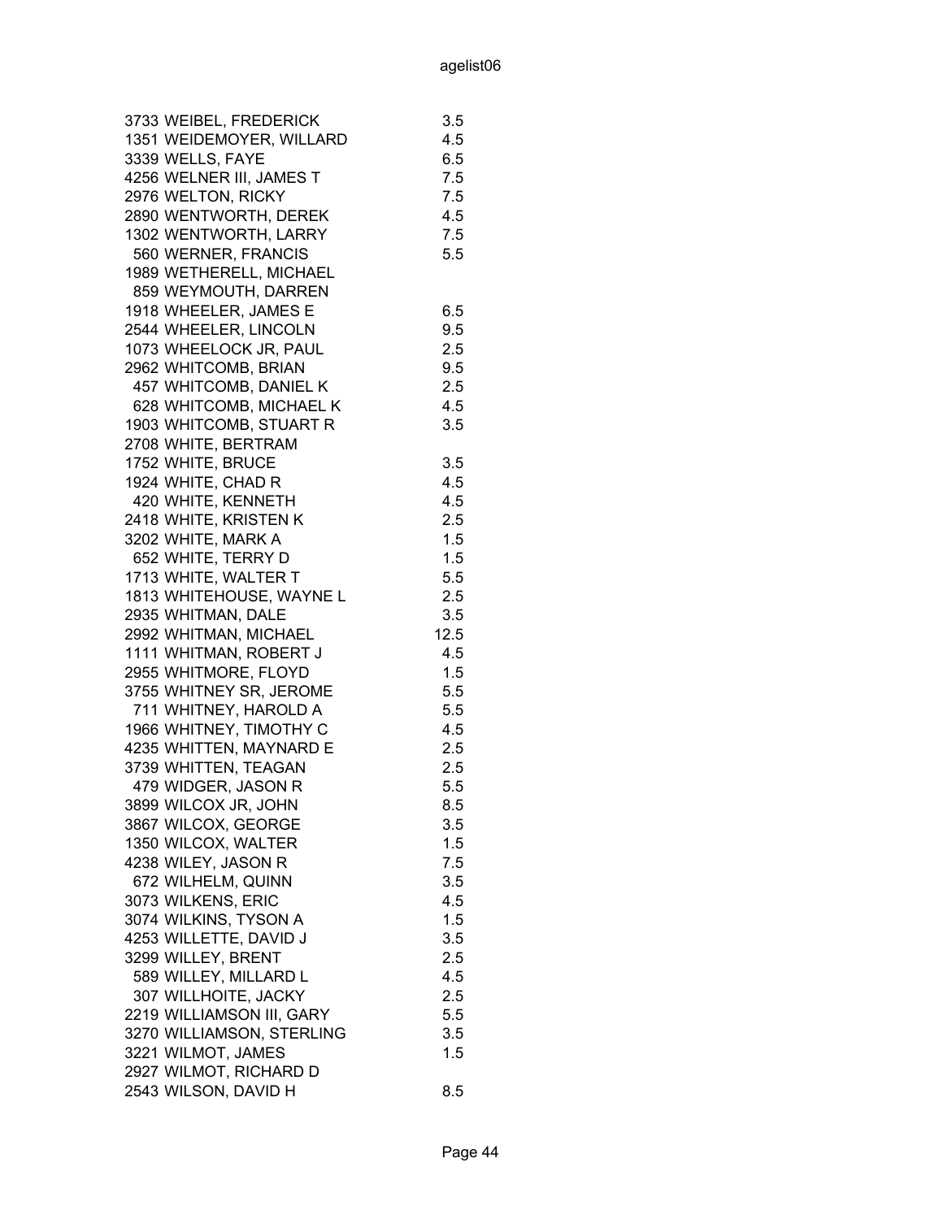| | | |
|---|---|---|
| 3733 | WEIBEL, FREDERICK | 3.5 |
| 1351 | WEIDEMOYER, WILLARD | 4.5 |
| 3339 | WELLS, FAYE | 6.5 |
| 4256 | WELNER III, JAMES T | 7.5 |
| 2976 | WELTON, RICKY | 7.5 |
| 2890 | WENTWORTH, DEREK | 4.5 |
| 1302 | WENTWORTH, LARRY | 7.5 |
| 560 | WERNER, FRANCIS | 5.5 |
| 1989 | WETHERELL, MICHAEL | |
| 859 | WEYMOUTH, DARREN | |
| 1918 | WHEELER, JAMES E | 6.5 |
| 2544 | WHEELER, LINCOLN | 9.5 |
| 1073 | WHEELOCK JR, PAUL | 2.5 |
| 2962 | WHITCOMB, BRIAN | 9.5 |
| 457 | WHITCOMB, DANIEL K | 2.5 |
| 628 | WHITCOMB, MICHAEL K | 4.5 |
| 1903 | WHITCOMB, STUART R | 3.5 |
| 2708 | WHITE, BERTRAM | |
| 1752 | WHITE, BRUCE | 3.5 |
| 1924 | WHITE, CHAD R | 4.5 |
| 420 | WHITE, KENNETH | 4.5 |
| 2418 | WHITE, KRISTEN K | 2.5 |
| 3202 | WHITE, MARK A | 1.5 |
| 652 | WHITE, TERRY D | 1.5 |
| 1713 | WHITE, WALTER T | 5.5 |
| 1813 | WHITEHOUSE, WAYNE L | 2.5 |
| 2935 | WHITMAN, DALE | 3.5 |
| 2992 | WHITMAN, MICHAEL | 12.5 |
| 1111 | WHITMAN, ROBERT J | 4.5 |
| 2955 | WHITMORE, FLOYD | 1.5 |
| 3755 | WHITNEY SR, JEROME | 5.5 |
| 711 | WHITNEY, HAROLD A | 5.5 |
| 1966 | WHITNEY, TIMOTHY C | 4.5 |
| 4235 | WHITTEN, MAYNARD E | 2.5 |
| 3739 | WHITTEN, TEAGAN | 2.5 |
| 479 | WIDGER, JASON R | 5.5 |
| 3899 | WILCOX JR, JOHN | 8.5 |
| 3867 | WILCOX, GEORGE | 3.5 |
| 1350 | WILCOX, WALTER | 1.5 |
| 4238 | WILEY, JASON R | 7.5 |
| 672 | WILHELM, QUINN | 3.5 |
| 3073 | WILKENS, ERIC | 4.5 |
| 3074 | WILKINS, TYSON A | 1.5 |
| 4253 | WILLETTE, DAVID J | 3.5 |
| 3299 | WILLEY, BRENT | 2.5 |
| 589 | WILLEY, MILLARD L | 4.5 |
| 307 | WILLHOITE, JACKY | 2.5 |
| 2219 | WILLIAMSON III, GARY | 5.5 |
| 3270 | WILLIAMSON, STERLING | 3.5 |
| 3221 | WILMOT, JAMES | 1.5 |
| 2927 | WILMOT, RICHARD D | |
| 2543 | WILSON, DAVID H | 8.5 |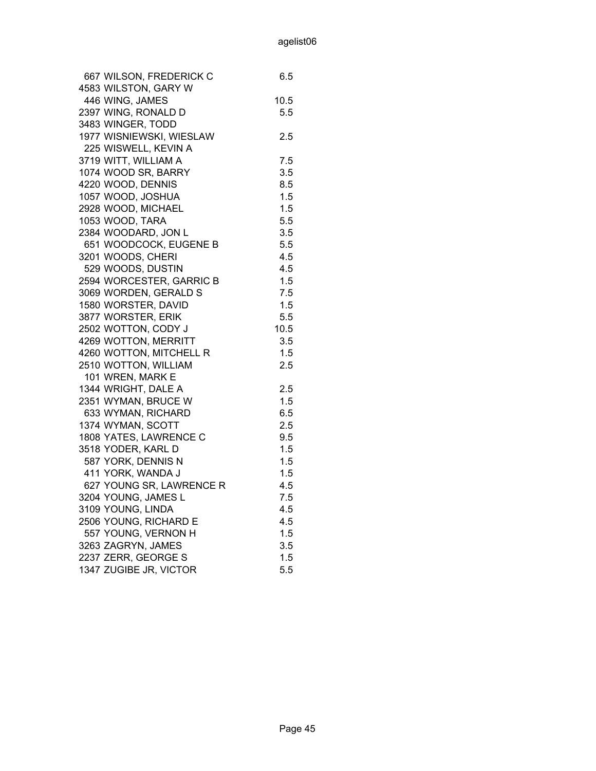| | | |
|---|---|---|
| 667 | WILSON, FREDERICK C | 6.5 |
| 4583 | WILSTON, GARY W | |
| 446 | WING, JAMES | 10.5 |
| 2397 | WING, RONALD D | 5.5 |
| 3483 | WINGER, TODD | |
| 1977 | WISNIEWSKI, WIESLAW | 2.5 |
| 225 | WISWELL, KEVIN A | |
| 3719 | WITT, WILLIAM A | 7.5 |
| 1074 | WOOD SR, BARRY | 3.5 |
| 4220 | WOOD, DENNIS | 8.5 |
| 1057 | WOOD, JOSHUA | 1.5 |
| 2928 | WOOD, MICHAEL | 1.5 |
| 1053 | WOOD, TARA | 5.5 |
| 2384 | WOODARD, JON L | 3.5 |
| 651 | WOODCOCK, EUGENE B | 5.5 |
| 3201 | WOODS, CHERI | 4.5 |
| 529 | WOODS, DUSTIN | 4.5 |
| 2594 | WORCESTER, GARRIC B | 1.5 |
| 3069 | WORDEN, GERALD S | 7.5 |
| 1580 | WORSTER, DAVID | 1.5 |
| 3877 | WORSTER, ERIK | 5.5 |
| 2502 | WOTTON, CODY J | 10.5 |
| 4269 | WOTTON, MERRITT | 3.5 |
| 4260 | WOTTON, MITCHELL R | 1.5 |
| 2510 | WOTTON, WILLIAM | 2.5 |
| 101 | WREN, MARK E | |
| 1344 | WRIGHT, DALE A | 2.5 |
| 2351 | WYMAN, BRUCE W | 1.5 |
| 633 | WYMAN, RICHARD | 6.5 |
| 1374 | WYMAN, SCOTT | 2.5 |
| 1808 | YATES, LAWRENCE C | 9.5 |
| 3518 | YODER, KARL D | 1.5 |
| 587 | YORK, DENNIS N | 1.5 |
| 411 | YORK, WANDA J | 1.5 |
| 627 | YOUNG SR, LAWRENCE R | 4.5 |
| 3204 | YOUNG, JAMES L | 7.5 |
| 3109 | YOUNG, LINDA | 4.5 |
| 2506 | YOUNG, RICHARD E | 4.5 |
| 557 | YOUNG, VERNON H | 1.5 |
| 3263 | ZAGRYN, JAMES | 3.5 |
| 2237 | ZERR, GEORGE S | 1.5 |
| 1347 | ZUGIBE JR, VICTOR | 5.5 |